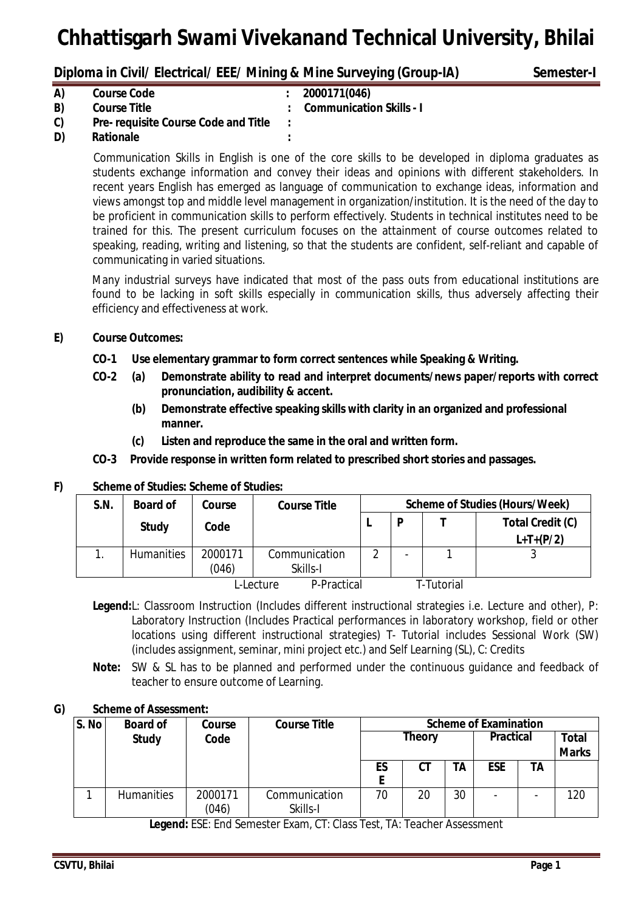# Chhattisgarh Swami Vivekanand Technical University, Bhilai

**Diploma in Civil/ Electrical/ EEE/ Mining & Mine Surveying (Group-IA)** **Semester-I**

**A) Course Code** : **2000171(046)**

**B) Course Title** : **Communication Skills - I**

**C) Pre- requisite Course Code and Title** :

**D) Rationale** :

Communication Skills in English is one of the core skills to be developed in diploma graduates as students exchange information and convey their ideas and opinions with different stakeholders. In recent years English has emerged as language of communication to exchange ideas, information and views amongst top and middle level management in organization/institution. It is the need of the day to be proficient in communication skills to perform effectively. Students in technical institutes need to be trained for this. The present curriculum focuses on the attainment of course outcomes related to speaking, reading, writing and listening, so that the students are confident, self-reliant and capable of communicating in varied situations.

Many industrial surveys have indicated that most of the pass outs from educational institutions are found to be lacking in soft skills especially in communication skills, thus adversely affecting their efficiency and effectiveness at work.

**E) Course Outcomes:**

- **CO-1 Use elementary grammar to form correct sentences while Speaking & Writing.**
- **CO-2 (a) Demonstrate ability to read and interpret documents/ news paper/ reports with correct pronunciation, audibility & accent.**
  - **(b) Demonstrate effective speaking skills with clarity in an organized and professional manner.**
  - **(c) Listen and reproduce the same in the oral and written form.**
- **CO-3 Provide response in written form related to prescribed short stories and passages.**

**F) Scheme of Studies: Scheme of Studies:**

| S.N. | Board of Study | Course Code | Course Title | Scheme of Studies (Hours/Week) | | | |
|---|---|---|---|---|---|---|---|
| | | | | L | P | T | Total Credit (C) L+T+(P/2) |
| 1. | Humanities | 2000171 (046) | Communication Skills-I | 2 | - | 1 | 3 |

L-Lecture P-Practical T-Tutorial

**Legend:** L: Classroom Instruction (Includes different instructional strategies i.e. Lecture and other), P: Laboratory Instruction (Includes Practical performances in laboratory workshop, field or other locations using different instructional strategies) T- Tutorial includes Sessional Work (SW) (includes assignment, seminar, mini project etc.) and Self Learning (SL), C: Credits

**Note:** SW & SL has to be planned and performed under the continuous guidance and feedback of teacher to ensure outcome of Learning.

**G) Scheme of Assessment:**

| S. No | Board of Study | Course Code | Course Title | Scheme of Examination | | | | | |
|---|---|---|---|---|---|---|---|---|---|
| | | | | Theory | | | Practical | | Total Marks |
| | | | | ESE | CT | TA | ESE | TA | |
| 1 | Humanities | 2000171 (046) | Communication Skills-I | 70 | 20 | 30 | - | - | 120 |

**Legend:** ESE: End Semester Exam, CT: Class Test, TA: Teacher Assessment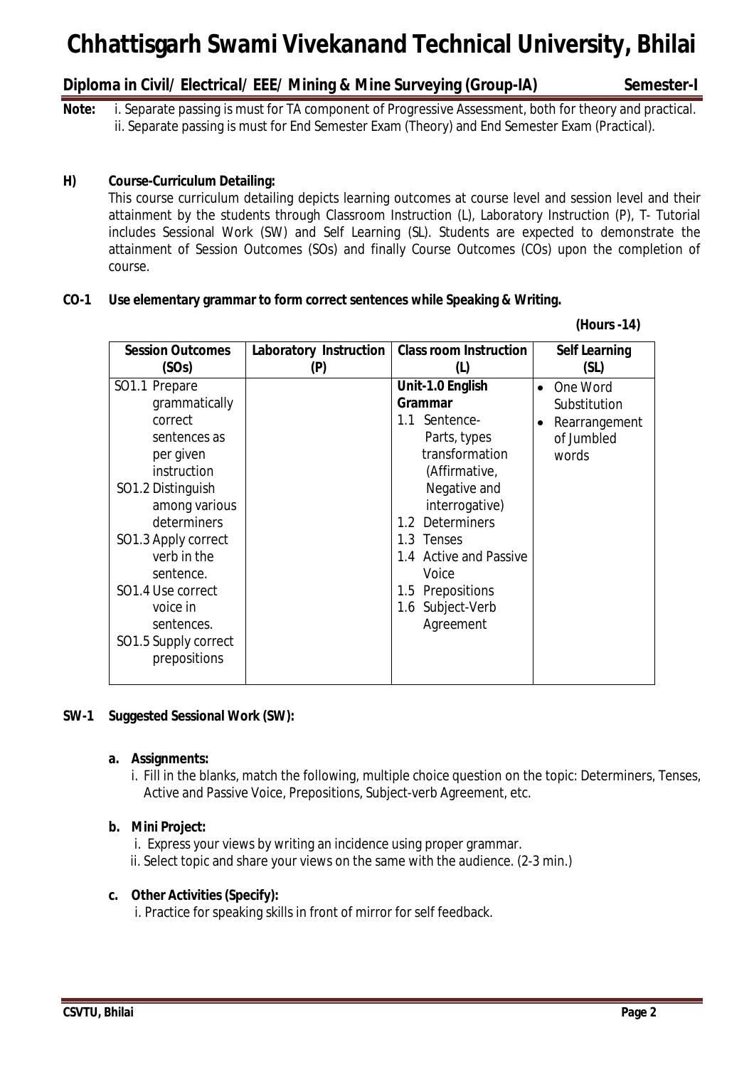# Chhattisgarh Swami Vivekanand Technical University, Bhilai

**Diploma in Civil/ Electrical/ EEE/ Mining & Mine Surveying (Group-IA)** **Semester-I**

**Note:** i. Separate passing is must for TA component of Progressive Assessment, both for theory and practical.
ii. Separate passing is must for End Semester Exam (Theory) and End Semester Exam (Practical).

## H) Course-Curriculum Detailing:

This course curriculum detailing depicts learning outcomes at course level and session level and their attainment by the students through Classroom Instruction (L), Laboratory Instruction (P), T- Tutorial includes Sessional Work (SW) and Self Learning (SL). Students are expected to demonstrate the attainment of Session Outcomes (SOs) and finally Course Outcomes (COs) upon the completion of course.

### CO-1 Use elementary grammar to form correct sentences while Speaking & Writing.

**(Hours -14)**

| Session Outcomes (SOs) | Laboratory Instruction (P) | Class room Instruction (L) | Self Learning (SL) |
|---|---|---|---|
| SO1.1 Prepare grammatically correct sentences as per given instruction<br>SO1.2 Distinguish among various determiners<br>SO1.3 Apply correct verb in the sentence.<br>SO1.4 Use correct voice in sentences.<br>SO1.5 Supply correct prepositions | | **Unit-1.0 English Grammar**<br>1.1 Sentence- Parts, types transformation (Affirmative, Negative and interrogative)<br>1.2 Determiners<br>1.3 Tenses<br>1.4 Active and Passive Voice<br>1.5 Prepositions<br>1.6 Subject-Verb Agreement | • One Word Substitution<br>• Rearrangement of Jumbled words |

### SW-1 Suggested Sessional Work (SW):

**a. Assignments:**

i. Fill in the blanks, match the following, multiple choice question on the topic: Determiners, Tenses, Active and Passive Voice, Prepositions, Subject-verb Agreement, etc.

**b. Mini Project:**

i. Express your views by writing an incidence using proper grammar.
ii. Select topic and share your views on the same with the audience. (2-3 min.)

**c. Other Activities (Specify):**

i. Practice for speaking skills in front of mirror for self feedback.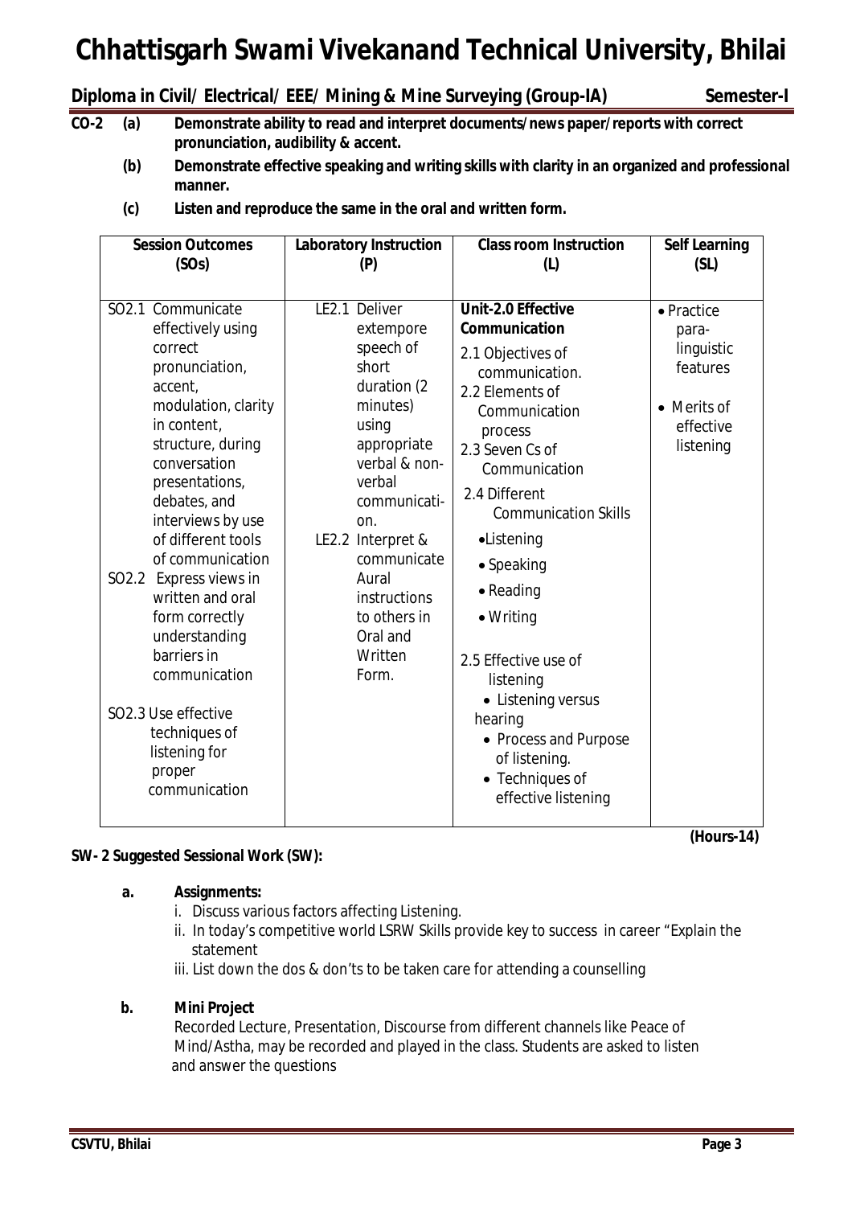**CO-2 (a) Demonstrate ability to read and interpret documents/news paper/reports with correct pronunciation, audibility & accent.**

**(b) Demonstrate effective speaking and writing skills with clarity in an organized and professional manner.**

**(c) Listen and reproduce the same in the oral and written form.**

| Session Outcomes (SOs) | Laboratory Instruction (P) | Class room Instruction (L) | Self Learning (SL) |
|---|---|---|---|
| SO2.1 Communicate effectively using correct pronunciation, accent, modulation, clarity in content, structure, during conversation presentations, debates, and interviews by use of different tools of communication<br>SO2.2 Express views in written and oral form correctly understanding barriers in communication<br>SO2.3 Use effective techniques of listening for proper communication | LE2.1 Deliver extempore speech of short duration (2 minutes) using appropriate verbal & non-verbal communication.<br>LE2.2 Interpret & communicate Aural instructions to others in Oral and Written Form. | **Unit-2.0 Effective Communication**<br>2.1 Objectives of communication.<br>2.2 Elements of Communication process<br>2.3 Seven Cs of Communication<br>2.4 Different Communication Skills<br>• Listening<br>• Speaking<br>• Reading<br>• Writing<br>2.5 Effective use of listening<br>• Listening versus hearing<br>• Process and Purpose of listening.<br>• Techniques of effective listening | • Practice para-linguistic features<br>• Merits of effective listening |

**(Hours-14)**

**SW- 2 Suggested Sessional Work (SW):**

**a. Assignments:**

i. Discuss various factors affecting Listening.

ii. In today's competitive world LSRW Skills provide key to success in career "Explain the statement

iii. List down the dos & don'ts to be taken care for attending a counselling

**b. Mini Project**

Recorded Lecture, Presentation, Discourse from different channels like Peace of Mind/Astha, may be recorded and played in the class. Students are asked to listen and answer the questions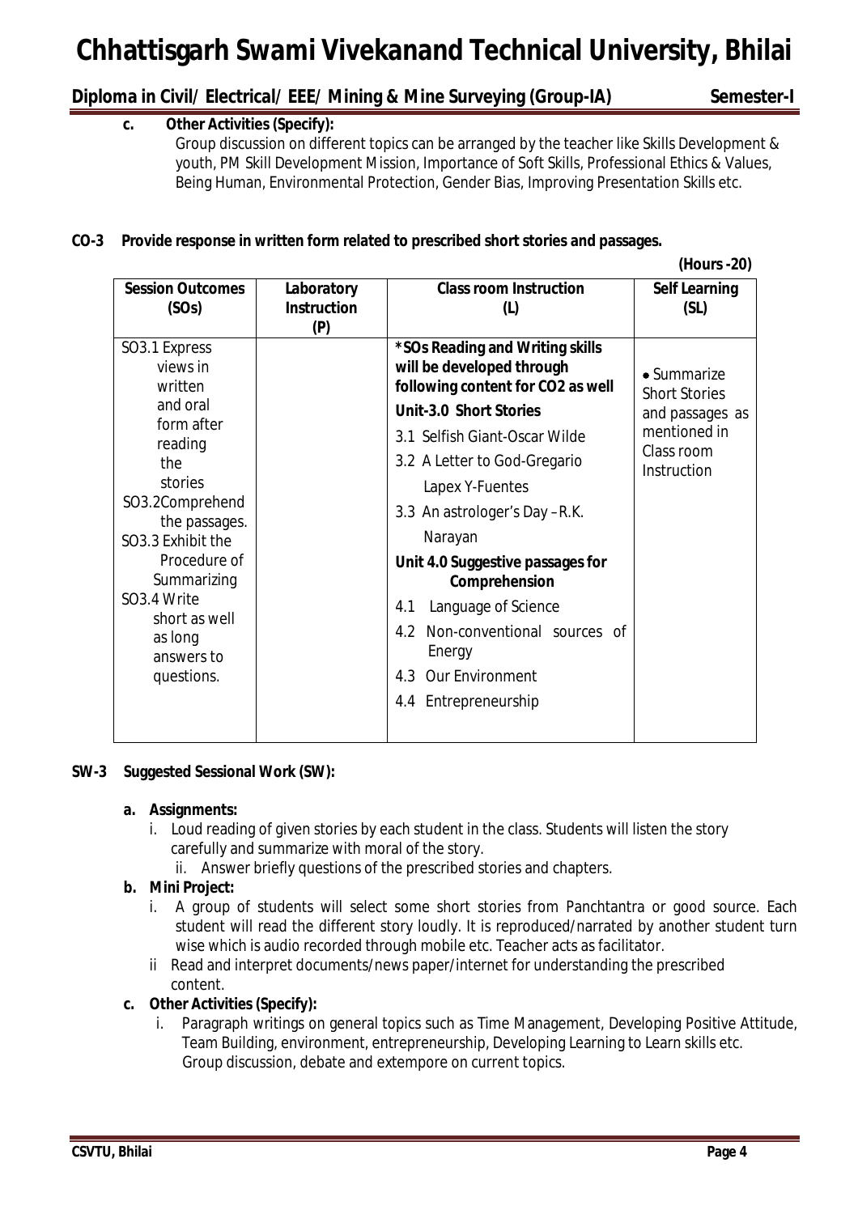**c. Other Activities (Specify):**

Group discussion on different topics can be arranged by the teacher like Skills Development & youth, PM Skill Development Mission, Importance of Soft Skills, Professional Ethics & Values, Being Human, Environmental Protection, Gender Bias, Improving Presentation Skills etc.

**CO-3 Provide response in written form related to prescribed short stories and passages.**

**(Hours -20)**

| Session Outcomes (SOs) | Laboratory Instruction (P) | Class room Instruction (L) | Self Learning (SL) |
|---|---|---|---|
| SO3.1 Express views in written and oral form after reading the stories<br>SO3.2Comprehend the passages.<br>SO3.3 Exhibit the Procedure of Summarizing<br>SO3.4 Write short as well as long answers to questions. | | ***SOs Reading and Writing skills will be developed through following content for CO2 as well**<br>**Unit-3.0 Short Stories**<br>3.1 Selfish Giant-Oscar Wilde<br>3.2 A Letter to God-Gregario Lapex Y-Fuentes<br>3.3 An astrologer's Day –R.K. Narayan<br>**Unit 4.0 Suggestive passages for Comprehension**<br>4.1 Language of Science<br>4.2 Non-conventional sources of Energy<br>4.3 Our Environment<br>4.4 Entrepreneurship | • Summarize Short Stories and passages as mentioned in Class room Instruction |

**SW-3 Suggested Sessional Work (SW):**

**a. Assignments:**

i. Loud reading of given stories by each student in the class. Students will listen the story carefully and summarize with moral of the story.

ii. Answer briefly questions of the prescribed stories and chapters.

**b. Mini Project:**

i. A group of students will select some short stories from Panchtantra or good source. Each student will read the different story loudly. It is reproduced/narrated by another student turn wise which is audio recorded through mobile etc. Teacher acts as facilitator.

ii Read and interpret documents/news paper/internet for understanding the prescribed content.

**c. Other Activities (Specify):**

i. Paragraph writings on general topics such as Time Management, Developing Positive Attitude, Team Building, environment, entrepreneurship, Developing Learning to Learn skills etc. Group discussion, debate and extempore on current topics.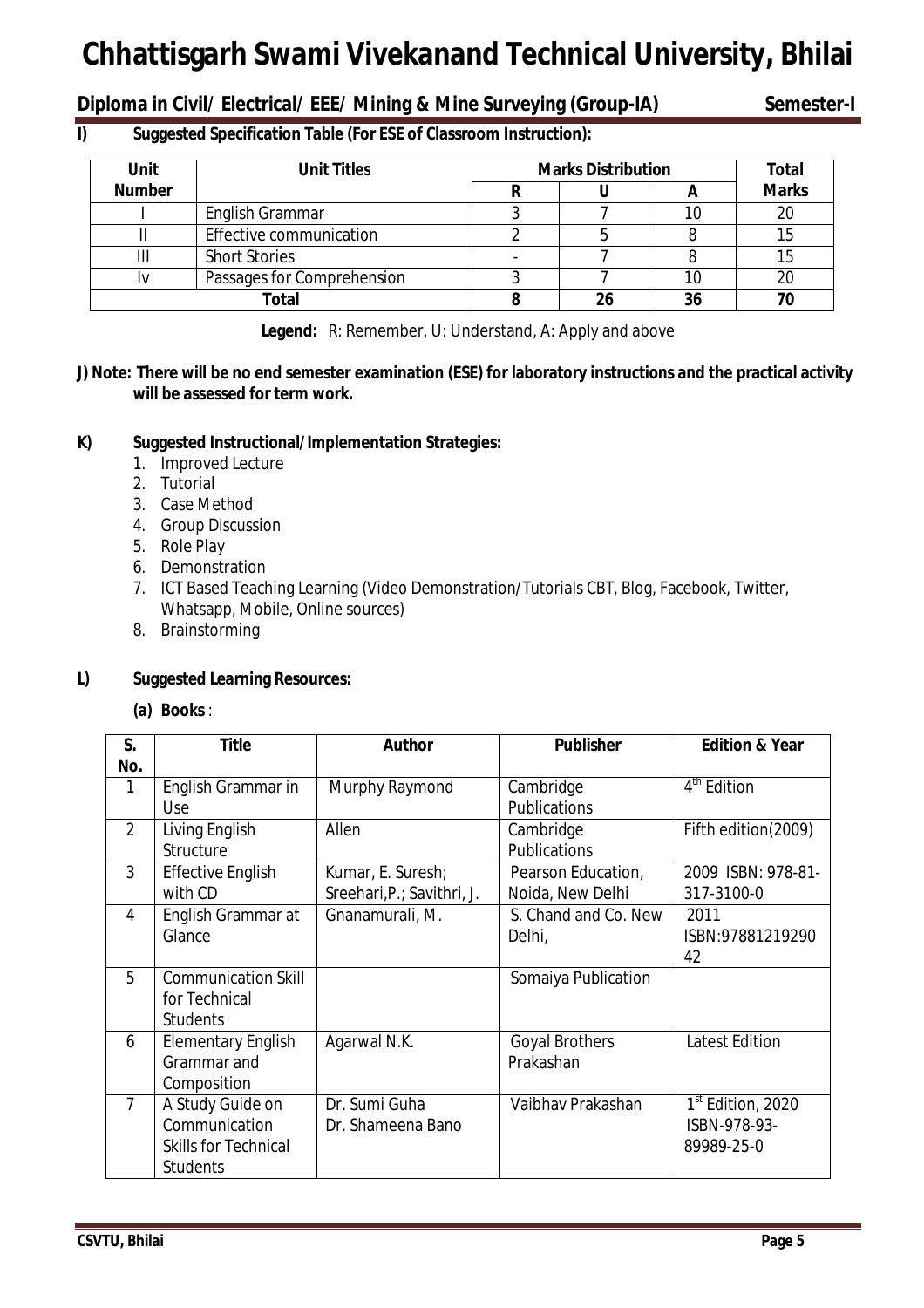**I) Suggested Specification Table (For ESE of Classroom Instruction):**

| Unit Number | Unit Titles | Marks Distribution | | | Total Marks |
|---|---|---|---|---|---|
| | | R | U | A | |
| I | English Grammar | 3 | 7 | 10 | 20 |
| II | Effective communication | 2 | 5 | 8 | 15 |
| III | Short Stories | - | 7 | 8 | 15 |
| Iv | Passages for Comprehension | 3 | 7 | 10 | 20 |
| **Total** | | **8** | **26** | **36** | **70** |

**Legend:** R: Remember, U: Understand, A: Apply and above

**J) Note: There will be no end semester examination (ESE) for laboratory instructions and the practical activity will be assessed for term work.**

**K) Suggested Instructional/Implementation Strategies:**

1. Improved Lecture
2. Tutorial
3. Case Method
4. Group Discussion
5. Role Play
6. Demonstration
7. ICT Based Teaching Learning (Video Demonstration/Tutorials CBT, Blog, Facebook, Twitter, Whatsapp, Mobile, Online sources)
8. Brainstorming

**L) Suggested Learning Resources:**

**(a) Books** :

| S. No. | Title | Author | Publisher | Edition & Year |
|---|---|---|---|---|
| 1 | English Grammar in Use | Murphy Raymond | Cambridge Publications | 4th Edition |
| 2 | Living English Structure | Allen | Cambridge Publications | Fifth edition(2009) |
| 3 | Effective English with CD | Kumar, E. Suresh; Sreehari,P.; Savithri, J. | Pearson Education, Noida, New Delhi | 2009 ISBN: 978-81-317-3100-0 |
| 4 | English Grammar at Glance | Gnanamurali, M. | S. Chand and Co. New Delhi, | 2011 ISBN:9788121929042 |
| 5 | Communication Skill for Technical Students | | Somaiya Publication | |
| 6 | Elementary English Grammar and Composition | Agarwal N.K. | Goyal Brothers Prakashan | Latest Edition |
| 7 | A Study Guide on Communication Skills for Technical Students | Dr. Sumi Guha Dr. Shameena Bano | Vaibhav Prakashan | 1st Edition, 2020 ISBN-978-93-89989-25-0 |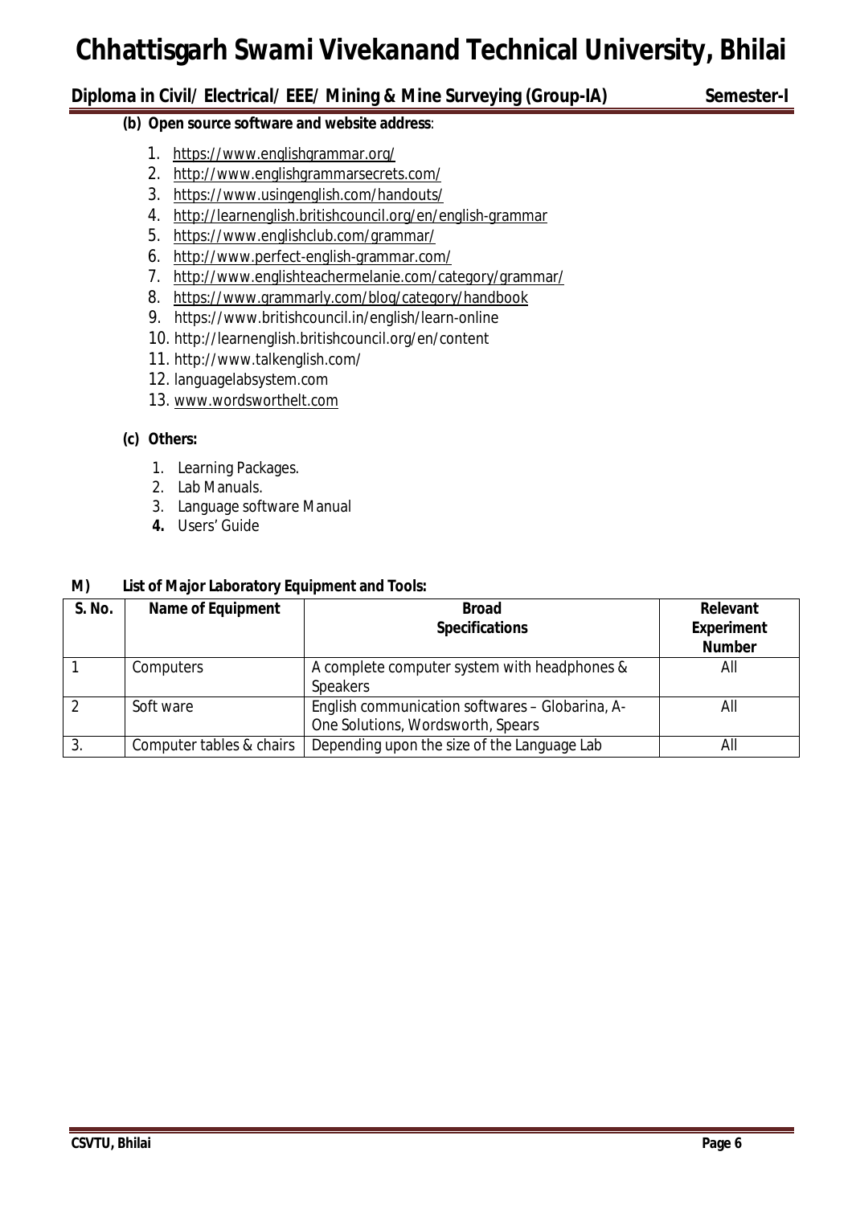**(b) Open source software and website address**:

1. https://www.englishgrammar.org/
2. http://www.englishgrammarsecrets.com/
3. https://www.usingenglish.com/handouts/
4. http://learnenglish.britishcouncil.org/en/english-grammar
5. https://www.englishclub.com/grammar/
6. http://www.perfect-english-grammar.com/
7. http://www.englishteachermelanie.com/category/grammar/
8. https://www.grammarly.com/blog/category/handbook
9. https://www.britishcouncil.in/english/learn-online
10. http://learnenglish.britishcouncil.org/en/content
11. http://www.talkenglish.com/
12. languagelabsystem.com
13. www.wordsworthelt.com

**(c) Others:**

1. Learning Packages.
2. Lab Manuals.
3. Language software Manual
4. Users' Guide

**M) List of Major Laboratory Equipment and Tools:**

| S. No. | Name of Equipment | Broad Specifications | Relevant Experiment Number |
|---|---|---|---|
| 1 | Computers | A complete computer system with headphones & Speakers | All |
| 2 | Soft ware | English communication softwares – Globarina, A-One Solutions, Wordsworth, Spears | All |
| 3. | Computer tables & chairs | Depending upon the size of the Language Lab | All |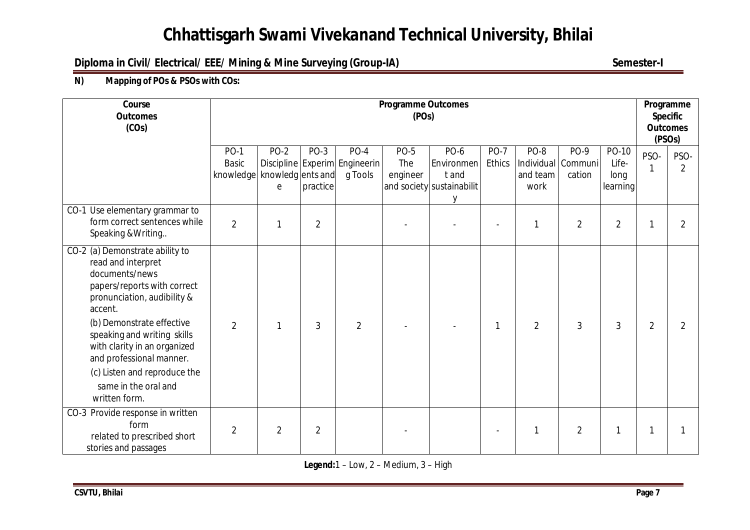# Chhattisgarh Swami Vivekanand Technical University, Bhilai

**Diploma in Civil/ Electrical/ EEE/ Mining & Mine Surveying (Group-IA)** **Semester-I**

**N) Mapping of POs & PSOs with COs:**

| Course Outcomes (COs) | Programme Outcomes (POs) | | | | | | | | | | Programme Specific Outcomes (PSOs) | |
|---|---|---|---|---|---|---|---|---|---|---|---|---|
| | PO-1 Basic knowledge | PO-2 Discipline knowledge | PO-3 Experiments and practice | PO-4 Engineering Tools | PO-5 The engineer and society | PO-6 Environment and sustainability | PO-7 Ethics | PO-8 Individual and team work | PO-9 Communication | PO-10 Life-long learning | PSO-1 | PSO-2 |
| CO-1 Use elementary grammar to form correct sentences while Speaking &Writing.. | 2 | 1 | 2 | | - | - | - | 1 | 2 | 2 | 1 | 2 |
| CO-2 (a) Demonstrate ability to read and interpret documents/news papers/reports with correct pronunciation, audibility & accent. (b) Demonstrate effective speaking and writing skills with clarity in an organized and professional manner. (c) Listen and reproduce the same in the oral and written form. | 2 | 1 | 3 | 2 | - | - | 1 | 2 | 3 | 3 | 2 | 2 |
| CO-3 Provide response in written form related to prescribed short stories and passages | 2 | 2 | 2 | | - | | - | 1 | 2 | 1 | 1 | 1 |

**Legend:** 1 – Low, 2 – Medium, 3 – High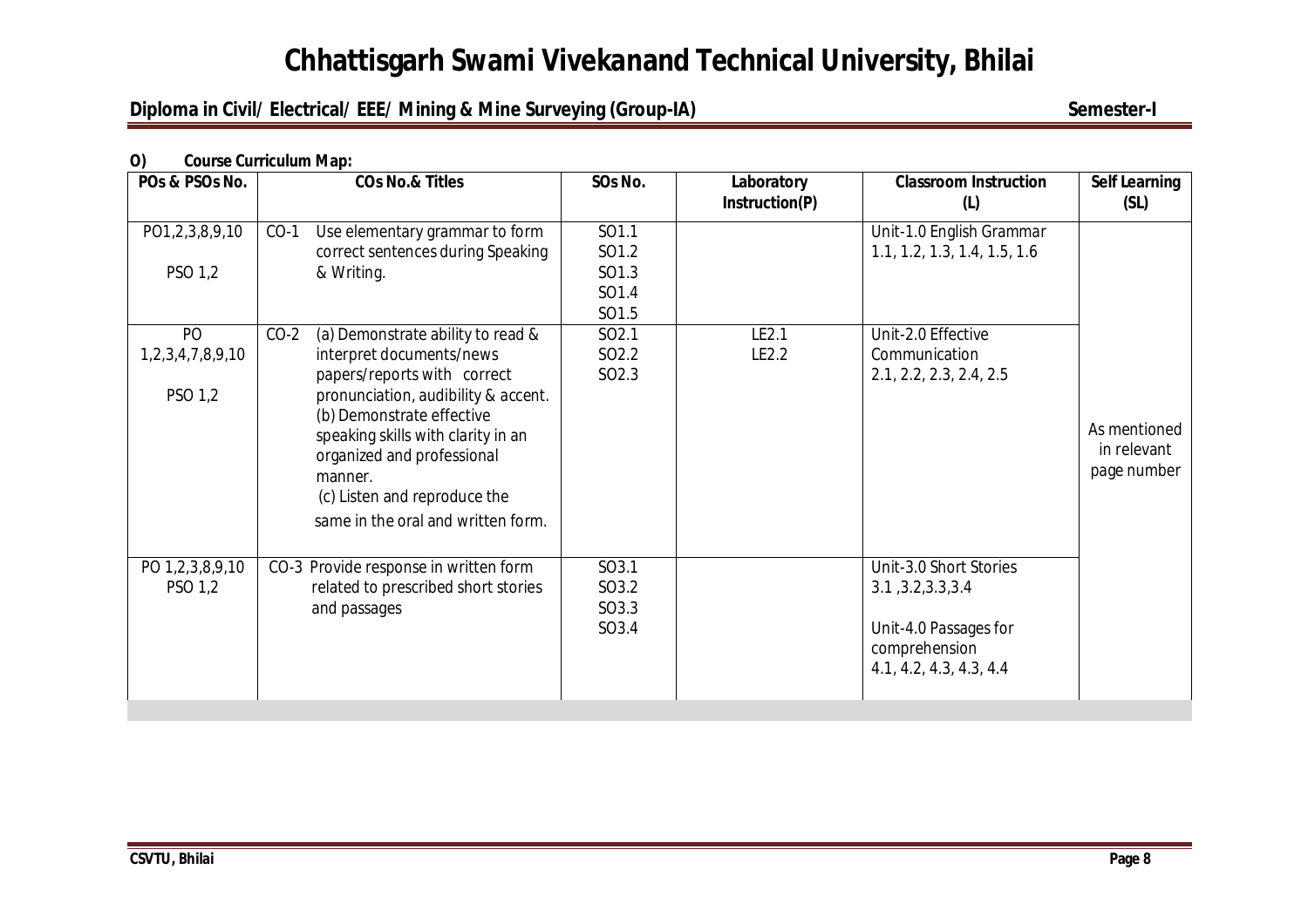**O) Course Curriculum Map:**

| POs & PSOs No. | COs No.& Titles | SOs No. | Laboratory Instruction(P) | Classroom Instruction (L) | Self Learning (SL) |
|---|---|---|---|---|---|
| PO1,2,3,8,9,10<br><br>PSO 1,2 | CO-1 Use elementary grammar to form correct sentences during Speaking & Writing. | SO1.1<br>SO1.2<br>SO1.3<br>SO1.4<br>SO1.5 | | Unit-1.0 English Grammar<br>1.1, 1.2, 1.3, 1.4, 1.5, 1.6 | As mentioned in relevant page number |
| PO 1,2,3,4,7,8,9,10<br><br>PSO 1,2 | CO-2 (a) Demonstrate ability to read & interpret documents/news papers/reports with correct pronunciation, audibility & accent.<br>(b) Demonstrate effective speaking skills with clarity in an organized and professional manner.<br>(c) Listen and reproduce the same in the oral and written form. | SO2.1<br>SO2.2<br>SO2.3 | LE2.1<br>LE2.2 | Unit-2.0 Effective Communication<br>2.1, 2.2, 2.3, 2.4, 2.5 | |
| PO 1,2,3,8,9,10<br>PSO 1,2 | CO-3 Provide response in written form related to prescribed short stories and passages | SO3.1<br>SO3.2<br>SO3.3<br>SO3.4 | | Unit-3.0 Short Stories<br>3.1 ,3.2,3.3,3.4<br><br>Unit-4.0 Passages for comprehension<br>4.1, 4.2, 4.3, 4.3, 4.4 | |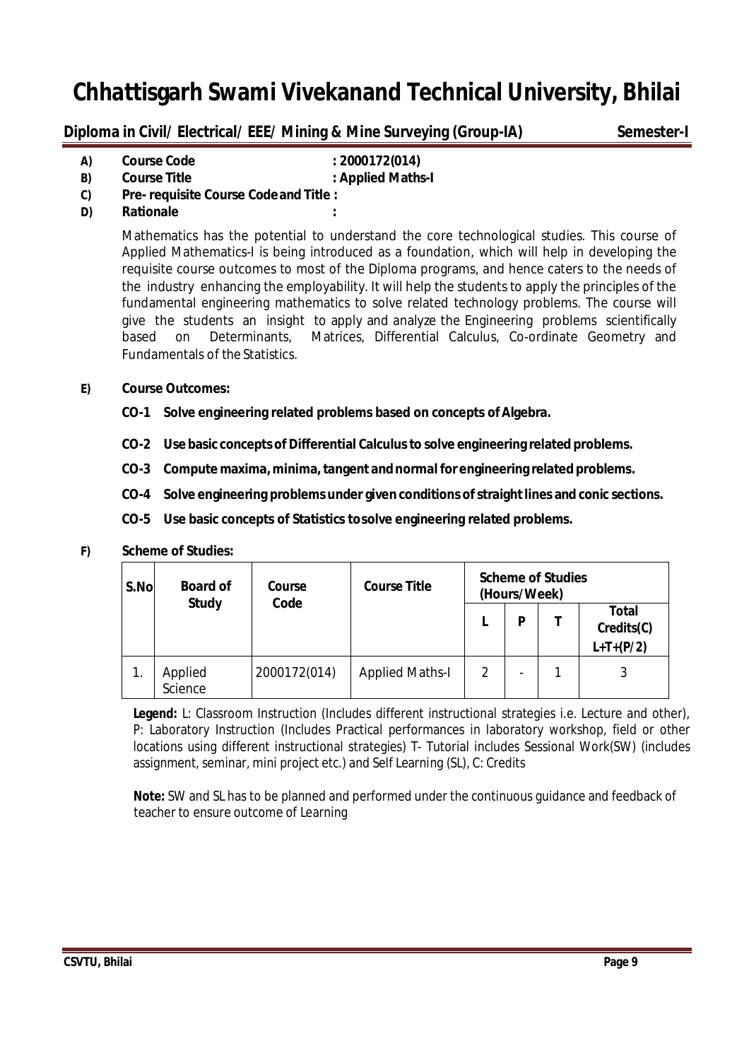# Chhattisgarh Swami Vivekanand Technical University, Bhilai

**Diploma in Civil/ Electrical/ EEE/ Mining & Mine Surveying (Group-IA)** **Semester-I**

**A) Course Code** : **2000172(014)**

**B) Course Title** : **Applied Maths-I**

**C) Pre- requisite Course Code and Title :**

**D) Rationale** :

Mathematics has the potential to understand the core technological studies. This course of Applied Mathematics-I is being introduced as a foundation, which will help in developing the requisite course outcomes to most of the Diploma programs, and hence caters to the needs of the industry enhancing the employability. It will help the students to apply the principles of the fundamental engineering mathematics to solve related technology problems. The course will give the students an insight to apply and analyze the Engineering problems scientifically based on Determinants, Matrices, Differential Calculus, Co-ordinate Geometry and Fundamentals of the Statistics.

**E) Course Outcomes:**

**CO-1 Solve engineering related problems based on concepts of Algebra.**

**CO-2 Use basic concepts of Differential Calculus to solve engineering related problems.**

**CO-3 Compute maxima, minima, tangent and normal for engineering related problems.**

**CO-4 Solve engineering problems under given conditions of straight lines and conic sections.**

**CO-5 Use basic concepts of Statistics to solve engineering related problems.**

**F) Scheme of Studies:**

| S.No | Board of Study | Course Code | Course Title | Scheme of Studies (Hours/Week) | | | |
|---|---|---|---|---|---|---|---|
| | | | | L | P | T | Total Credits(C) L+T+(P/2) |
| 1. | Applied Science | 2000172(014) | Applied Maths-I | 2 | - | 1 | 3 |

**Legend:** L: Classroom Instruction (Includes different instructional strategies i.e. Lecture and other), P: Laboratory Instruction (Includes Practical performances in laboratory workshop, field or other locations using different instructional strategies) T- Tutorial includes Sessional Work(SW) (includes assignment, seminar, mini project etc.) and Self Learning (SL), C: Credits

**Note:** SW and SL has to be planned and performed under the continuous guidance and feedback of teacher to ensure outcome of Learning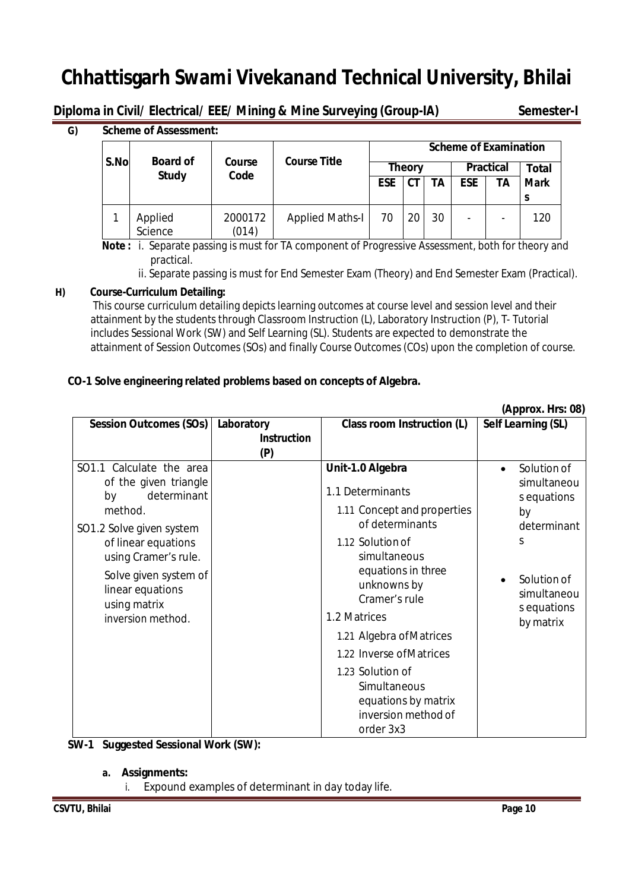# Chhattisgarh Swami Vivekanand Technical University, Bhilai

**Diploma in Civil/ Electrical/ EEE/ Mining & Mine Surveying (Group-IA)** **Semester-I**

**G) Scheme of Assessment:**

| S.No | Board of Study | Course Code | Course Title | Scheme of Examination | | | | | |
|---|---|---|---|---|---|---|---|---|---|
| | | | | Theory | | | Practical | | Total Marks |
| | | | | ESE | CT | TA | ESE | TA | |
| 1 | Applied Science | 2000172 (014) | Applied Maths-I | 70 | 20 | 30 | - | - | 120 |

**Note :** i. Separate passing is must for TA component of Progressive Assessment, both for theory and practical.

ii. Separate passing is must for End Semester Exam (Theory) and End Semester Exam (Practical).

**H) Course-Curriculum Detailing:**

This course curriculum detailing depicts learning outcomes at course level and session level and their attainment by the students through Classroom Instruction (L), Laboratory Instruction (P), T- Tutorial includes Sessional Work (SW) and Self Learning (SL). Students are expected to demonstrate the attainment of Session Outcomes (SOs) and finally Course Outcomes (COs) upon the completion of course.

**CO-1 Solve engineering related problems based on concepts of Algebra.**

**(Approx. Hrs: 08)**

| Session Outcomes (SOs) | Laboratory Instruction (P) | Class room Instruction (L) | Self Learning (SL) |
|---|---|---|---|
| SO1.1 Calculate the area of the given triangle by determinant method.<br>SO1.2 Solve given system of linear equations using Cramer's rule.<br>Solve given system of linear equations using matrix inversion method. | | **Unit-1.0 Algebra**<br>1.1 Determinants<br>1.11 Concept and properties of determinants<br>1.12 Solution of simultaneous equations in three unknowns by Cramer's rule<br>1.2 Matrices<br>1.21 Algebra of Matrices<br>1.22 Inverse of Matrices<br>1.23 Solution of Simultaneous equations by matrix inversion method of order 3x3 | • Solution of simultaneous equations by determinants<br>• Solution of simultaneous equations by matrix |

**SW-1 Suggested Sessional Work (SW):**

**a. Assignments:**

i. Expound examples of determinant in day today life.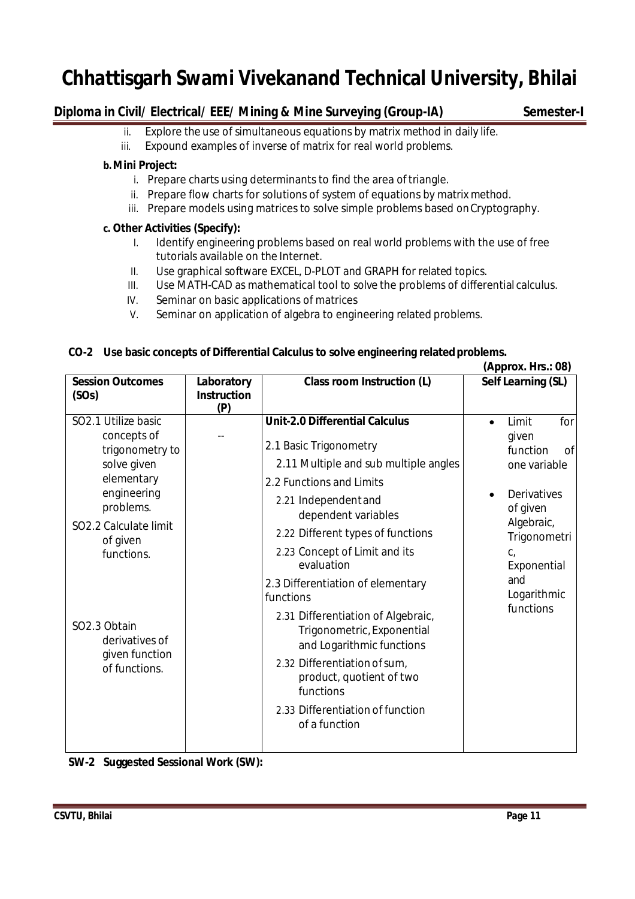ii. Explore the use of simultaneous equations by matrix method in daily life.
iii. Expound examples of inverse of matrix for real world problems.

**b. Mini Project:**

i. Prepare charts using determinants to find the area of triangle.
ii. Prepare flow charts for solutions of system of equations by matrix method.
iii. Prepare models using matrices to solve simple problems based on Cryptography.

**c. Other Activities (Specify):**

I. Identify engineering problems based on real world problems with the use of free tutorials available on the Internet.
II. Use graphical software EXCEL, D-PLOT and GRAPH for related topics.
III. Use MATH-CAD as mathematical tool to solve the problems of differential calculus.
IV. Seminar on basic applications of matrices
V. Seminar on application of algebra to engineering related problems.

**CO-2 Use basic concepts of Differential Calculus to solve engineering related problems.**

**(Approx. Hrs.: 08)**

| Session Outcomes (SOs) | Laboratory Instruction (P) | Class room Instruction (L) | Self Learning (SL) |
|---|---|---|---|
| SO2.1 Utilize basic concepts of trigonometry to solve given elementary engineering problems.<br><br>SO2.2 Calculate limit of given functions.<br><br>SO2.3 Obtain derivatives of given function of functions. | -- | **Unit-2.0 Differential Calculus**<br><br>2.1 Basic Trigonometry<br>2.11 Multiple and sub multiple angles<br>2.2 Functions and Limits<br>2.21 Independent and dependent variables<br>2.22 Different types of functions<br>2.23 Concept of Limit and its evaluation<br>2.3 Differentiation of elementary functions<br>2.31 Differentiation of Algebraic, Trigonometric, Exponential and Logarithmic functions<br>2.32 Differentiation of sum, product, quotient of two functions<br>2.33 Differentiation of function of a function | • Limit for given function of one variable<br><br>• Derivatives of given Algebraic, Trigonometric, Exponential and Logarithmic functions |

**SW-2 Suggested Sessional Work (SW):**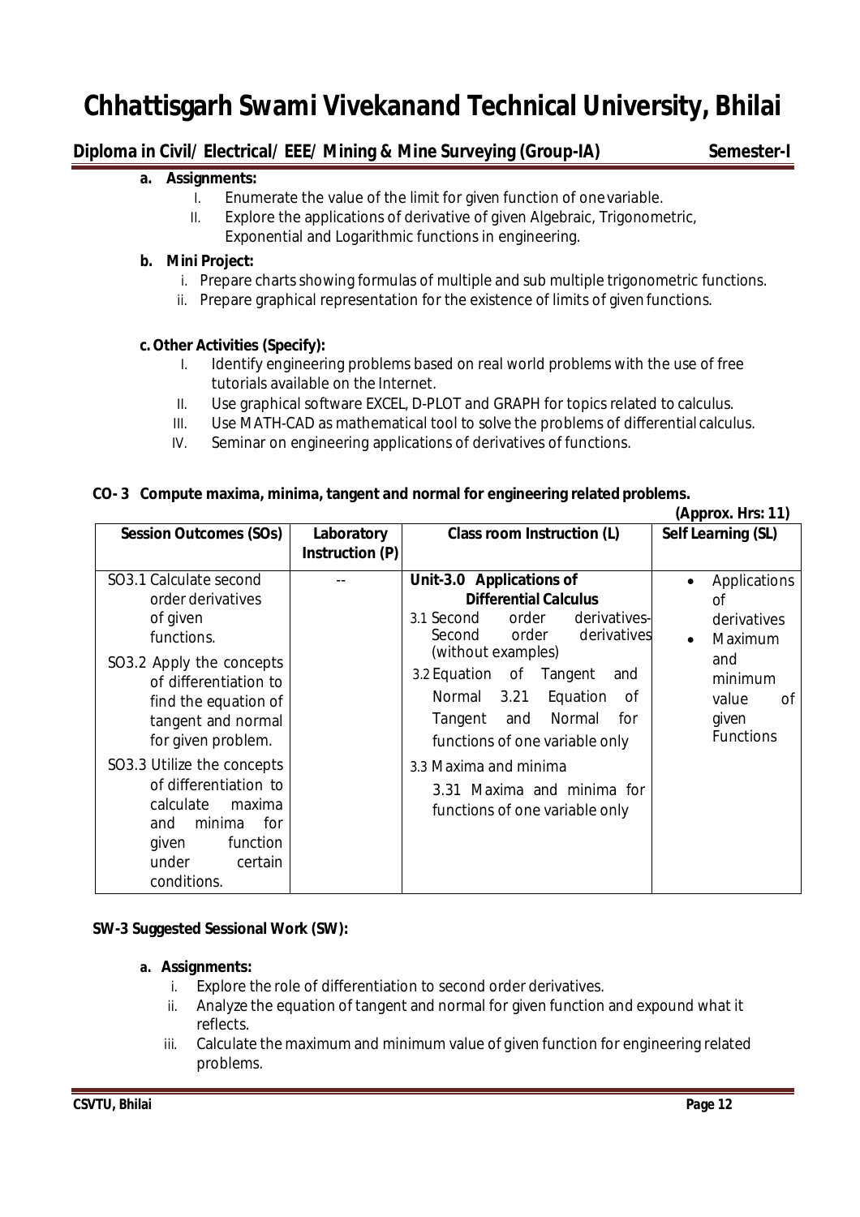**a. Assignments:**

I. Enumerate the value of the limit for given function of one variable.
II. Explore the applications of derivative of given Algebraic, Trigonometric, Exponential and Logarithmic functions in engineering.

**b. Mini Project:**

i. Prepare charts showing formulas of multiple and sub multiple trigonometric functions.
ii. Prepare graphical representation for the existence of limits of given functions.

**c. Other Activities (Specify):**

I. Identify engineering problems based on real world problems with the use of free tutorials available on the Internet.
II. Use graphical software EXCEL, D-PLOT and GRAPH for topics related to calculus.
III. Use MATH-CAD as mathematical tool to solve the problems of differential calculus.
IV. Seminar on engineering applications of derivatives of functions.

**CO- 3 Compute maxima, minima, tangent and normal for engineering related problems.**

**(Approx. Hrs: 11)**

| Session Outcomes (SOs) | Laboratory Instruction (P) | Class room Instruction (L) | Self Learning (SL) |
|---|---|---|---|
| SO3.1 Calculate second order derivatives of given functions.<br>SO3.2 Apply the concepts of differentiation to find the equation of tangent and normal for given problem.<br>SO3.3 Utilize the concepts of differentiation to calculate maxima and minima for given function under certain conditions. | -- | **Unit-3.0 Applications of Differential Calculus**<br>3.1 Second order derivatives- Second order derivatives (without examples)<br>3.2 Equation of Tangent and Normal 3.21 Equation of Tangent and Normal for functions of one variable only<br>3.3 Maxima and minima<br>3.31 Maxima and minima for functions of one variable only | • Applications of derivatives<br>• Maximum and minimum value of given Functions |

**SW-3 Suggested Sessional Work (SW):**

**a. Assignments:**

i. Explore the role of differentiation to second order derivatives.
ii. Analyze the equation of tangent and normal for given function and expound what it reflects.
iii. Calculate the maximum and minimum value of given function for engineering related problems.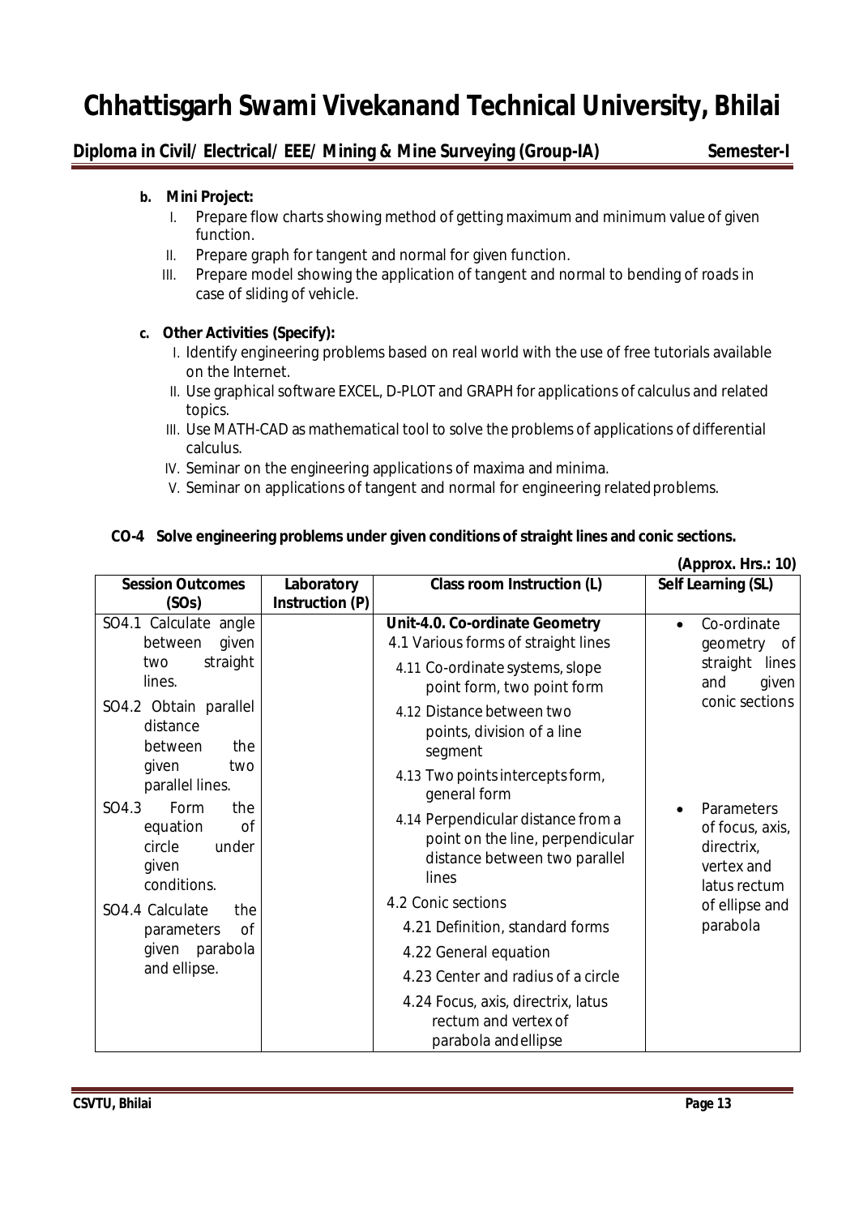**b. Mini Project:**

I. Prepare flow charts showing method of getting maximum and minimum value of given function.

II. Prepare graph for tangent and normal for given function.

III. Prepare model showing the application of tangent and normal to bending of roads in case of sliding of vehicle.

**c. Other Activities (Specify):**

I. Identify engineering problems based on real world with the use of free tutorials available on the Internet.

II. Use graphical software EXCEL, D-PLOT and GRAPH for applications of calculus and related topics.

III. Use MATH-CAD as mathematical tool to solve the problems of applications of differential calculus.

IV. Seminar on the engineering applications of maxima and minima.

V. Seminar on applications of tangent and normal for engineering related problems.

**CO-4 Solve engineering problems under given conditions of straight lines and conic sections.**

**(Approx. Hrs.: 10)**

| Session Outcomes (SOs) | Laboratory Instruction (P) | Class room Instruction (L) | Self Learning (SL) |
|---|---|---|---|
| SO4.1 Calculate angle between given two straight lines.<br>SO4.2 Obtain parallel distance between the given two parallel lines.<br>SO4.3 Form the equation of circle under given conditions.<br>SO4.4 Calculate the parameters of given parabola and ellipse. | | **Unit-4.0. Co-ordinate Geometry**<br>4.1 Various forms of straight lines<br>4.11 Co-ordinate systems, slope point form, two point form<br>4.12 Distance between two points, division of a line segment<br>4.13 Two points intercepts form, general form<br>4.14 Perpendicular distance from a point on the line, perpendicular distance between two parallel lines<br>4.2 Conic sections<br>4.21 Definition, standard forms<br>4.22 General equation<br>4.23 Center and radius of a circle<br>4.24 Focus, axis, directrix, latus rectum and vertex of parabola and ellipse | • Co-ordinate geometry of straight lines and given conic sections<br>• Parameters of focus, axis, directrix, vertex and latus rectum of ellipse and parabola |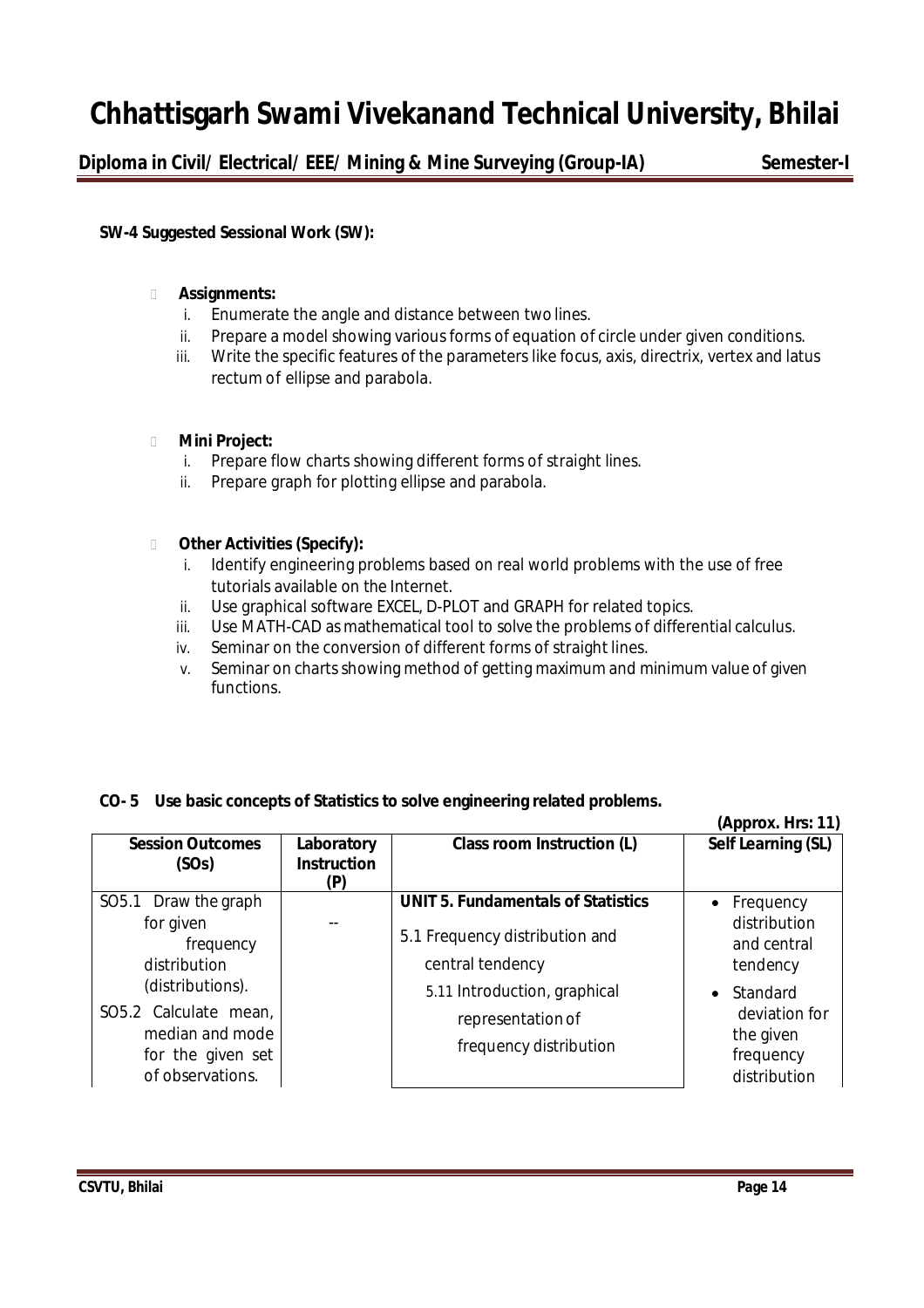**SW-4 Suggested Sessional Work (SW):**

- **Assignments:**
  1. Enumerate the angle and distance between two lines.
  2. Prepare a model showing various forms of equation of circle under given conditions.
  3. Write the specific features of the parameters like focus, axis, directrix, vertex and latus rectum of ellipse and parabola.

- **Mini Project:**
  1. Prepare flow charts showing different forms of straight lines.
  2. Prepare graph for plotting ellipse and parabola.

- **Other Activities (Specify):**
  1. Identify engineering problems based on real world problems with the use of free tutorials available on the Internet.
  2. Use graphical software EXCEL, D-PLOT and GRAPH for related topics.
  3. Use MATH-CAD as mathematical tool to solve the problems of differential calculus.
  4. Seminar on the conversion of different forms of straight lines.
  5. Seminar on charts showing method of getting maximum and minimum value of given functions.

**CO- 5 Use basic concepts of Statistics to solve engineering related problems.**

**(Approx. Hrs: 11)**

| Session Outcomes (SOs) | Laboratory Instruction (P) | Class room Instruction (L) | Self Learning (SL) |
|---|---|---|---|
| SO5.1 Draw the graph for given frequency distribution (distributions).<br>SO5.2 Calculate mean, median and mode for the given set of observations. | -- | **UNIT 5. Fundamentals of Statistics**<br>5.1 Frequency distribution and central tendency<br>5.11 Introduction, graphical representation of frequency distribution | • Frequency distribution and central tendency<br>• Standard deviation for the given frequency distribution |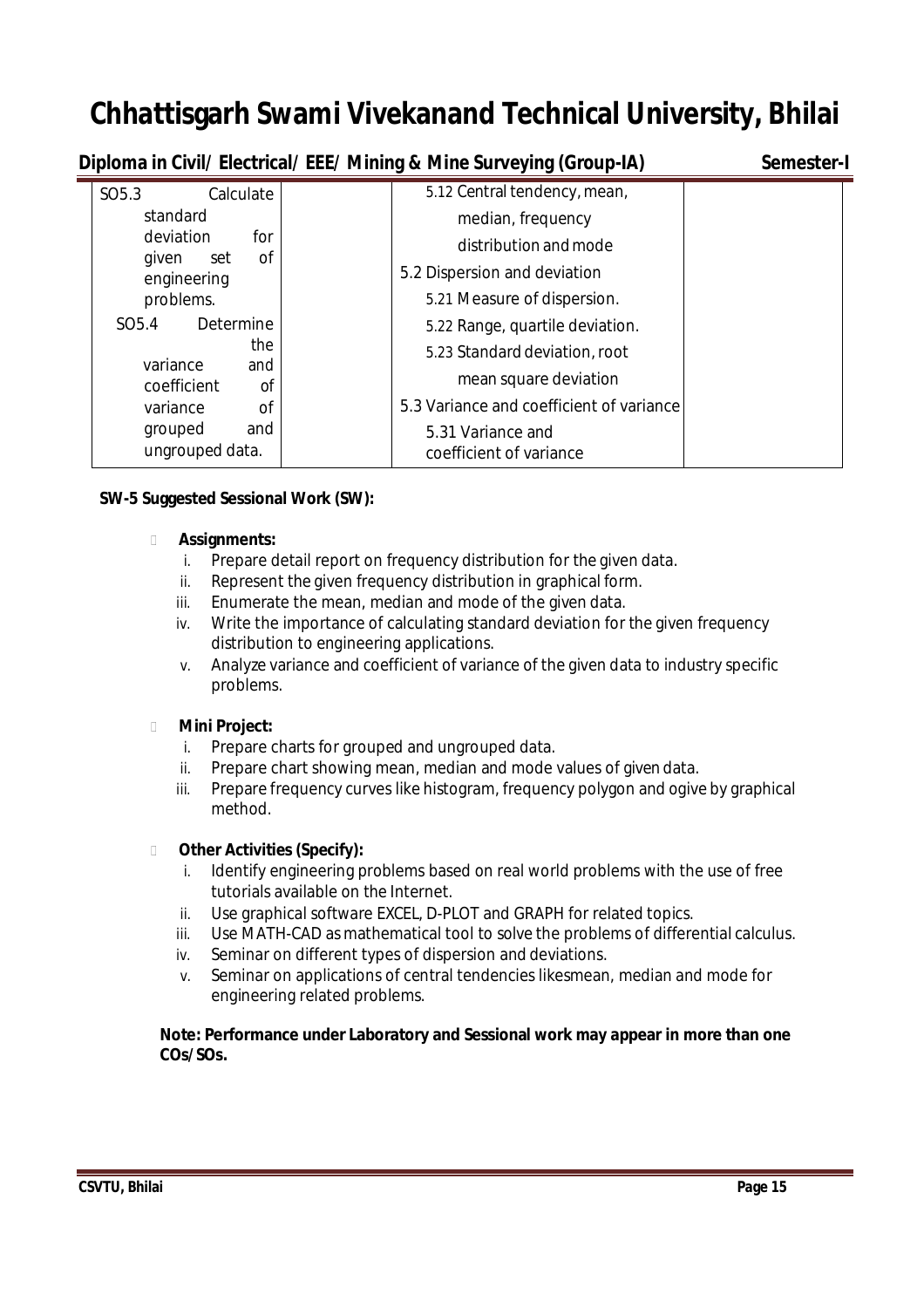# Chhattisgarh Swami Vivekanand Technical University, Bhilai

**Diploma in Civil/ Electrical/ EEE/ Mining & Mine Surveying (Group-IA)** **Semester-I**

| | | | |
|---|---|---|---|
| SO5.3 Calculate standard deviation for given set of engineering problems.<br>SO5.4 Determine the variance and coefficient of variance of grouped and ungrouped data. | | 5.12 Central tendency, mean, median, frequency distribution and mode<br>5.2 Dispersion and deviation<br>5.21 Measure of dispersion.<br>5.22 Range, quartile deviation.<br>5.23 Standard deviation, root mean square deviation<br>5.3 Variance and coefficient of variance<br>5.31 Variance and coefficient of variance | |

**SW-5 Suggested Sessional Work (SW):**

- **Assignments:**
  i. Prepare detail report on frequency distribution for the given data.
  ii. Represent the given frequency distribution in graphical form.
  iii. Enumerate the mean, median and mode of the given data.
  iv. Write the importance of calculating standard deviation for the given frequency distribution to engineering applications.
  v. Analyze variance and coefficient of variance of the given data to industry specific problems.

- **Mini Project:**
  i. Prepare charts for grouped and ungrouped data.
  ii. Prepare chart showing mean, median and mode values of given data.
  iii. Prepare frequency curves like histogram, frequency polygon and ogive by graphical method.

- **Other Activities (Specify):**
  i. Identify engineering problems based on real world problems with the use of free tutorials available on the Internet.
  ii. Use graphical software EXCEL, D-PLOT and GRAPH for related topics.
  iii. Use MATH-CAD as mathematical tool to solve the problems of differential calculus.
  iv. Seminar on different types of dispersion and deviations.
  v. Seminar on applications of central tendencies likesmean, median and mode for engineering related problems.

**Note: Performance under Laboratory and Sessional work may appear in more than one COs/SOs.**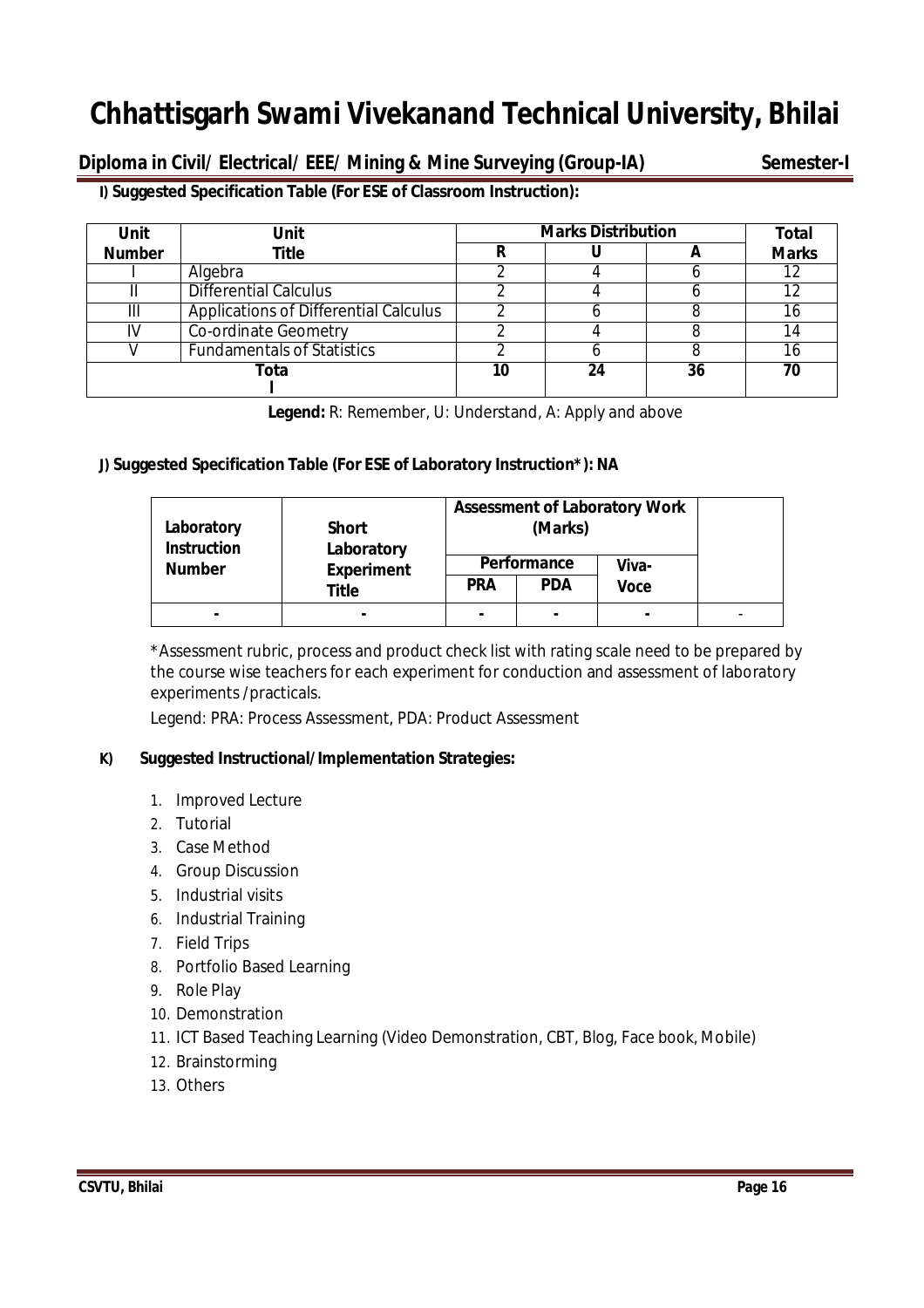# Chhattisgarh Swami Vivekanand Technical University, Bhilai

**Diploma in Civil/ Electrical/ EEE/ Mining & Mine Surveying (Group-IA)** **Semester-I**

**I) Suggested Specification Table (For ESE of Classroom Instruction):**

| Unit Number | Unit Title | Marks Distribution | | | Total Marks |
|---|---|---|---|---|---|
| | | R | U | A | |
| I | Algebra | 2 | 4 | 6 | 12 |
| II | Differential Calculus | 2 | 4 | 6 | 12 |
| III | Applications of Differential Calculus | 2 | 6 | 8 | 16 |
| IV | Co-ordinate Geometry | 2 | 4 | 8 | 14 |
| V | Fundamentals of Statistics | 2 | 6 | 8 | 16 |
| Total | | 10 | 24 | 36 | 70 |

**Legend:** R: Remember, U: Understand, A: Apply and above

**J) Suggested Specification Table (For ESE of Laboratory Instruction\*): NA**

| Laboratory Instruction Number | Short Laboratory Experiment Title | Assessment of Laboratory Work (Marks) | | | |
|---|---|---|---|---|---|
| | | Performance | | Viva-Voce | |
| | | PRA | PDA | | |
| - | - | - | - | - | - |

*Assessment rubric, process and product check list with rating scale need to be prepared by the course wise teachers for each experiment for conduction and assessment of laboratory experiments /practicals.

Legend: PRA: Process Assessment, PDA: Product Assessment

**K) Suggested Instructional/Implementation Strategies:**

1. Improved Lecture
2. Tutorial
3. Case Method
4. Group Discussion
5. Industrial visits
6. Industrial Training
7. Field Trips
8. Portfolio Based Learning
9. Role Play
10. Demonstration
11. ICT Based Teaching Learning (Video Demonstration, CBT, Blog, Face book, Mobile)
12. Brainstorming
13. Others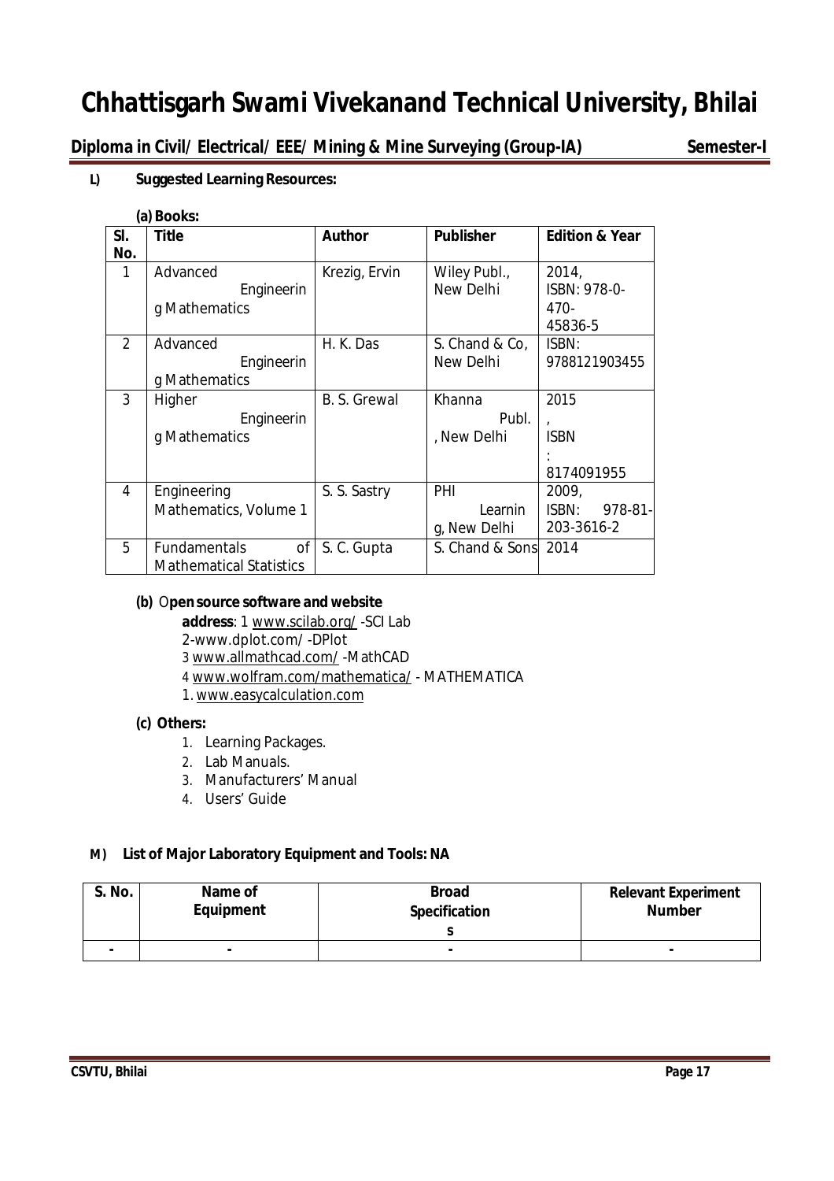# Chhattisgarh Swami Vivekanand Technical University, Bhilai

**Diploma in Civil/ Electrical/ EEE/ Mining & Mine Surveying (Group-IA) Semester-I**

**L) Suggested Learning Resources:**

**(a) Books:**

| Sl. No. | Title | Author | Publisher | Edition & Year |
|---|---|---|---|---|
| 1 | Advanced Engineering Mathematics | Krezig, Ervin | Wiley Publ., New Delhi | 2014, ISBN: 978-0-470-45836-5 |
| 2 | Advanced Engineering Mathematics | H. K. Das | S. Chand & Co, New Delhi | ISBN: 9788121903455 |
| 3 | Higher Engineering Mathematics | B. S. Grewal | Khanna Publ., New Delhi | 2015, ISBN: 8174091955 |
| 4 | Engineering Mathematics, Volume 1 | S. S. Sastry | PHI Learning, New Delhi | 2009, ISBN: 978-81-203-3616-2 |
| 5 | Fundamentals of Mathematical Statistics | S. C. Gupta | S. Chand & Sons | 2014 |

**(b) Open source software and website address**: 1 www.scilab.org/ -SCI Lab
2-www.dplot.com/ -DPlot
3 www.allmathcad.com/ -MathCAD
4 www.wolfram.com/mathematica/ - MATHEMATICA
1. www.easycalculation.com

**(c) Others:**

1. Learning Packages.
2. Lab Manuals.
3. Manufacturers' Manual
4. Users' Guide

**M) List of Major Laboratory Equipment and Tools: NA**

| S. No. | Name of Equipment | Broad Specifications | Relevant Experiment Number |
|---|---|---|---|
| - | - | - | - |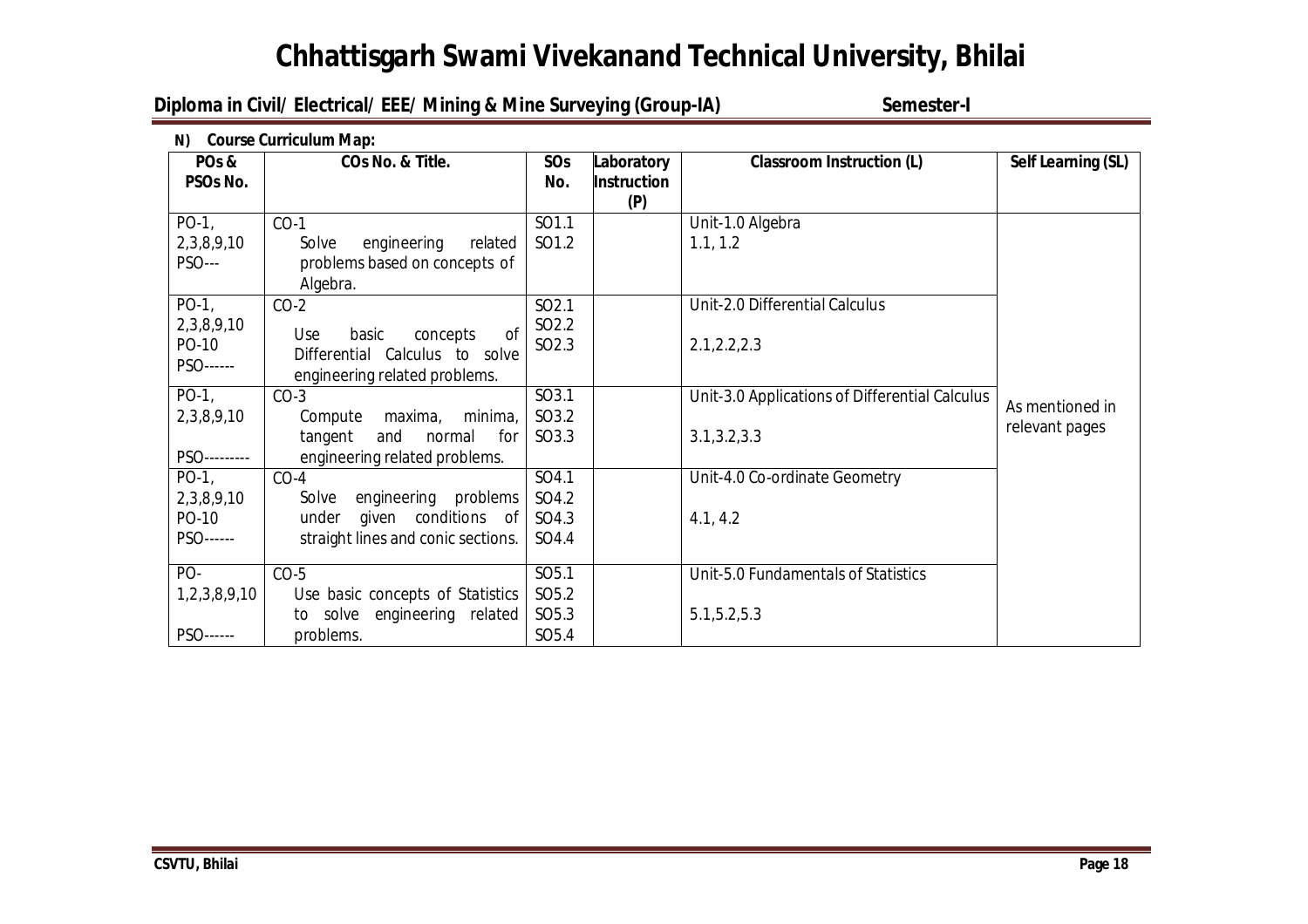**N) Course Curriculum Map:**

| POs & PSOs No. | COs No. & Title. | SOs No. | Laboratory Instruction (P) | Classroom Instruction (L) | Self Learning (SL) |
|---|---|---|---|---|---|
| PO-1, 2,3,8,9,10 PSO--- | CO-1 Solve engineering related problems based on concepts of Algebra. | SO1.1 SO1.2 | | Unit-1.0 Algebra 1.1, 1.2 | As mentioned in relevant pages |
| PO-1, 2,3,8,9,10 PO-10 PSO------ | CO-2 Use basic concepts of Differential Calculus to solve engineering related problems. | SO2.1 SO2.2 SO2.3 | | Unit-2.0 Differential Calculus 2.1,2.2,2.3 | |
| PO-1, 2,3,8,9,10 PSO--------- | CO-3 Compute maxima, minima, tangent and normal for engineering related problems. | SO3.1 SO3.2 SO3.3 | | Unit-3.0 Applications of Differential Calculus 3.1,3.2,3.3 | |
| PO-1, 2,3,8,9,10 PO-10 PSO------ | CO-4 Solve engineering problems under given conditions of straight lines and conic sections. | SO4.1 SO4.2 SO4.3 SO4.4 | | Unit-4.0 Co-ordinate Geometry 4.1, 4.2 | |
| PO-1,2,3,8,9,10 PSO------ | CO-5 Use basic concepts of Statistics to solve engineering related problems. | SO5.1 SO5.2 SO5.3 SO5.4 | | Unit-5.0 Fundamentals of Statistics 5.1,5.2,5.3 | |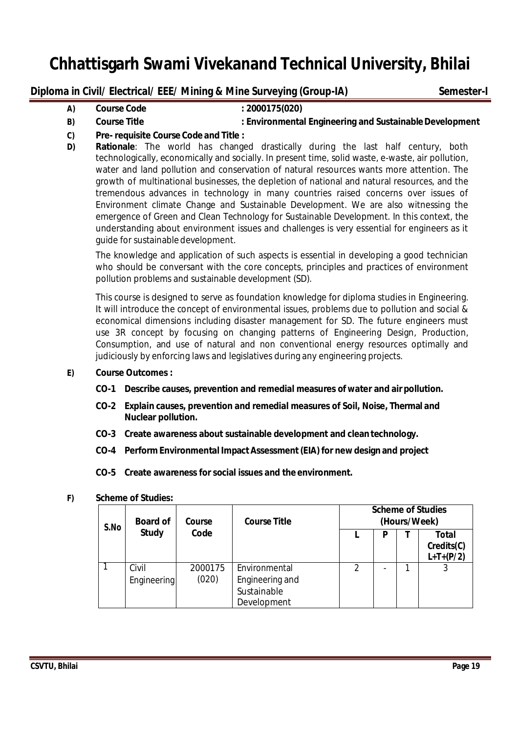# Chhattisgarh Swami Vivekanand Technical University, Bhilai

**Diploma in Civil/ Electrical/ EEE/ Mining & Mine Surveying (Group-IA)** **Semester-I**

**A) Course Code** **: 2000175(020)**

**B) Course Title** **: Environmental Engineering and Sustainable Development**

**C) Pre- requisite Course Code and Title :**

**D) Rationale**: The world has changed drastically during the last half century, both technologically, economically and socially. In present time, solid waste, e-waste, air pollution, water and land pollution and conservation of natural resources wants more attention. The growth of multinational businesses, the depletion of national and natural resources, and the tremendous advances in technology in many countries raised concerns over issues of Environment climate Change and Sustainable Development. We are also witnessing the emergence of Green and Clean Technology for Sustainable Development. In this context, the understanding about environment issues and challenges is very essential for engineers as it guide for sustainable development.

The knowledge and application of such aspects is essential in developing a good technician who should be conversant with the core concepts, principles and practices of environment pollution problems and sustainable development (SD).

This course is designed to serve as foundation knowledge for diploma studies in Engineering. It will introduce the concept of environmental issues, problems due to pollution and social & economical dimensions including disaster management for SD. The future engineers must use 3R concept by focusing on changing patterns of Engineering Design, Production, Consumption, and use of natural and non conventional energy resources optimally and judiciously by enforcing laws and legislatives during any engineering projects.

**E) Course Outcomes :**

- **CO-1 Describe causes, prevention and remedial measures of water and air pollution.**
- **CO-2 Explain causes, prevention and remedial measures of Soil, Noise, Thermal and Nuclear pollution.**
- **CO-3 Create awareness about sustainable development and clean technology.**
- **CO-4 Perform Environmental Impact Assessment (EIA) for new design and project**
- **CO-5 Create awareness for social issues and the environment.**

**F) Scheme of Studies:**

| S.No | Board of Study | Course Code | Course Title | Scheme of Studies (Hours/Week) | | | |
|---|---|---|---|---|---|---|---|
| | | | | L | P | T | Total Credits(C) L+T+(P/2) |
| 1 | Civil Engineering | 2000175 (020) | Environmental Engineering and Sustainable Development | 2 | - | 1 | 3 |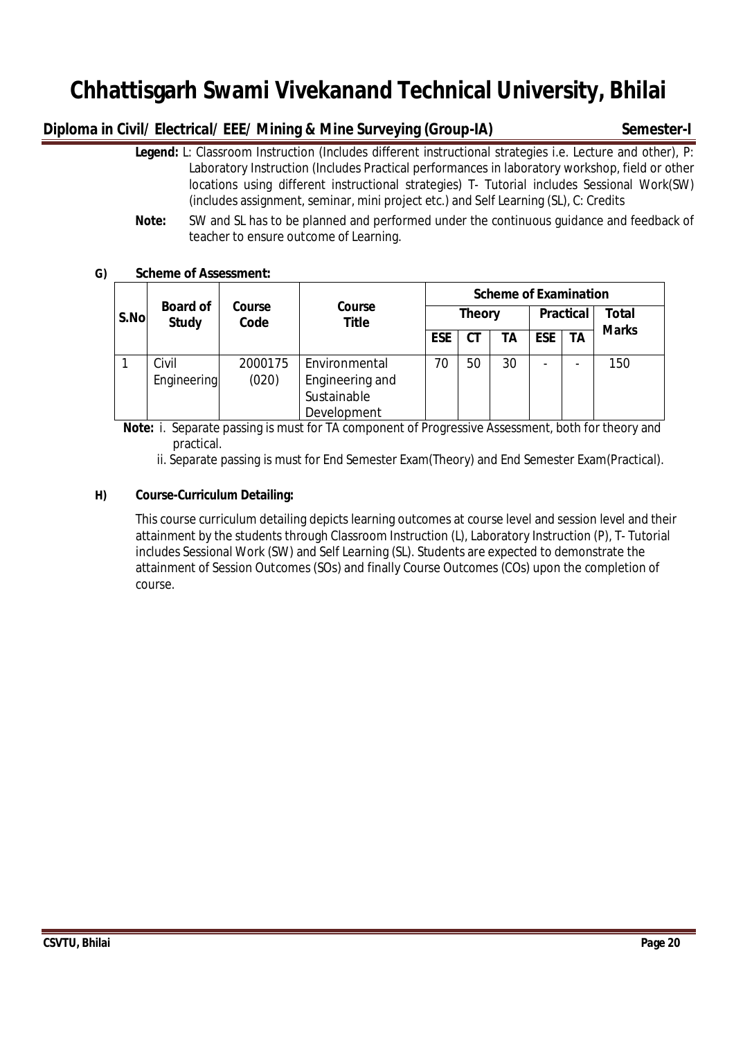# Chhattisgarh Swami Vivekanand Technical University, Bhilai

**Diploma in Civil/ Electrical/ EEE/ Mining & Mine Surveying (Group-IA)** **Semester-I**

**Legend:** L: Classroom Instruction (Includes different instructional strategies i.e. Lecture and other), P: Laboratory Instruction (Includes Practical performances in laboratory workshop, field or other locations using different instructional strategies) T- Tutorial includes Sessional Work(SW) (includes assignment, seminar, mini project etc.) and Self Learning (SL), C: Credits

**Note:** SW and SL has to be planned and performed under the continuous guidance and feedback of teacher to ensure outcome of Learning.

**G) Scheme of Assessment:**

| S.No | Board of Study | Course Code | Course Title | Scheme of Examination | | | | | |
|---|---|---|---|---|---|---|---|---|---|
| | | | | Theory | | | Practical | | Total Marks |
| | | | | ESE | CT | TA | ESE | TA | |
| 1 | Civil Engineering | 2000175 (020) | Environmental Engineering and Sustainable Development | 70 | 50 | 30 | - | - | 150 |

**Note:** i. Separate passing is must for TA component of Progressive Assessment, both for theory and practical.

ii. Separate passing is must for End Semester Exam(Theory) and End Semester Exam(Practical).

**H) Course-Curriculum Detailing:**

This course curriculum detailing depicts learning outcomes at course level and session level and their attainment by the students through Classroom Instruction (L), Laboratory Instruction (P), T- Tutorial includes Sessional Work (SW) and Self Learning (SL). Students are expected to demonstrate the attainment of Session Outcomes (SOs) and finally Course Outcomes (COs) upon the completion of course.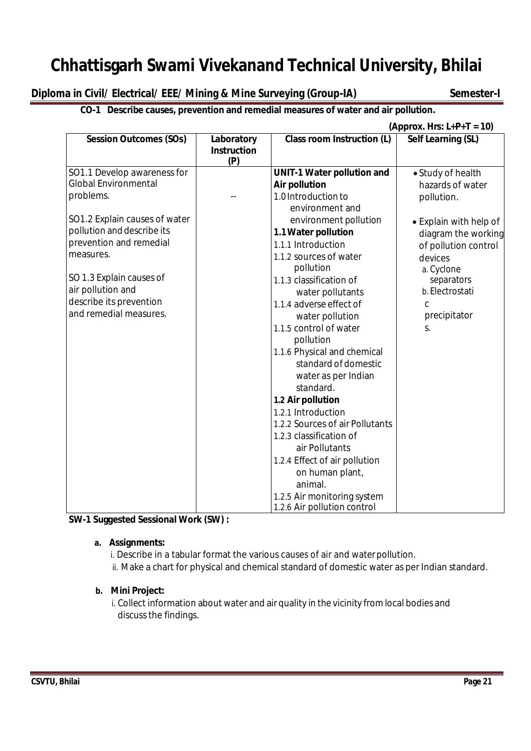**CO-1 Describe causes, prevention and remedial measures of water and air pollution.**

**(Approx. Hrs: L+P+T = 10)**

| Session Outcomes (SOs) | Laboratory Instruction (P) | Class room Instruction (L) | Self Learning (SL) |
|---|---|---|---|
| SO1.1 Develop awareness for Global Environmental problems.<br><br>SO1.2 Explain causes of water pollution and describe its prevention and remedial measures.<br><br>SO 1.3 Explain causes of air pollution and describe its prevention and remedial measures. | -- | **UNIT-1 Water pollution and Air pollution**<br>1.0 Introduction to environment and environment pollution<br>**1.1 Water pollution**<br>1.1.1 Introduction<br>1.1.2 sources of water pollution<br>1.1.3 classification of water pollutants<br>1.1.4 adverse effect of water pollution<br>1.1.5 control of water pollution<br>1.1.6 Physical and chemical standard of domestic water as per Indian standard.<br>**1.2 Air pollution**<br>1.2.1 Introduction<br>1.2.2 Sources of air Pollutants<br>1.2.3 classification of air Pollutants<br>1.2.4 Effect of air pollution on human plant, animal.<br>1.2.5 Air monitoring system<br>1.2.6 Air pollution control | • Study of health hazards of water pollution.<br>• Explain with help of diagram the working of pollution control devices<br>a. Cyclone separators<br>b. Electrostatic precipitators. |

**SW-1 Suggested Sessional Work (SW) :**

**a. Assignments:**

i. Describe in a tabular format the various causes of air and water pollution.

ii. Make a chart for physical and chemical standard of domestic water as per Indian standard.

**b. Mini Project:**

i. Collect information about water and air quality in the vicinity from local bodies and discuss the findings.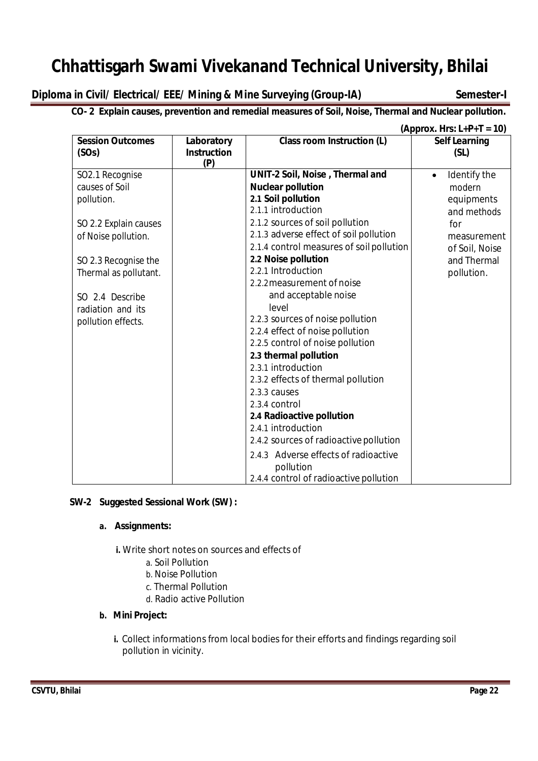**CO- 2 Explain causes, prevention and remedial measures of Soil, Noise, Thermal and Nuclear pollution.**

**(Approx. Hrs: L+P+T = 10)**

| Session Outcomes (SOs) | Laboratory Instruction (P) | Class room Instruction (L) | Self Learning (SL) |
|---|---|---|---|
| SO2.1 Recognise causes of Soil pollution.<br><br>SO 2.2 Explain causes of Noise pollution.<br><br>SO 2.3 Recognise the Thermal as pollutant.<br><br>SO 2.4 Describe radiation and its pollution effects. | | **UNIT-2 Soil, Noise , Thermal and Nuclear pollution**<br>**2.1 Soil pollution**<br>2.1.1 introduction<br>2.1.2 sources of soil pollution<br>2.1.3 adverse effect of soil pollution<br>2.1.4 control measures of soil pollution<br>**2.2 Noise pollution**<br>2.2.1 Introduction<br>2.2.2 measurement of noise and acceptable noise level<br>2.2.3 sources of noise pollution<br>2.2.4 effect of noise pollution<br>2.2.5 control of noise pollution<br>**2.3 thermal pollution**<br>2.3.1 introduction<br>2.3.2 effects of thermal pollution<br>2.3.3 causes<br>2.3.4 control<br>**2.4 Radioactive pollution**<br>2.4.1 introduction<br>2.4.2 sources of radioactive pollution<br>2.4.3 Adverse effects of radioactive pollution<br>2.4.4 control of radioactive pollution | • Identify the modern equipments and methods for measurement of Soil, Noise and Thermal pollution. |

**SW-2 Suggested Sessional Work (SW) :**

**a. Assignments:**

**i.** Write short notes on sources and effects of
   a. Soil Pollution
   b. Noise Pollution
   c. Thermal Pollution
   d. Radio active Pollution

**b. Mini Project:**

**i.** Collect informations from local bodies for their efforts and findings regarding soil pollution in vicinity.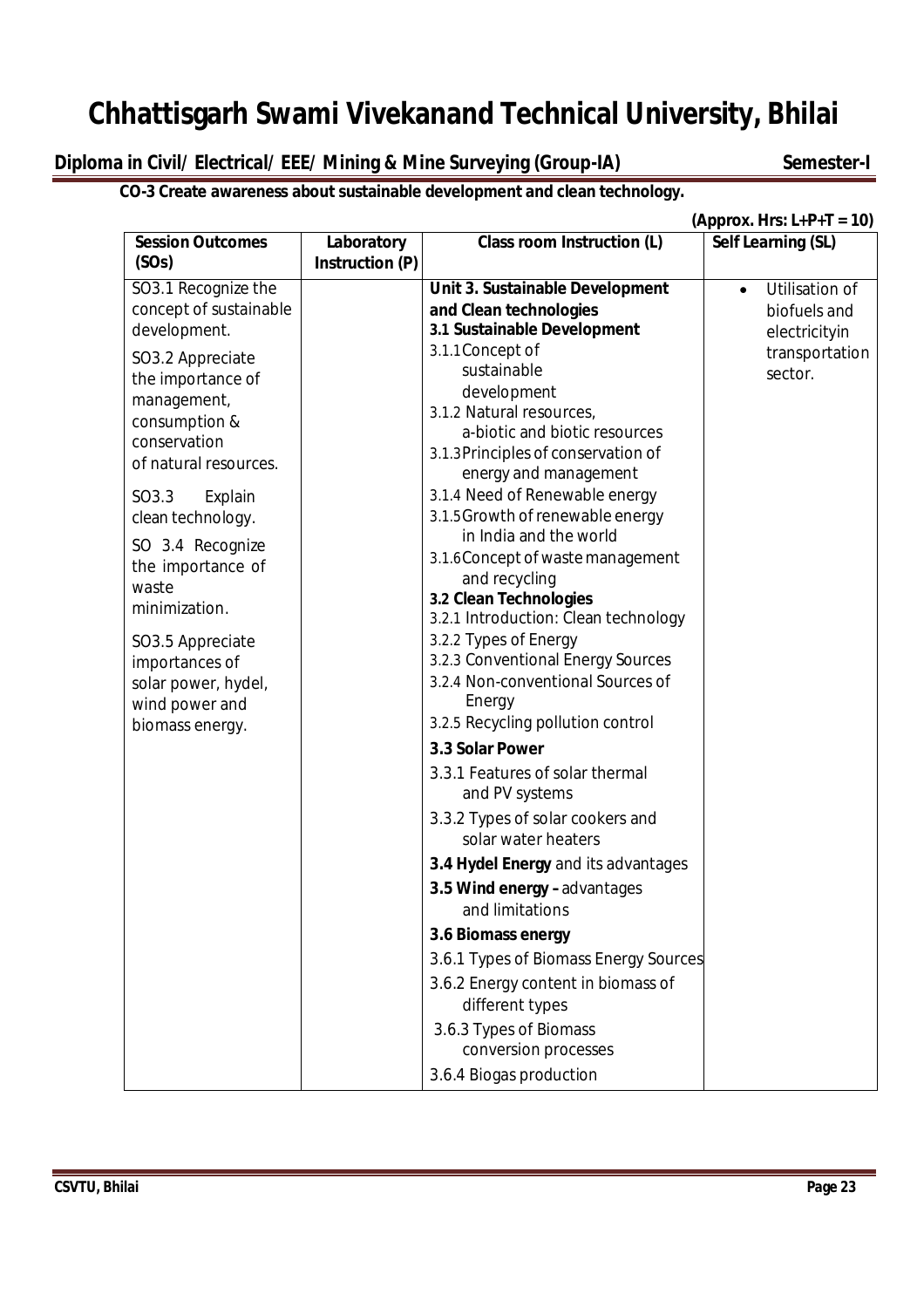**CO-3 Create awareness about sustainable development and clean technology.**

**(Approx. Hrs: L+P+T = 10)**

| Session Outcomes (SOs) | Laboratory Instruction (P) | Class room Instruction (L) | Self Learning (SL) |
|---|---|---|---|
| SO3.1 Recognize the concept of sustainable development.<br><br>SO3.2 Appreciate the importance of management, consumption & conservation of natural resources.<br><br>SO3.3 Explain clean technology.<br><br>SO 3.4 Recognize the importance of waste minimization.<br><br>SO3.5 Appreciate importances of solar power, hydel, wind power and biomass energy. | | **Unit 3. Sustainable Development and Clean technologies**<br>**3.1 Sustainable Development**<br>3.1.1 Concept of sustainable development<br>3.1.2 Natural resources, a-biotic and biotic resources<br>3.1.3 Principles of conservation of energy and management<br>3.1.4 Need of Renewable energy<br>3.1.5 Growth of renewable energy in India and the world<br>3.1.6 Concept of waste management and recycling<br>**3.2 Clean Technologies**<br>3.2.1 Introduction: Clean technology<br>3.2.2 Types of Energy<br>3.2.3 Conventional Energy Sources<br>3.2.4 Non-conventional Sources of Energy<br>3.2.5 Recycling pollution control<br>**3.3 Solar Power**<br>3.3.1 Features of solar thermal and PV systems<br>3.3.2 Types of solar cookers and solar water heaters<br>**3.4 Hydel Energy** and its advantages<br>**3.5 Wind energy –** advantages and limitations<br>**3.6 Biomass energy**<br>3.6.1 Types of Biomass Energy Sources<br>3.6.2 Energy content in biomass of different types<br>3.6.3 Types of Biomass conversion processes<br>3.6.4 Biogas production | • Utilisation of biofuels and electricityin transportation sector. |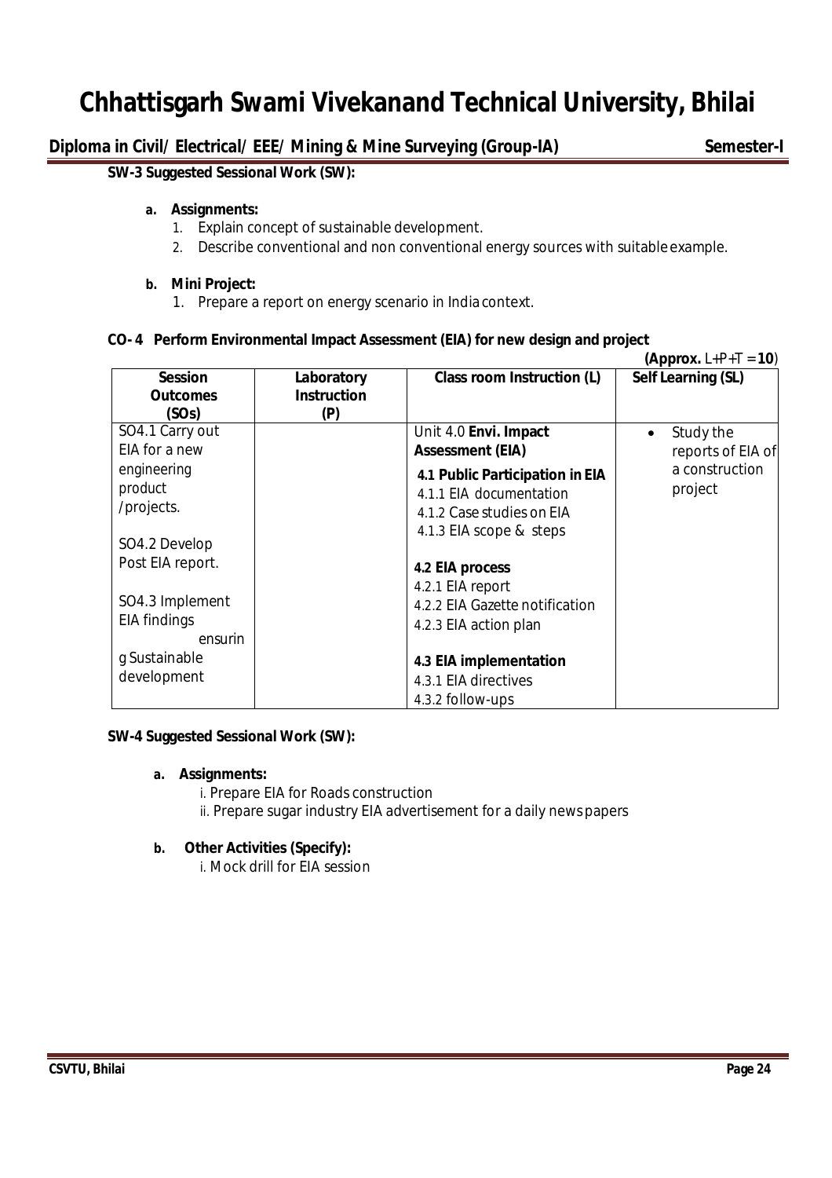**SW-3 Suggested Sessional Work (SW):**

**a. Assignments:**

1. Explain concept of sustainable development.
2. Describe conventional and non conventional energy sources with suitable example.

**b. Mini Project:**

1. Prepare a report on energy scenario in India context.

**CO- 4 Perform Environmental Impact Assessment (EIA) for new design and project**

**(Approx.** L+P+T = **10**)

| Session Outcomes (SOs) | Laboratory Instruction (P) | Class room Instruction (L) | Self Learning (SL) |
|---|---|---|---|
| SO4.1 Carry out EIA for a new engineering product /projects.<br><br>SO4.2 Develop Post EIA report.<br><br>SO4.3 Implement EIA findings ensuring Sustainable development | | Unit 4.0 **Envi. Impact Assessment (EIA)**<br>**4.1 Public Participation in EIA**<br>4.1.1 EIA documentation<br>4.1.2 Case studies on EIA<br>4.1.3 EIA scope & steps<br><br>**4.2 EIA process**<br>4.2.1 EIA report<br>4.2.2 EIA Gazette notification<br>4.2.3 EIA action plan<br><br>**4.3 EIA implementation**<br>4.3.1 EIA directives<br>4.3.2 follow-ups | • Study the reports of EIA of a construction project |

**SW-4 Suggested Sessional Work (SW):**

**a. Assignments:**

i. Prepare EIA for Roads construction
ii. Prepare sugar industry EIA advertisement for a daily news papers

**b. Other Activities (Specify):**

i. Mock drill for EIA session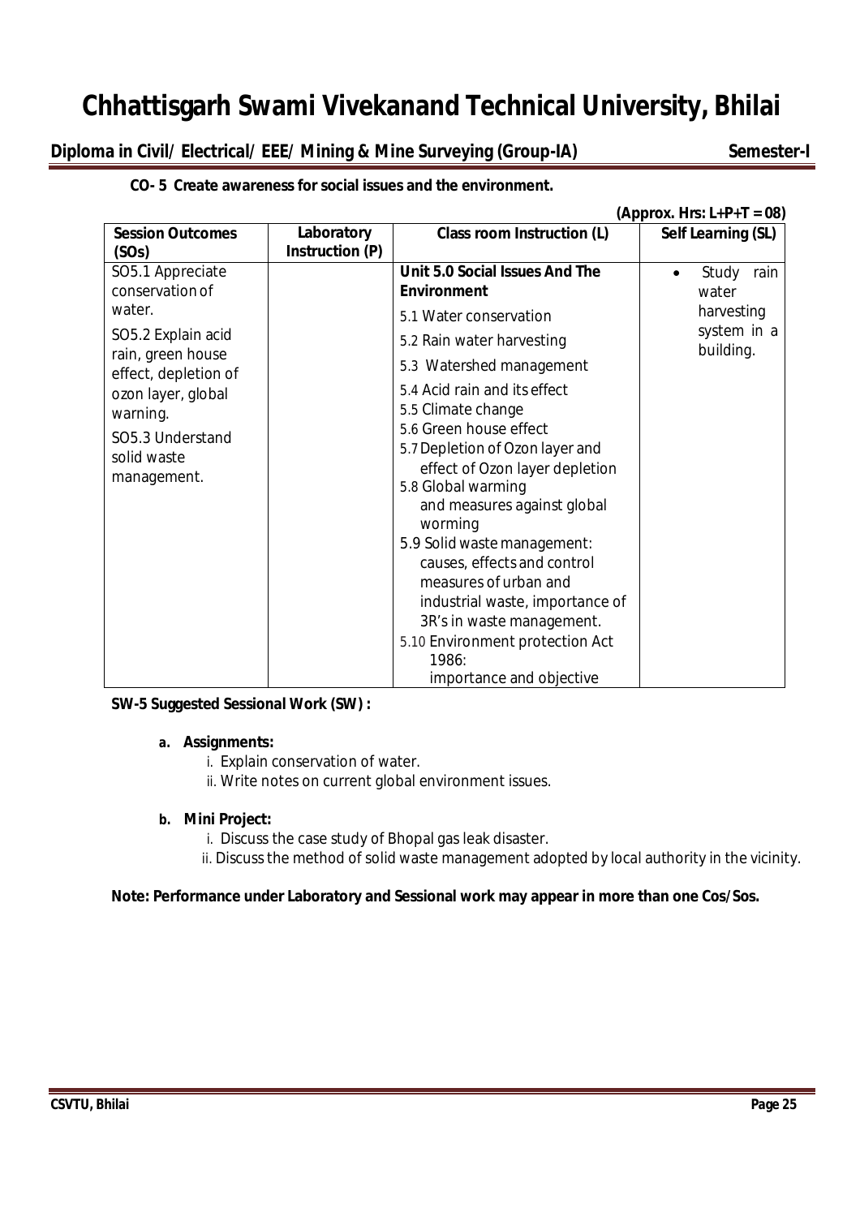**CO- 5 Create awareness for social issues and the environment.**

**(Approx. Hrs: L+P+T = 08)**

| **Session Outcomes (SOs)** | **Laboratory Instruction (P)** | **Class room Instruction (L)** | **Self Learning (SL)** |
|---|---|---|---|
| SO5.1 Appreciate conservation of water.<br>SO5.2 Explain acid rain, green house effect, depletion of ozon layer, global warming.<br>SO5.3 Understand solid waste management. | | **Unit 5.0 Social Issues And The Environment**<br>5.1 Water conservation<br>5.2 Rain water harvesting<br>5.3 Watershed management<br>5.4 Acid rain and its effect<br>5.5 Climate change<br>5.6 Green house effect<br>5.7 Depletion of Ozon layer and effect of Ozon layer depletion<br>5.8 Global warming and measures against global worming<br>5.9 Solid waste management: causes, effects and control measures of urban and industrial waste, importance of 3R's in waste management.<br>5.10 Environment protection Act 1986: importance and objective | • Study rain water harvesting system in a building. |

**SW-5 Suggested Sessional Work (SW) :**

a. **Assignments:**
   i. Explain conservation of water.
   ii. Write notes on current global environment issues.

b. **Mini Project:**
   i. Discuss the case study of Bhopal gas leak disaster.
   ii. Discuss the method of solid waste management adopted by local authority in the vicinity.

**Note: Performance under Laboratory and Sessional work may appear in more than one Cos/Sos.**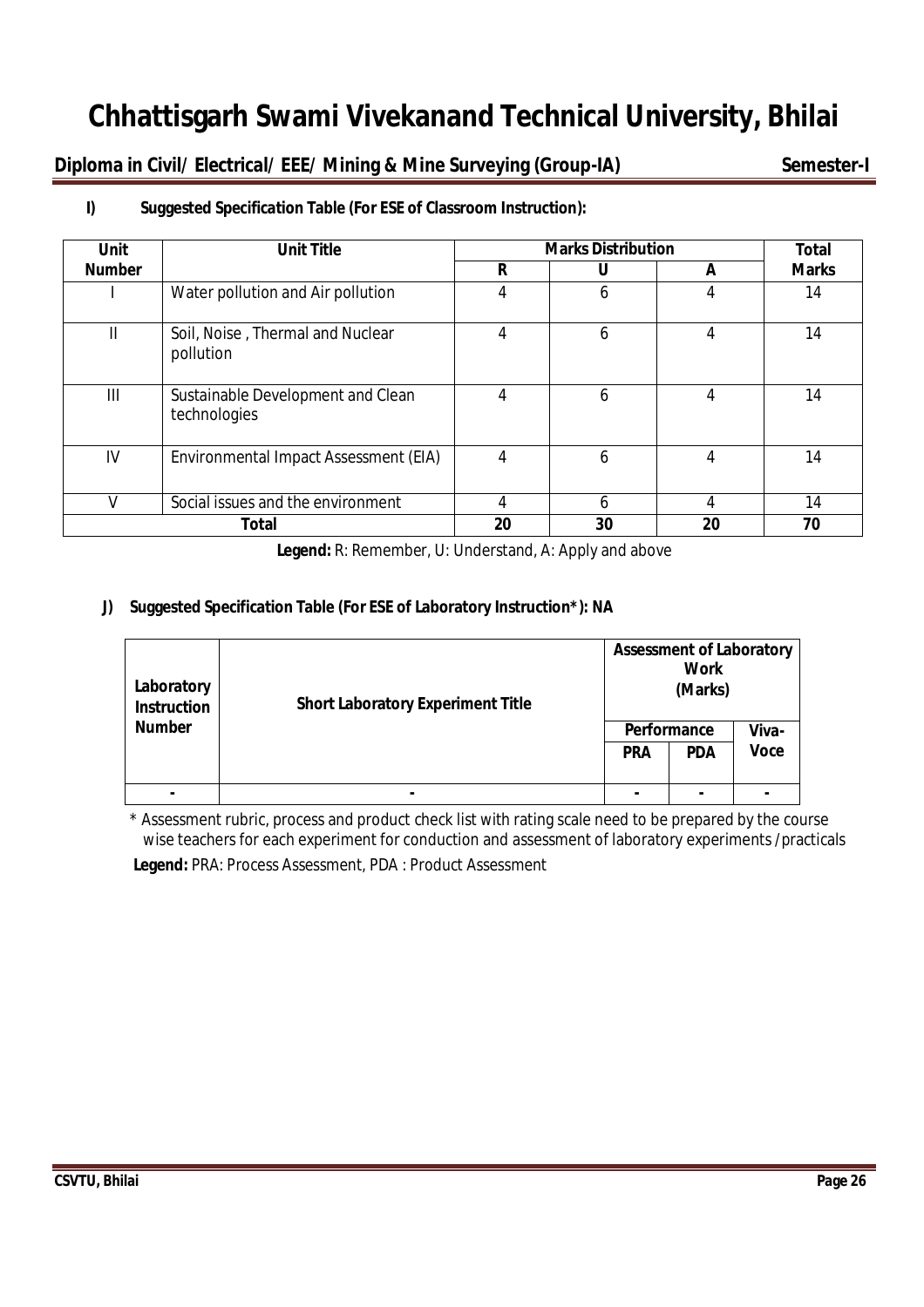# Chhattisgarh Swami Vivekanand Technical University, Bhilai

**Diploma in Civil/ Electrical/ EEE/ Mining & Mine Surveying (Group-IA)** **Semester-I**

**I) Suggested Specification Table (For ESE of Classroom Instruction):**

| Unit Number | Unit Title | Marks Distribution | | | Total Marks |
|---|---|---|---|---|---|
| | | R | U | A | |
| I | Water pollution and Air pollution | 4 | 6 | 4 | 14 |
| II | Soil, Noise , Thermal and Nuclear pollution | 4 | 6 | 4 | 14 |
| III | Sustainable Development and Clean technologies | 4 | 6 | 4 | 14 |
| IV | Environmental Impact Assessment (EIA) | 4 | 6 | 4 | 14 |
| V | Social issues and the environment | 4 | 6 | 4 | 14 |
| **Total** | | **20** | **30** | **20** | **70** |

**Legend:** R: Remember, U: Understand, A: Apply and above

**J) Suggested Specification Table (For ESE of Laboratory Instruction*): NA**

| Laboratory Instruction Number | Short Laboratory Experiment Title | Assessment of Laboratory Work (Marks) | | |
|---|---|---|---|---|
| | | Performance | | Viva-Voce |
| | | PRA | PDA | |
| - | - | - | - | - |

\* Assessment rubric, process and product check list with rating scale need to be prepared by the course wise teachers for each experiment for conduction and assessment of laboratory experiments /practicals

**Legend:** PRA: Process Assessment, PDA : Product Assessment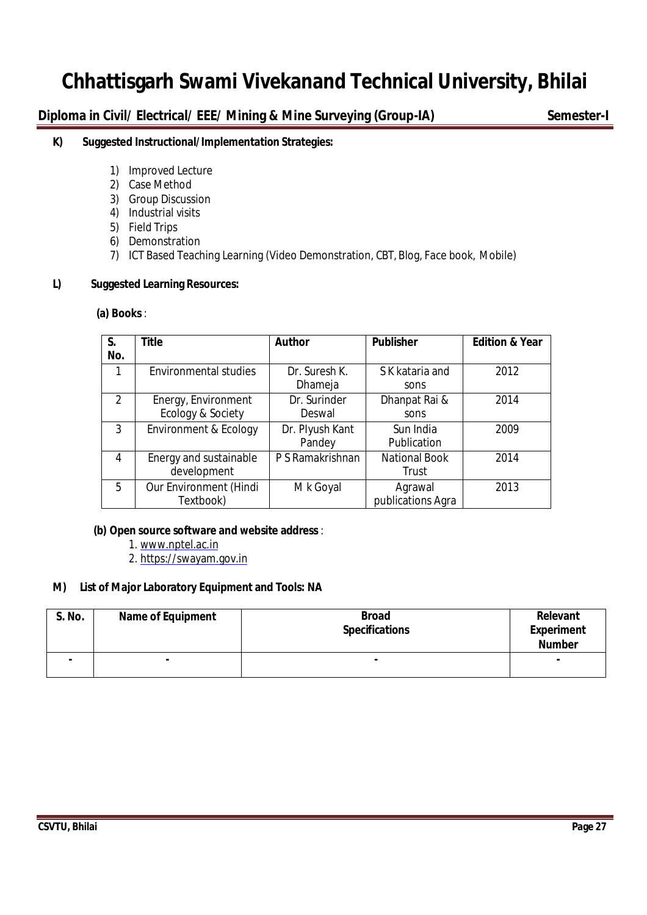**K) Suggested Instructional/Implementation Strategies:**

1) Improved Lecture
2) Case Method
3) Group Discussion
4) Industrial visits
5) Field Trips
6) Demonstration
7) ICT Based Teaching Learning (Video Demonstration, CBT, Blog, Face book, Mobile)

**L) Suggested Learning Resources:**

**(a) Books** :

| S. No. | Title | Author | Publisher | Edition & Year |
|---|---|---|---|---|
| 1 | Environmental studies | Dr. Suresh K. Dhameja | S K kataria and sons | 2012 |
| 2 | Energy, Environment Ecology & Society | Dr. Surinder Deswal | Dhanpat Rai & sons | 2014 |
| 3 | Environment & Ecology | Dr. PIyush Kant Pandey | Sun India Publication | 2009 |
| 4 | Energy and sustainable development | P S Ramakrishnan | National Book Trust | 2014 |
| 5 | Our Environment (Hindi Textbook) | M k Goyal | Agrawal publications Agra | 2013 |

**(b) Open source software and website address** :

1. www.nptel.ac.in
2. https://swayam.gov.in

**M) List of Major Laboratory Equipment and Tools: NA**

| S. No. | Name of Equipment | Broad Specifications | Relevant Experiment Number |
|---|---|---|---|
| - | - | - | - |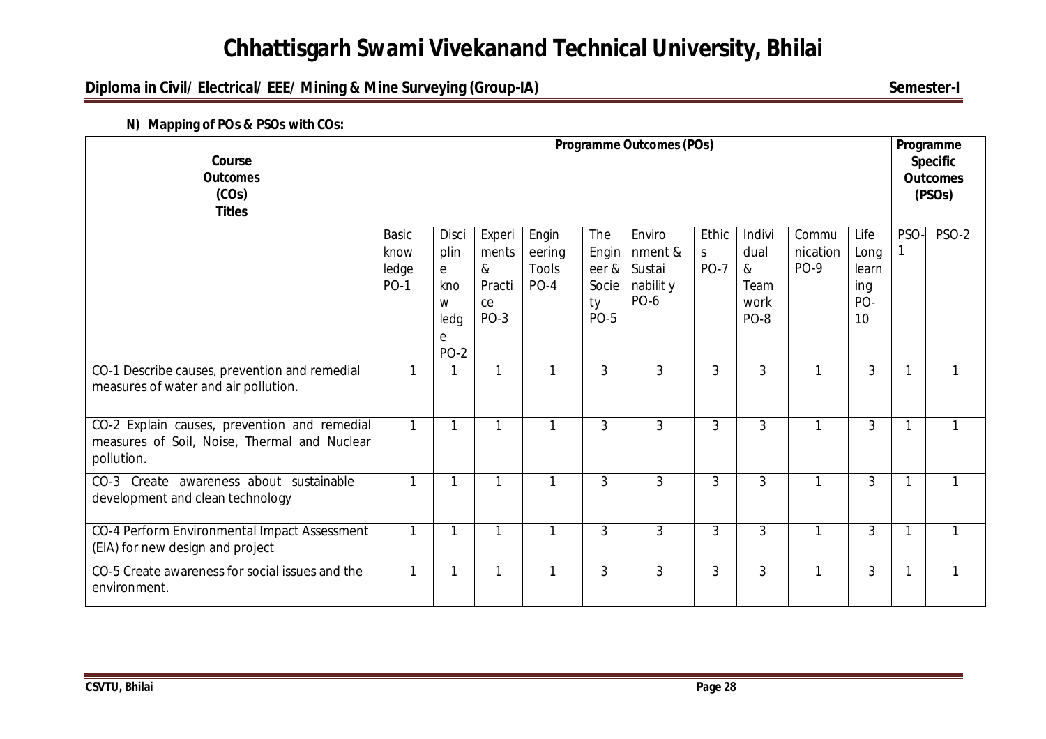**N) Mapping of POs & PSOs with COs:**

| Course Outcomes (COs) Titles | Programme Outcomes (POs) | | | | | | | | | | Programme Specific Outcomes (PSOs) | |
|---|---|---|---|---|---|---|---|---|---|---|---|---|
| | Basic knowledge PO-1 | Discipline knowledge PO-2 | Experiments & Practice PO-3 | Engineering Tools PO-4 | The Engineer & Society PO-5 | Environment & Sustainability PO-6 | Ethics PO-7 | Individual & Team work PO-8 | Communication PO-9 | Life Long learning PO-10 | PSO-1 | PSO-2 |
| CO-1 Describe causes, prevention and remedial measures of water and air pollution. | 1 | 1 | 1 | 1 | 3 | 3 | 3 | 3 | 1 | 3 | 1 | 1 |
| CO-2 Explain causes, prevention and remedial measures of Soil, Noise, Thermal and Nuclear pollution. | 1 | 1 | 1 | 1 | 3 | 3 | 3 | 3 | 1 | 3 | 1 | 1 |
| CO-3 Create awareness about sustainable development and clean technology | 1 | 1 | 1 | 1 | 3 | 3 | 3 | 3 | 1 | 3 | 1 | 1 |
| CO-4 Perform Environmental Impact Assessment (EIA) for new design and project | 1 | 1 | 1 | 1 | 3 | 3 | 3 | 3 | 1 | 3 | 1 | 1 |
| CO-5 Create awareness for social issues and the environment. | 1 | 1 | 1 | 1 | 3 | 3 | 3 | 3 | 1 | 3 | 1 | 1 |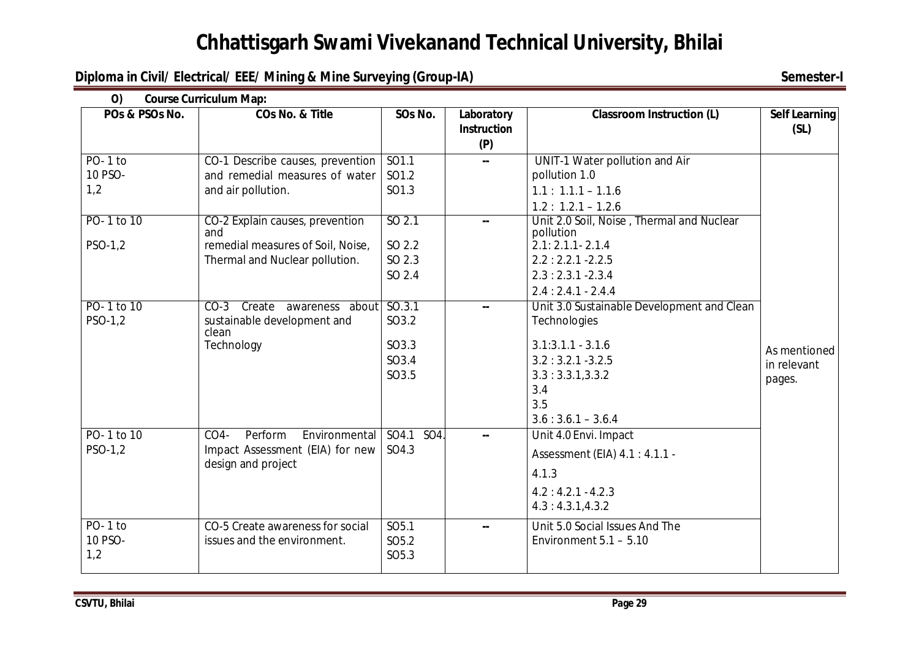**O) Course Curriculum Map:**

| POs & PSOs No. | COs No. & Title | SOs No. | Laboratory Instruction (P) | Classroom Instruction (L) | Self Learning (SL) |
|---|---|---|---|---|---|
| PO- 1 to 10 PSO- 1,2 | CO-1 Describe causes, prevention and remedial measures of water and air pollution. | SO1.1<br>SO1.2<br>SO1.3 | -- | UNIT-1 Water pollution and Air pollution 1.0<br>1.1 : 1.1.1 – 1.1.6<br>1.2 : 1.2.1 – 1.2.6 | As mentioned in relevant pages. |
| PO- 1 to 10<br>PSO-1,2 | CO-2 Explain causes, prevention and remedial measures of Soil, Noise, Thermal and Nuclear pollution. | SO 2.1<br>SO 2.2<br>SO 2.3<br>SO 2.4 | -- | Unit 2.0 Soil, Noise , Thermal and Nuclear pollution<br>2.1: 2.1.1- 2.1.4<br>2.2 : 2.2.1 -2.2.5<br>2.3 : 2.3.1 -2.3.4<br>2.4 : 2.4.1 - 2.4.4 | |
| PO- 1 to 10<br>PSO-1,2 | CO-3 Create awareness about sustainable development and clean Technology | SO.3.1<br>SO3.2<br>SO3.3<br>SO3.4<br>SO3.5 | -- | Unit 3.0 Sustainable Development and Clean Technologies<br>3.1:3.1.1 - 3.1.6<br>3.2 : 3.2.1 -3.2.5<br>3.3 : 3.3.1,3.3.2<br>3.4<br>3.5<br>3.6 : 3.6.1 – 3.6.4 | |
| PO- 1 to 10<br>PSO-1,2 | CO4- Perform Environmental Impact Assessment (EIA) for new design and project | SO4.1 SO4.<br>SO4.3 | -- | Unit 4.0 Envi. Impact Assessment (EIA) 4.1 : 4.1.1 - 4.1.3<br>4.2 : 4.2.1 - 4.2.3<br>4.3 : 4.3.1,4.3.2 | |
| PO- 1 to 10 PSO- 1,2 | CO-5 Create awareness for social issues and the environment. | SO5.1<br>SO5.2<br>SO5.3 | -- | Unit 5.0 Social Issues And The Environment 5.1 – 5.10 | |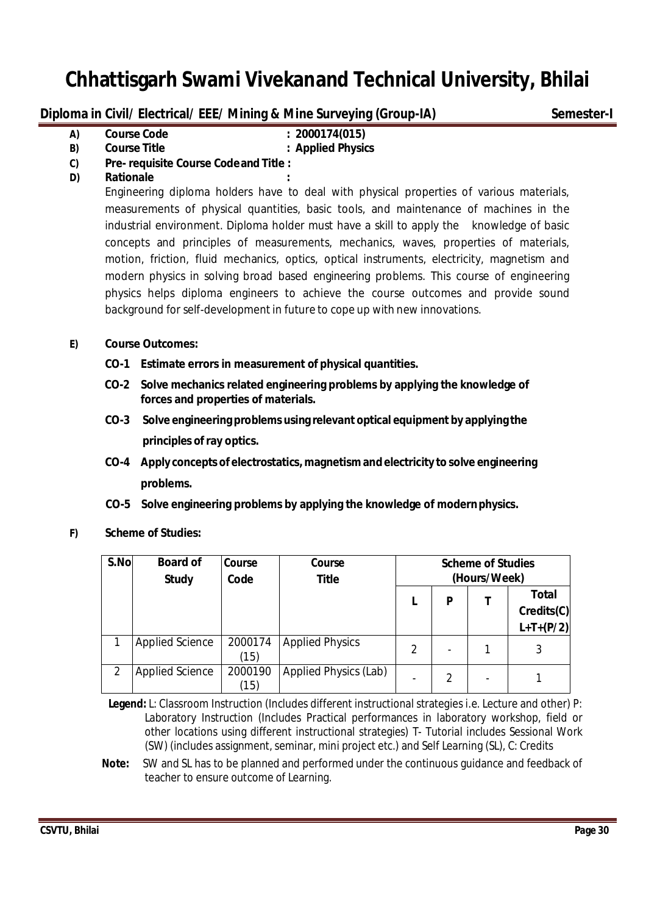# Chhattisgarh Swami Vivekanand Technical University, Bhilai

**Diploma in Civil/ Electrical/ EEE/ Mining & Mine Surveying (Group-IA)** **Semester-I**

**A) Course Code** : **2000174(015)**

**B) Course Title** : **Applied Physics**

**C) Pre- requisite Course Code and Title :**

**D) Rationale** :

Engineering diploma holders have to deal with physical properties of various materials, measurements of physical quantities, basic tools, and maintenance of machines in the industrial environment. Diploma holder must have a skill to apply the knowledge of basic concepts and principles of measurements, mechanics, waves, properties of materials, motion, friction, fluid mechanics, optics, optical instruments, electricity, magnetism and modern physics in solving broad based engineering problems. This course of engineering physics helps diploma engineers to achieve the course outcomes and provide sound background for self-development in future to cope up with new innovations.

**E) Course Outcomes:**

- **CO-1 Estimate errors in measurement of physical quantities.**
- **CO-2 Solve mechanics related engineering problems by applying the knowledge of forces and properties of materials.**
- **CO-3 Solve engineering problems using relevant optical equipment by applying the principles of ray optics.**
- **CO-4 Apply concepts of electrostatics, magnetism and electricity to solve engineering problems.**
- **CO-5 Solve engineering problems by applying the knowledge of modern physics.**

**F) Scheme of Studies:**

| S.No | Board of Study | Course Code | Course Title | Scheme of Studies (Hours/Week) | | | |
|---|---|---|---|---|---|---|---|
| | | | | L | P | T | Total Credits(C) L+T+(P/2) |
| 1 | Applied Science | 2000174 (15) | Applied Physics | 2 | - | 1 | 3 |
| 2 | Applied Science | 2000190 (15) | Applied Physics (Lab) | - | 2 | - | 1 |

**Legend:** L: Classroom Instruction (Includes different instructional strategies i.e. Lecture and other) P: Laboratory Instruction (Includes Practical performances in laboratory workshop, field or other locations using different instructional strategies) T- Tutorial includes Sessional Work (SW) (includes assignment, seminar, mini project etc.) and Self Learning (SL), C: Credits

**Note:** SW and SL has to be planned and performed under the continuous guidance and feedback of teacher to ensure outcome of Learning.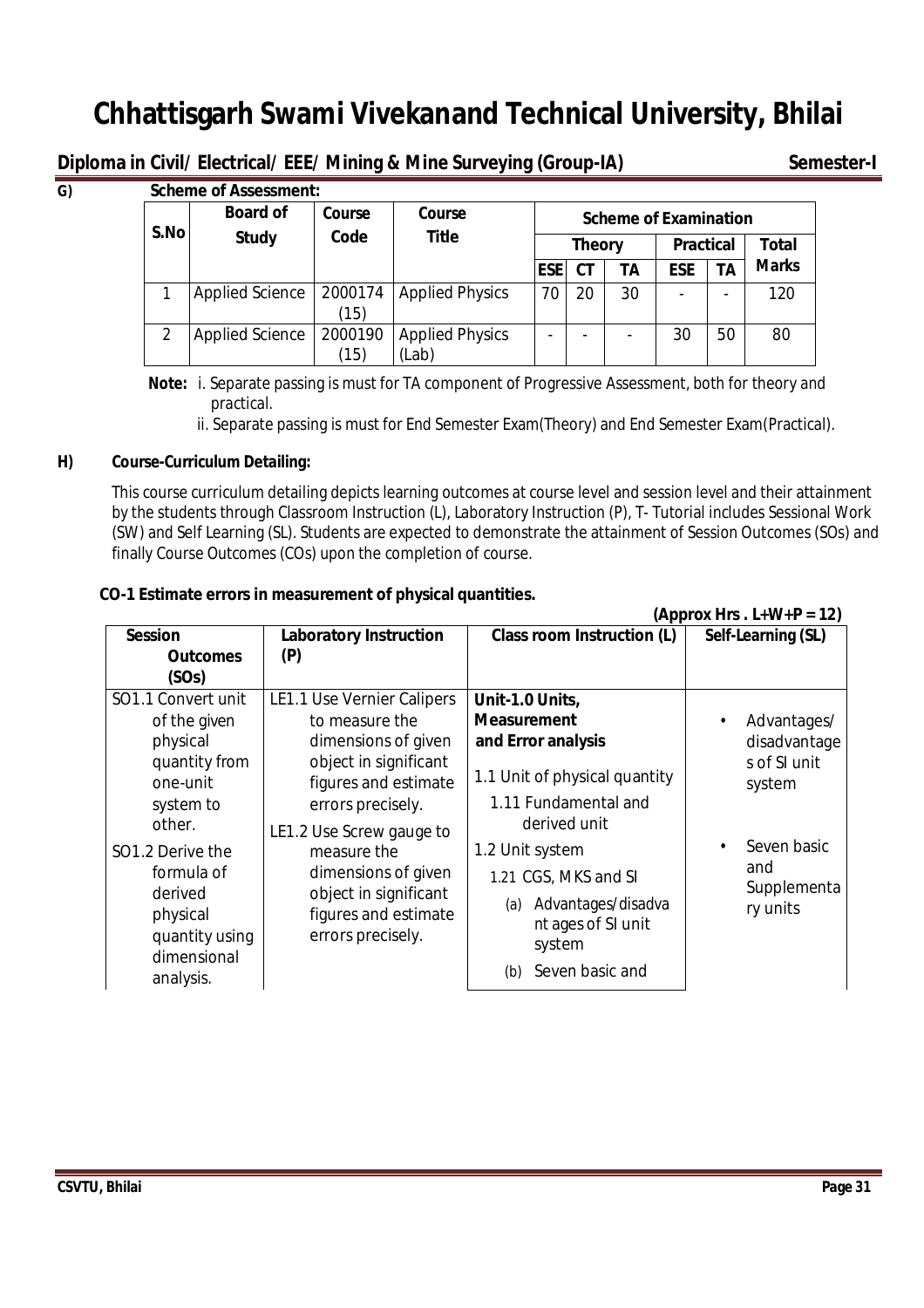# Chhattisgarh Swami Vivekanand Technical University, Bhilai

**Diploma in Civil/ Electrical/ EEE/ Mining & Mine Surveying (Group-IA)** **Semester-I**

**G) Scheme of Assessment:**

| S.No | Board of Study | Course Code | Course Title | Scheme of Examination | | | | | |
|---|---|---|---|---|---|---|---|---|---|
| | | | | Theory | | | Practical | | Total Marks |
| | | | | ESE | CT | TA | ESE | TA | |
| 1 | Applied Science | 2000174 (15) | Applied Physics | 70 | 20 | 30 | - | - | 120 |
| 2 | Applied Science | 2000190 (15) | Applied Physics (Lab) | - | - | - | 30 | 50 | 80 |

**Note:** i. Separate passing is must for TA component of Progressive Assessment, both for theory and practical.

ii. Separate passing is must for End Semester Exam(Theory) and End Semester Exam(Practical).

**H) Course-Curriculum Detailing:**

This course curriculum detailing depicts learning outcomes at course level and session level and their attainment by the students through Classroom Instruction (L), Laboratory Instruction (P), T- Tutorial includes Sessional Work (SW) and Self Learning (SL). Students are expected to demonstrate the attainment of Session Outcomes (SOs) and finally Course Outcomes (COs) upon the completion of course.

**CO-1 Estimate errors in measurement of physical quantities.**

**(Approx Hrs . L+W+P = 12)**

| Session Outcomes (SOs) | Laboratory Instruction (P) | Class room Instruction (L) | Self-Learning (SL) |
|---|---|---|---|
| SO1.1 Convert unit of the given physical quantity from one-unit system to other.<br>SO1.2 Derive the formula of derived physical quantity using dimensional analysis. | LE1.1 Use Vernier Calipers to measure the dimensions of given object in significant figures and estimate errors precisely.<br>LE1.2 Use Screw gauge to measure the dimensions of given object in significant figures and estimate errors precisely. | **Unit-1.0 Units, Measurement and Error analysis**<br>1.1 Unit of physical quantity<br>1.11 Fundamental and derived unit<br>1.2 Unit system<br>1.21 CGS, MKS and SI<br>(a) Advantages/disadvantages of SI unit system<br>(b) Seven basic and | • Advantages/ disadvantages of SI unit system<br>• Seven basic and Supplementary units |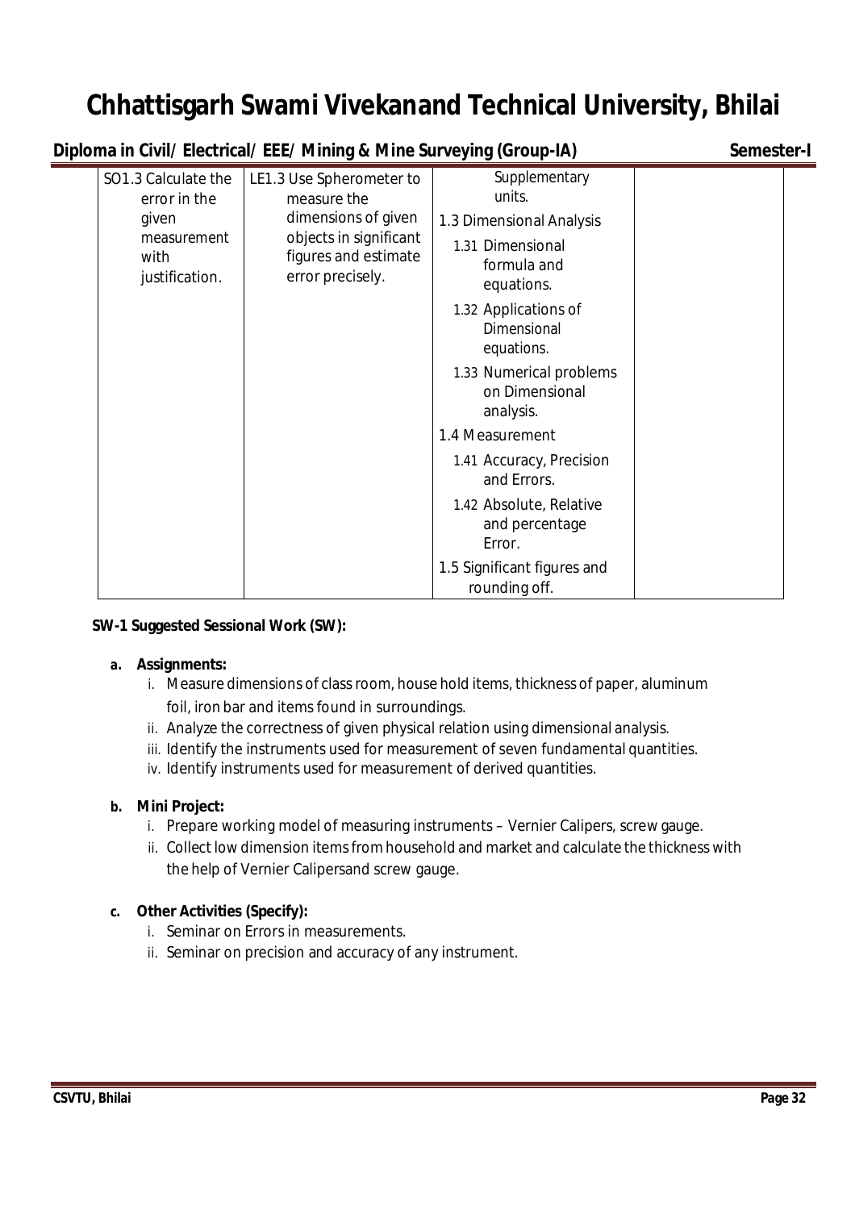| | | | |
|---|---|---|---|
| SO1.3 Calculate the error in the given measurement with justification. | LE1.3 Use Spherometer to measure the dimensions of given objects in significant figures and estimate error precisely. | Supplementary units.<br>1.3 Dimensional Analysis<br>1.31 Dimensional formula and equations.<br>1.32 Applications of Dimensional equations.<br>1.33 Numerical problems on Dimensional analysis.<br>1.4 Measurement<br>1.41 Accuracy, Precision and Errors.<br>1.42 Absolute, Relative and percentage Error.<br>1.5 Significant figures and rounding off. | |

**SW-1 Suggested Sessional Work (SW):**

**a. Assignments:**

i. Measure dimensions of class room, house hold items, thickness of paper, aluminum foil, iron bar and items found in surroundings.

ii. Analyze the correctness of given physical relation using dimensional analysis.

iii. Identify the instruments used for measurement of seven fundamental quantities.

iv. Identify instruments used for measurement of derived quantities.

**b. Mini Project:**

i. Prepare working model of measuring instruments – Vernier Calipers, screw gauge.

ii. Collect low dimension items from household and market and calculate the thickness with the help of Vernier Calipersand screw gauge.

**c. Other Activities (Specify):**

i. Seminar on Errors in measurements.

ii. Seminar on precision and accuracy of any instrument.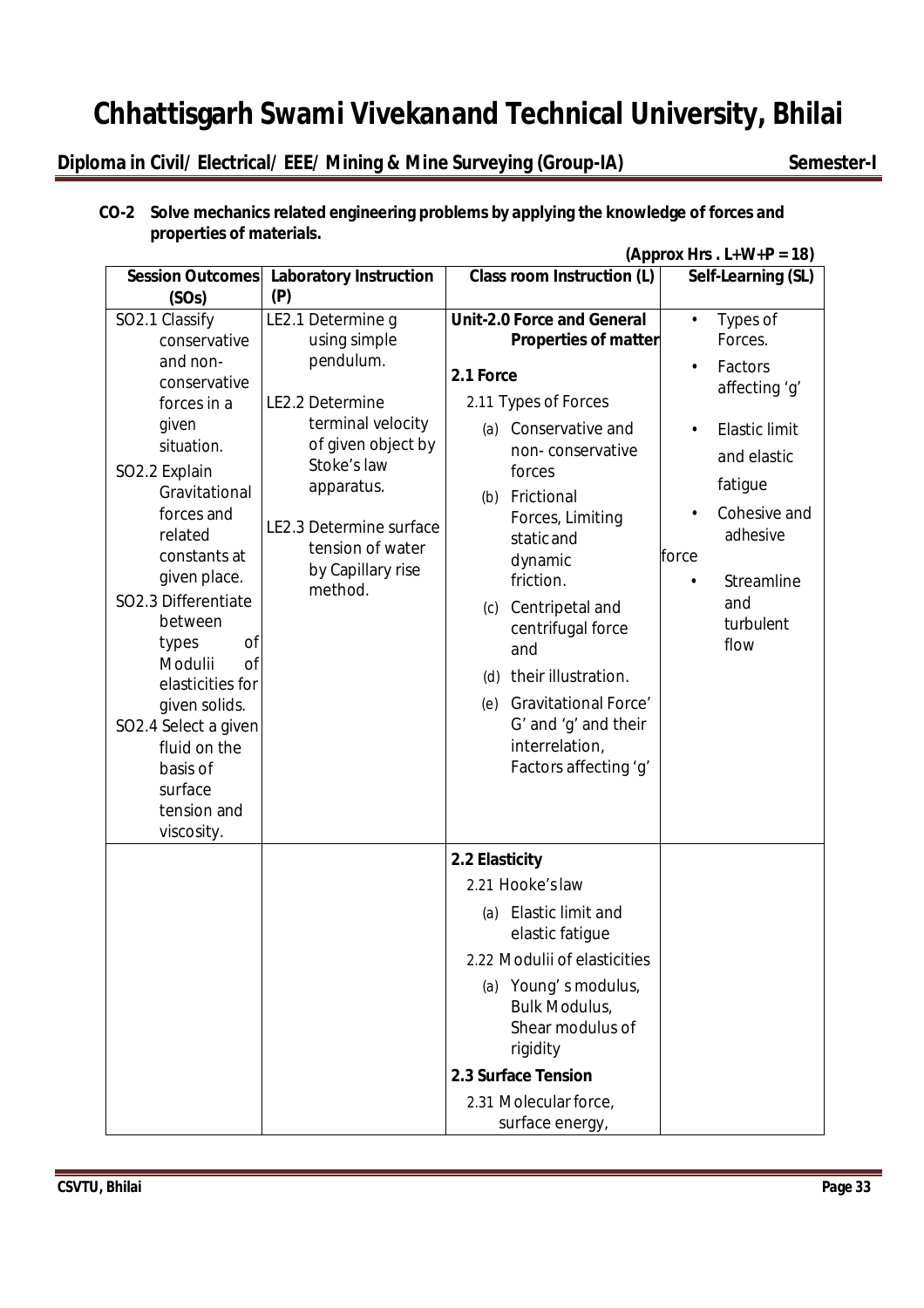# Chhattisgarh Swami Vivekanand Technical University, Bhilai

**Diploma in Civil/ Electrical/ EEE/ Mining & Mine Surveying (Group-IA)** **Semester-I**

**CO-2 Solve mechanics related engineering problems by applying the knowledge of forces and properties of materials.**

**(Approx Hrs . L+W+P = 18)**

| Session Outcomes (SOs) | Laboratory Instruction (P) | Class room Instruction (L) | Self-Learning (SL) |
|---|---|---|---|
| SO2.1 Classify conservative and non-conservative forces in a given situation.<br>SO2.2 Explain Gravitational forces and related constants at given place.<br>SO2.3 Differentiate between types of Modulii of elasticities for given solids.<br>SO2.4 Select a given fluid on the basis of surface tension and viscosity. | LE2.1 Determine g using simple pendulum.<br>LE2.2 Determine terminal velocity of given object by Stoke's law apparatus.<br>LE2.3 Determine surface tension of water by Capillary rise method. | **Unit-2.0 Force and General Properties of matter**<br>**2.1 Force**<br>2.11 Types of Forces<br>(a) Conservative and non- conservative forces<br>(b) Frictional Forces, Limiting static and dynamic friction.<br>(c) Centripetal and centrifugal force and<br>(d) their illustration.<br>(e) Gravitational Force' G' and 'g' and their interrelation, Factors affecting 'g' | • Types of Forces.<br>• Factors affecting 'g'<br>• Elastic limit and elastic fatigue<br>• Cohesive and adhesive force<br>• Streamline and turbulent flow |
| | | **2.2 Elasticity**<br>2.21 Hooke's law<br>(a) Elastic limit and elastic fatigue<br>2.22 Modulii of elasticities<br>(a) Young' s modulus, Bulk Modulus, Shear modulus of rigidity<br>**2.3 Surface Tension**<br>2.31 Molecular force, surface energy, | |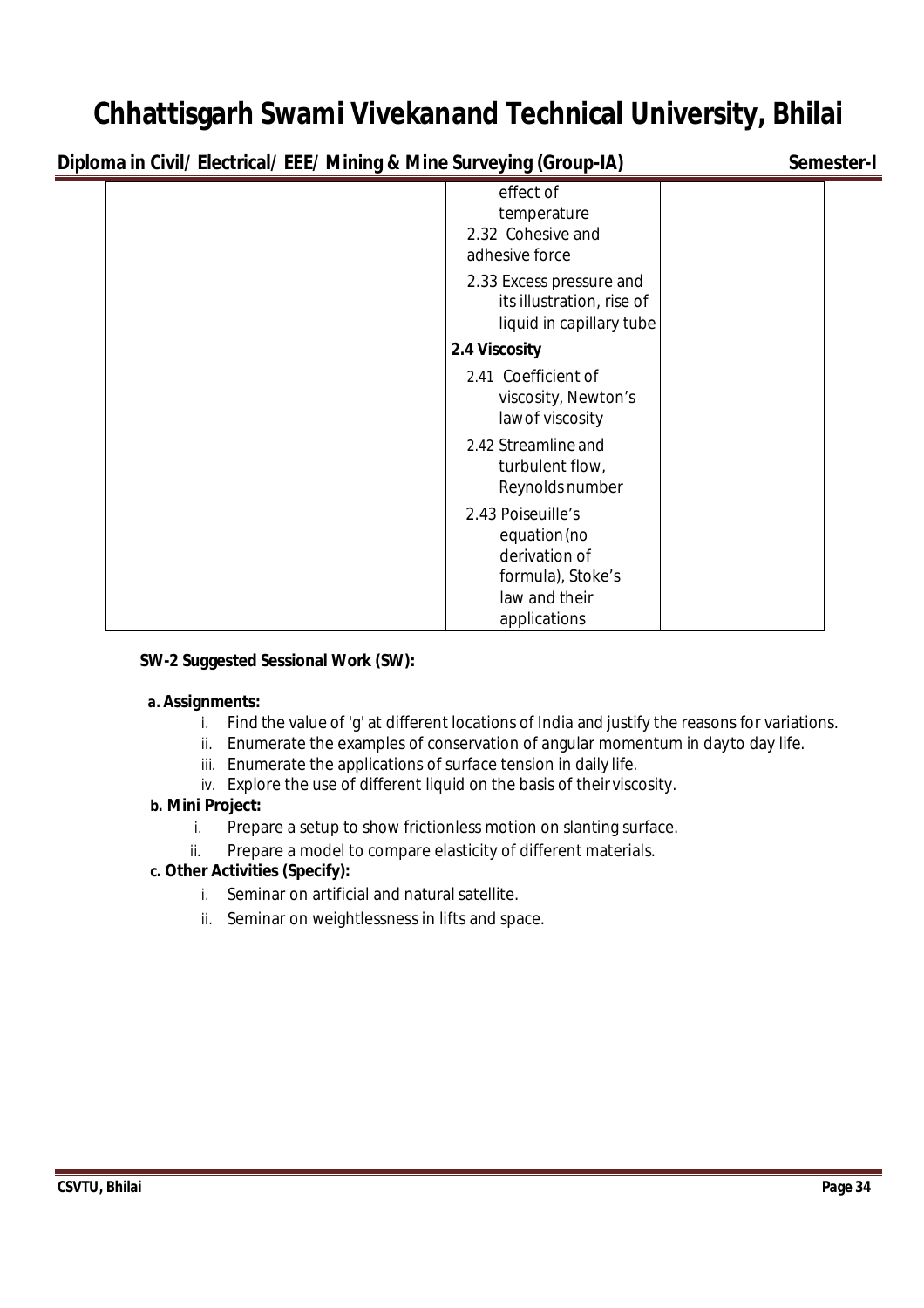| | | | |
|---|---|---|---|
| | | effect of temperature<br>2.32 Cohesive and adhesive force<br>2.33 Excess pressure and its illustration, rise of liquid in capillary tube<br>**2.4 Viscosity**<br>2.41 Coefficient of viscosity, Newton's law of viscosity<br>2.42 Streamline and turbulent flow, Reynolds number<br>2.43 Poiseuille's equation (no derivation of formula), Stoke's law and their applications | |

**SW-2 Suggested Sessional Work (SW):**

**a. Assignments:**

- i. Find the value of 'g' at different locations of India and justify the reasons for variations.
- ii. Enumerate the examples of conservation of angular momentum in day to day life.
- iii. Enumerate the applications of surface tension in daily life.
- iv. Explore the use of different liquid on the basis of their viscosity.

**b. Mini Project:**

- i. Prepare a setup to show frictionless motion on slanting surface.
- ii. Prepare a model to compare elasticity of different materials.

**c. Other Activities (Specify):**

- i. Seminar on artificial and natural satellite.
- ii. Seminar on weightlessness in lifts and space.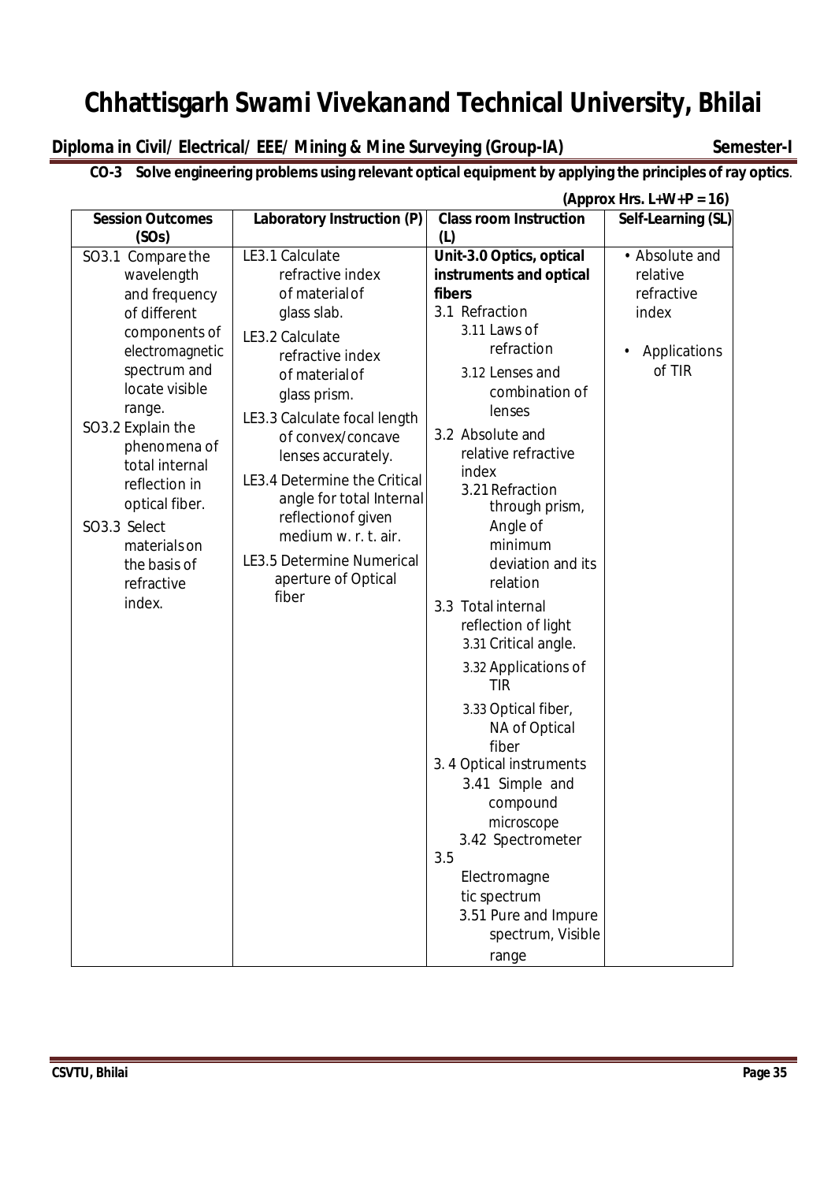# Chhattisgarh Swami Vivekanand Technical University, Bhilai

**Diploma in Civil/ Electrical/ EEE/ Mining & Mine Surveying (Group-IA)** **Semester-I**

**CO-3 Solve engineering problems using relevant optical equipment by applying the principles of ray optics**.

**(Approx Hrs. L+W+P = 16)**

| Session Outcomes (SOs) | Laboratory Instruction (P) | Class room Instruction (L) | Self-Learning (SL) |
|---|---|---|---|
| SO3.1 Compare the wavelength and frequency of different components of electromagnetic spectrum and locate visible range.<br>SO3.2 Explain the phenomena of total internal reflection in optical fiber.<br>SO3.3 Select materials on the basis of refractive index. | LE3.1 Calculate refractive index of material of glass slab.<br>LE3.2 Calculate refractive index of material of glass prism.<br>LE3.3 Calculate focal length of convex/concave lenses accurately.<br>LE3.4 Determine the Critical angle for total Internal reflection of given medium w. r. t. air.<br>LE3.5 Determine Numerical aperture of Optical fiber | **Unit-3.0 Optics, optical instruments and optical fibers**<br>3.1 Refraction<br>3.11 Laws of refraction<br>3.12 Lenses and combination of lenses<br>3.2 Absolute and relative refractive index<br>3.21 Refraction through prism, Angle of minimum deviation and its relation<br>3.3 Total internal reflection of light<br>3.31 Critical angle.<br>3.32 Applications of TIR<br>3.33 Optical fiber, NA of Optical fiber<br>3. 4 Optical instruments<br>3.41 Simple and compound microscope<br>3.42 Spectrometer<br>3.5 Electromagnetic spectrum<br>3.51 Pure and Impure spectrum, Visible range | • Absolute and relative refractive index<br>• Applications of TIR |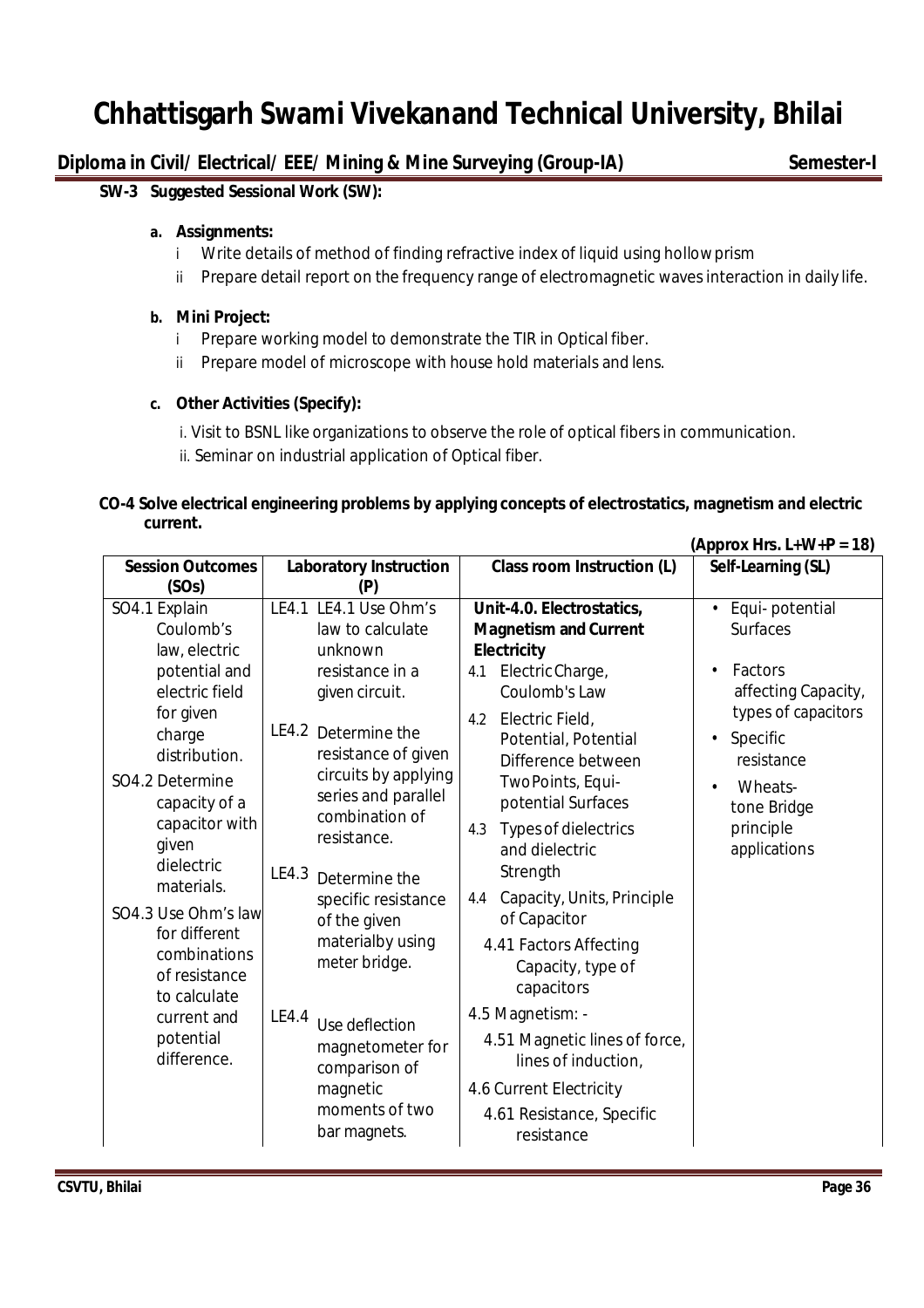# Chhattisgarh Swami Vivekanand Technical University, Bhilai

**Diploma in Civil/ Electrical/ EEE/ Mining & Mine Surveying (Group-IA)** **Semester-I**

**SW-3 Suggested Sessional Work (SW):**

**a. Assignments:**

i Write details of method of finding refractive index of liquid using hollow prism

ii Prepare detail report on the frequency range of electromagnetic waves interaction in daily life.

**b. Mini Project:**

i Prepare working model to demonstrate the TIR in Optical fiber.

ii Prepare model of microscope with house hold materials and lens.

**c. Other Activities (Specify):**

i. Visit to BSNL like organizations to observe the role of optical fibers in communication.

ii. Seminar on industrial application of Optical fiber.

**CO-4 Solve electrical engineering problems by applying concepts of electrostatics, magnetism and electric current.**

**(Approx Hrs. L+W+P = 18)**

| Session Outcomes (SOs) | Laboratory Instruction (P) | Class room Instruction (L) | Self-Learning (SL) |
|---|---|---|---|
| SO4.1 Explain Coulomb's law, electric potential and electric field for given charge distribution.<br>SO4.2 Determine capacity of a capacitor with given dielectric materials.<br>SO4.3 Use Ohm's law for different combinations of resistance to calculate current and potential difference. | LE4.1 LE4.1 Use Ohm's law to calculate unknown resistance in a given circuit.<br>LE4.2 Determine the resistance of given circuits by applying series and parallel combination of resistance.<br>LE4.3 Determine the specific resistance of the given materialby using meter bridge.<br>LE4.4 Use deflection magnetometer for comparison of magnetic moments of two bar magnets. | **Unit-4.0. Electrostatics, Magnetism and Current Electricity**<br>4.1 Electric Charge, Coulomb's Law<br>4.2 Electric Field, Potential, Potential Difference between Two Points, Equi-potential Surfaces<br>4.3 Types of dielectrics and dielectric Strength<br>4.4 Capacity, Units, Principle of Capacitor<br>4.41 Factors Affecting Capacity, type of capacitors<br>4.5 Magnetism: -<br>4.51 Magnetic lines of force, lines of induction,<br>4.6 Current Electricity<br>4.61 Resistance, Specific resistance | • Equi- potential Surfaces<br>• Factors affecting Capacity, types of capacitors<br>• Specific resistance<br>• Wheats-tone Bridge principle applications |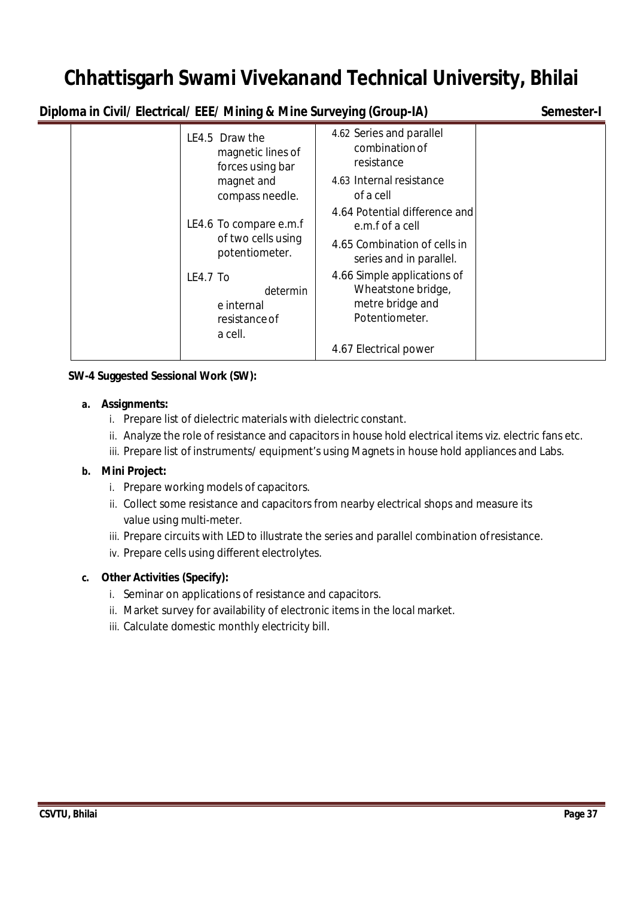| | | | |
|---|---|---|---|
| | LE4.5 Draw the magnetic lines of forces using bar magnet and compass needle.<br><br>LE4.6 To compare e.m.f of two cells using potentiometer.<br><br>LE4.7 To determine internal resistance of a cell. | 4.62 Series and parallel combination of resistance<br><br>4.63 Internal resistance of a cell<br><br>4.64 Potential difference and e.m.f of a cell<br><br>4.65 Combination of cells in series and in parallel.<br><br>4.66 Simple applications of Wheatstone bridge, metre bridge and Potentiometer.<br><br>4.67 Electrical power | |

**SW-4 Suggested Sessional Work (SW):**

**a. Assignments:**

i. Prepare list of dielectric materials with dielectric constant.
ii. Analyze the role of resistance and capacitors in house hold electrical items viz. electric fans etc.
iii. Prepare list of instruments/ equipment's using Magnets in house hold appliances and Labs.

**b. Mini Project:**

i. Prepare working models of capacitors.
ii. Collect some resistance and capacitors from nearby electrical shops and measure its value using multi-meter.
iii. Prepare circuits with LED to illustrate the series and parallel combination of resistance.
iv. Prepare cells using different electrolytes.

**c. Other Activities (Specify):**

i. Seminar on applications of resistance and capacitors.
ii. Market survey for availability of electronic items in the local market.
iii. Calculate domestic monthly electricity bill.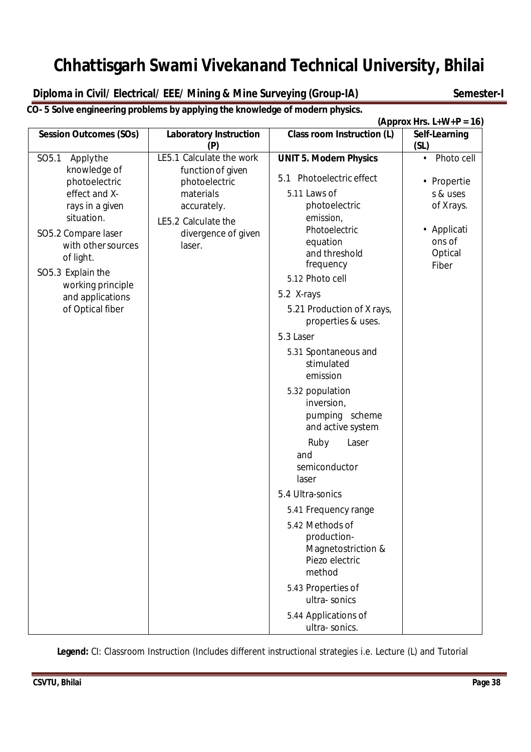# Chhattisgarh Swami Vivekanand Technical University, Bhilai

**Diploma in Civil/ Electrical/ EEE/ Mining & Mine Surveying (Group-IA)** **Semester-I**

**CO- 5 Solve engineering problems by applying the knowledge of modern physics.**

**(Approx Hrs. L+W+P = 16)**

| Session Outcomes (SOs) | Laboratory Instruction (P) | Class room Instruction (L) | Self-Learning (SL) |
|---|---|---|---|
| SO5.1 Apply the knowledge of photoelectric effect and X-rays in a given situation.<br>SO5.2 Compare laser with other sources of light.<br>SO5.3 Explain the working principle and applications of Optical fiber | LE5.1 Calculate the work function of given photoelectric materials accurately.<br>LE5.2 Calculate the divergence of given laser. | **UNIT 5. Modern Physics**<br>5.1 Photoelectric effect<br>5.11 Laws of photoelectric emission, Photoelectric equation and threshold frequency<br>5.12 Photo cell<br>5.2 X-rays<br>5.21 Production of X rays, properties & uses.<br>5.3 Laser<br>5.31 Spontaneous and stimulated emission<br>5.32 population inversion, pumping scheme and active system<br>Ruby Laser and semiconductor laser<br>5.4 Ultra-sonics<br>5.41 Frequency range<br>5.42 Methods of production- Magnetostriction & Piezo electric method<br>5.43 Properties of ultra- sonics<br>5.44 Applications of ultra- sonics. | • Photo cell<br>• Properties & uses of Xrays.<br>• Applications of Optical Fiber |

**Legend:** CI: Classroom Instruction (Includes different instructional strategies i.e. Lecture (L) and Tutorial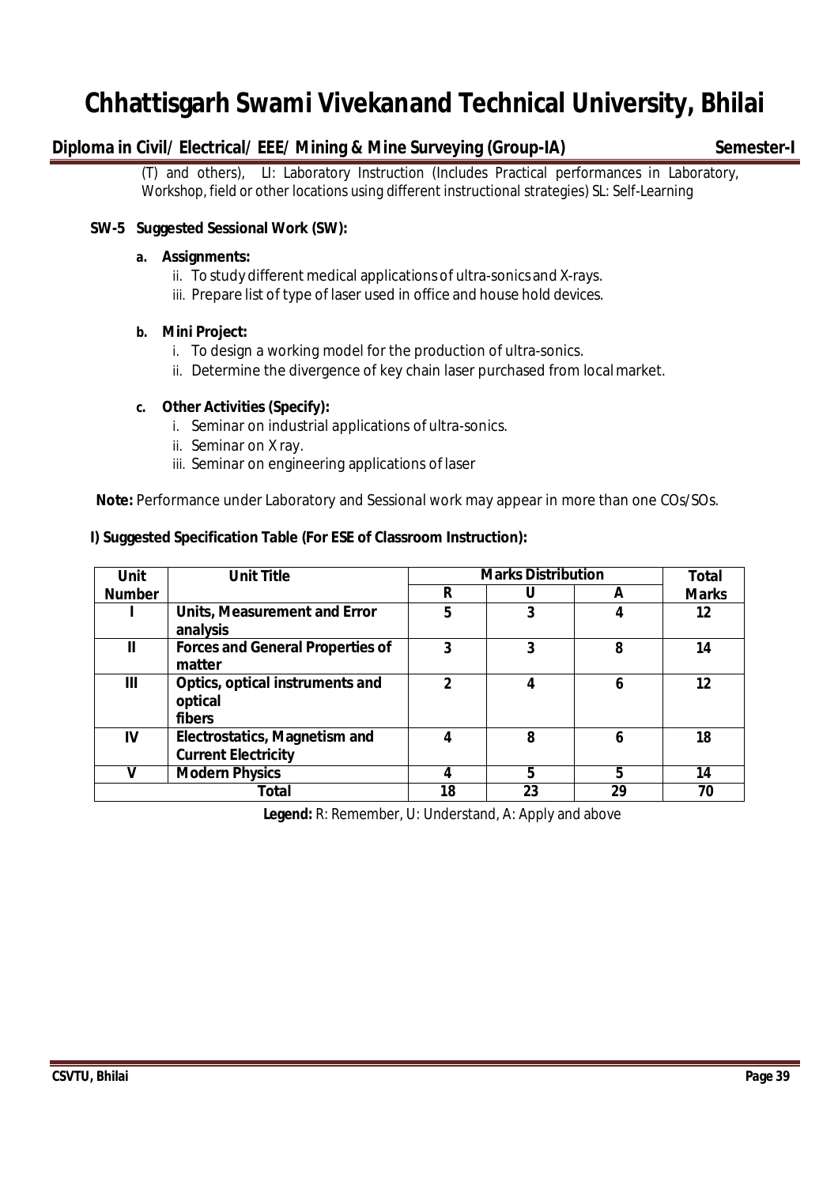(T) and others), LI: Laboratory Instruction (Includes Practical performances in Laboratory, Workshop, field or other locations using different instructional strategies) SL: Self-Learning

**SW-5 Suggested Sessional Work (SW):**

**a. Assignments:**

ii. To study different medical applications of ultra-sonics and X-rays.
iii. Prepare list of type of laser used in office and house hold devices.

**b. Mini Project:**

i. To design a working model for the production of ultra-sonics.
ii. Determine the divergence of key chain laser purchased from local market.

**c. Other Activities (Specify):**

i. Seminar on industrial applications of ultra-sonics.
ii. Seminar on X ray.
iii. Seminar on engineering applications of laser

**Note:** Performance under Laboratory and Sessional work may appear in more than one COs/SOs.

**I) Suggested Specification Table (For ESE of Classroom Instruction):**

| Unit Number | Unit Title | Marks Distribution | | | Total Marks |
|---|---|---|---|---|---|
| | | R | U | A | |
| I | Units, Measurement and Error analysis | 5 | 3 | 4 | 12 |
| II | Forces and General Properties of matter | 3 | 3 | 8 | 14 |
| III | Optics, optical instruments and optical fibers | 2 | 4 | 6 | 12 |
| IV | Electrostatics, Magnetism and Current Electricity | 4 | 8 | 6 | 18 |
| V | Modern Physics | 4 | 5 | 5 | 14 |
| Total | | 18 | 23 | 29 | 70 |

**Legend:** R: Remember, U: Understand, A: Apply and above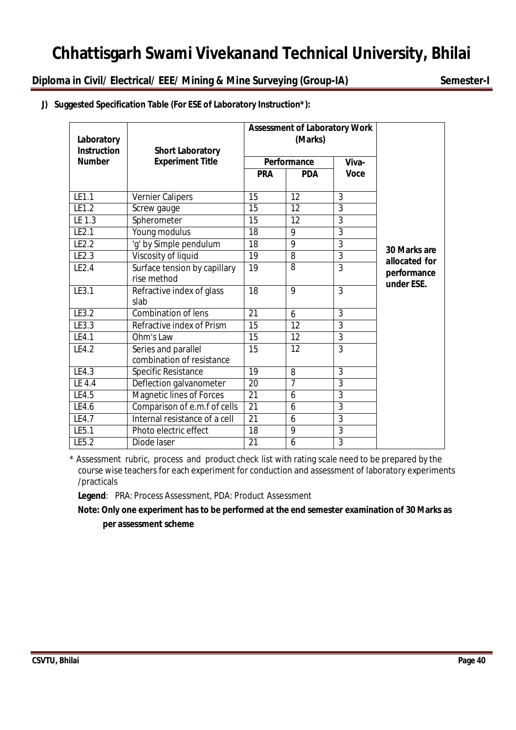**J) Suggested Specification Table (For ESE of Laboratory Instruction*):**

| Laboratory Instruction Number | Short Laboratory Experiment Title | Assessment of Laboratory Work (Marks) | | | |
|---|---|---|---|---|---|
| | | Performance | | Viva-Voce | |
| | | PRA | PDA | | |
| LE1.1 | Vernier Calipers | 15 | 12 | 3 | 30 Marks are allocated for performance under ESE. |
| LE1.2 | Screw gauge | 15 | 12 | 3 | |
| LE 1.3 | Spherometer | 15 | 12 | 3 | |
| LE2.1 | Young modulus | 18 | 9 | 3 | |
| LE2.2 | 'g' by Simple pendulum | 18 | 9 | 3 | |
| LE2.3 | Viscosity of liquid | 19 | 8 | 3 | |
| LE2.4 | Surface tension by capillary rise method | 19 | 8 | 3 | |
| LE3.1 | Refractive index of glass slab | 18 | 9 | 3 | |
| LE3.2 | Combination of lens | 21 | 6 | 3 | |
| LE3.3 | Refractive index of Prism | 15 | 12 | 3 | |
| LE4.1 | Ohm's Law | 15 | 12 | 3 | |
| LE4.2 | Series and parallel combination of resistance | 15 | 12 | 3 | |
| LE4.3 | Specific Resistance | 19 | 8 | 3 | |
| LE 4.4 | Deflection galvanometer | 20 | 7 | 3 | |
| LE4.5 | Magnetic lines of Forces | 21 | 6 | 3 | |
| LE4.6 | Comparison of e.m.f of cells | 21 | 6 | 3 | |
| LE4.7 | Internal resistance of a cell | 21 | 6 | 3 | |
| LE5.1 | Photo electric effect | 18 | 9 | 3 | |
| LE5.2 | Diode laser | 21 | 6 | 3 | |

* Assessment rubric, process and product check list with rating scale need to be prepared by the course wise teachers for each experiment for conduction and assessment of laboratory experiments /practicals

**Legend**: PRA: Process Assessment, PDA: Product Assessment

**Note: Only one experiment has to be performed at the end semester examination of 30 Marks as per assessment scheme**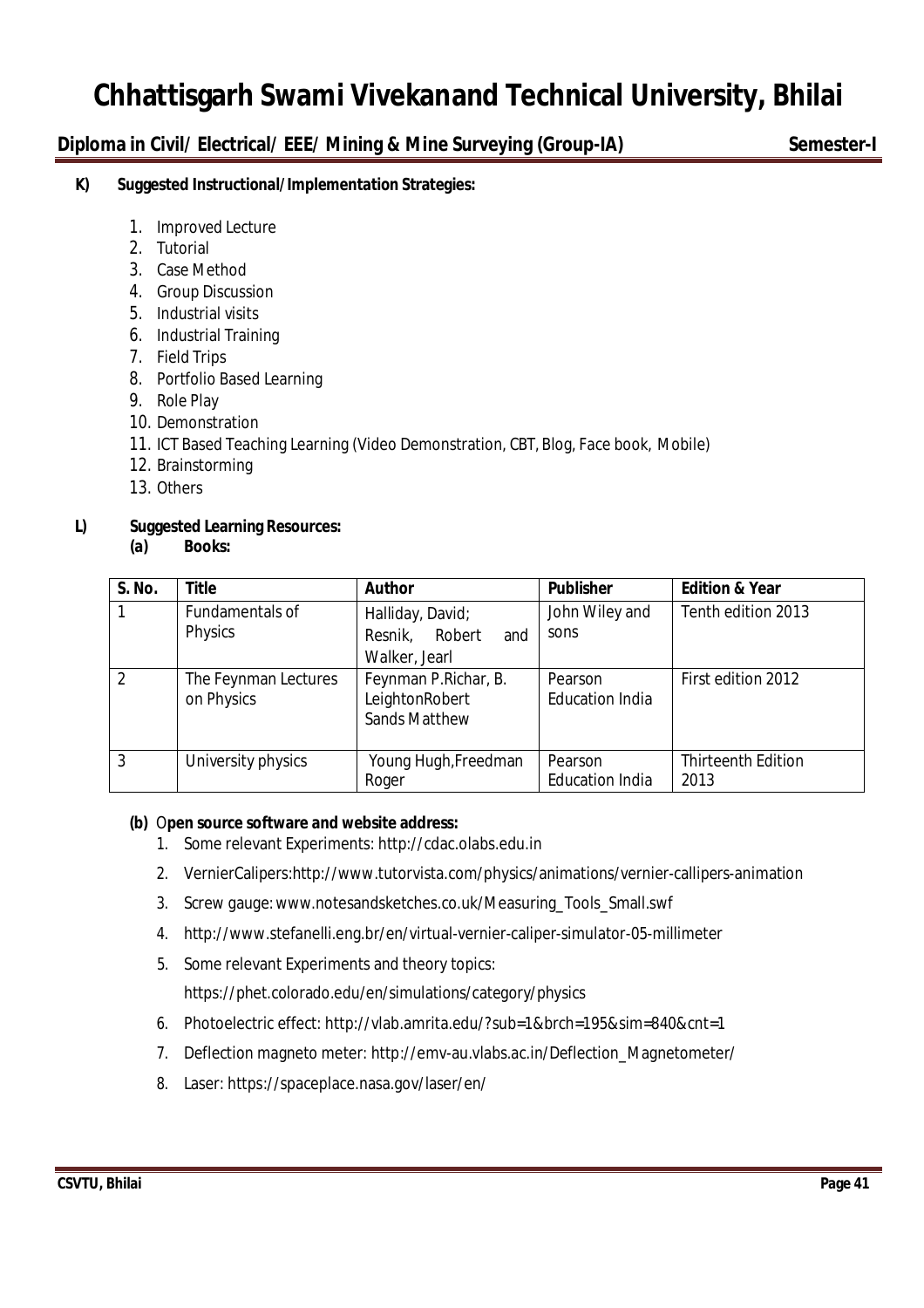**K) Suggested Instructional/Implementation Strategies:**

1. Improved Lecture
2. Tutorial
3. Case Method
4. Group Discussion
5. Industrial visits
6. Industrial Training
7. Field Trips
8. Portfolio Based Learning
9. Role Play
10. Demonstration
11. ICT Based Teaching Learning (Video Demonstration, CBT, Blog, Face book, Mobile)
12. Brainstorming
13. Others

**L) Suggested Learning Resources:**

**(a) Books:**

| S. No. | Title | Author | Publisher | Edition & Year |
|---|---|---|---|---|
| 1 | Fundamentals of Physics | Halliday, David; Resnik, Robert and Walker, Jearl | John Wiley and sons | Tenth edition 2013 |
| 2 | The Feynman Lectures on Physics | Feynman P.Richar, B. LeightonRobert Sands Matthew | Pearson Education India | First edition 2012 |
| 3 | University physics | Young Hugh,Freedman Roger | Pearson Education India | Thirteenth Edition 2013 |

**(b) Open source software and website address:**

1. Some relevant Experiments: http://cdac.olabs.edu.in
2. VernierCalipers:http://www.tutorvista.com/physics/animations/vernier-callipers-animation
3. Screw gauge: www.notesandsketches.co.uk/Measuring_Tools_Small.swf
4. http://www.stefanelli.eng.br/en/virtual-vernier-caliper-simulator-05-millimeter
5. Some relevant Experiments and theory topics: https://phet.colorado.edu/en/simulations/category/physics
6. Photoelectric effect: http://vlab.amrita.edu/?sub=1&brch=195&sim=840&cnt=1
7. Deflection magneto meter: http://emv-au.vlabs.ac.in/Deflection_Magnetometer/
8. Laser: https://spaceplace.nasa.gov/laser/en/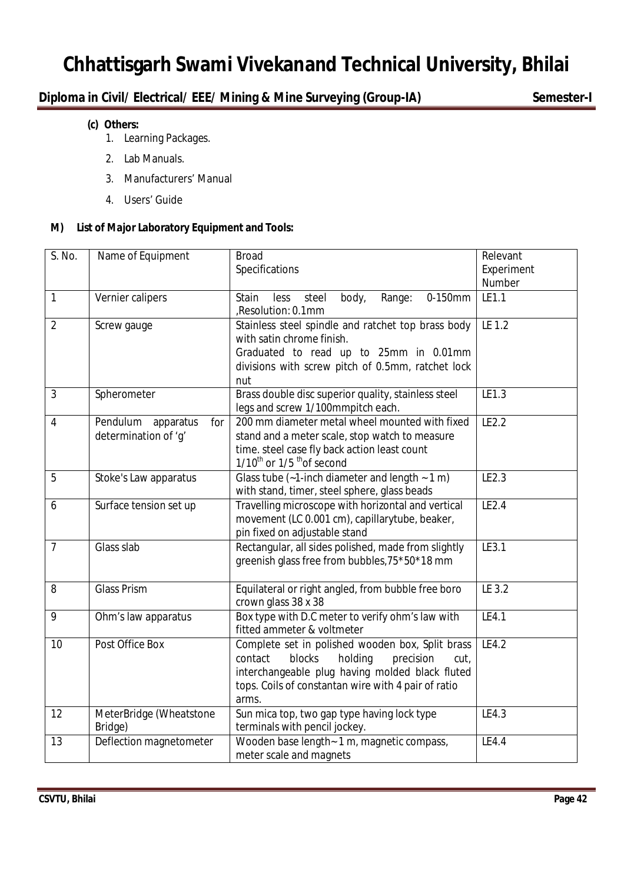**(c) Others:**

1. Learning Packages.
2. Lab Manuals.
3. Manufacturers' Manual
4. Users' Guide

**M) List of Major Laboratory Equipment and Tools:**

| S. No. | Name of Equipment | Broad Specifications | Relevant Experiment Number |
|---|---|---|---|
| 1 | Vernier calipers | Stain less steel body, Range: 0-150mm ,Resolution: 0.1mm | LE1.1 |
| 2 | Screw gauge | Stainless steel spindle and ratchet top brass body with satin chrome finish. Graduated to read up to 25mm in 0.01mm divisions with screw pitch of 0.5mm, ratchet lock nut | LE 1.2 |
| 3 | Spherometer | Brass double disc superior quality, stainless steel legs and screw 1/100mmpitch each. | LE1.3 |
| 4 | Pendulum apparatus for determination of 'g' | 200 mm diameter metal wheel mounted with fixed stand and a meter scale, stop watch to measure time. steel case fly back action least count $1/10^{th}$ or $1/5^{th}$ of second | LE2.2 |
| 5 | Stoke's Law apparatus | Glass tube (~1-inch diameter and length ~ 1 m) with stand, timer, steel sphere, glass beads | LE2.3 |
| 6 | Surface tension set up | Travelling microscope with horizontal and vertical movement (LC 0.001 cm), capillarytube, beaker, pin fixed on adjustable stand | LE2.4 |
| 7 | Glass slab | Rectangular, all sides polished, made from slightly greenish glass free from bubbles,75*50*18 mm | LE3.1 |
| 8 | Glass Prism | Equilateral or right angled, from bubble free boro crown glass 38 x 38 | LE 3.2 |
| 9 | Ohm's law apparatus | Box type with D.C meter to verify ohm's law with fitted ammeter & voltmeter | LE4.1 |
| 10 | Post Office Box | Complete set in polished wooden box, Split brass contact blocks holding precision cut, interchangeable plug having molded black fluted tops. Coils of constantan wire with 4 pair of ratio arms. | LE4.2 |
| 12 | MeterBridge (Wheatstone Bridge) | Sun mica top, two gap type having lock type terminals with pencil jockey. | LE4.3 |
| 13 | Deflection magnetometer | Wooden base length~ 1 m, magnetic compass, meter scale and magnets | LE4.4 |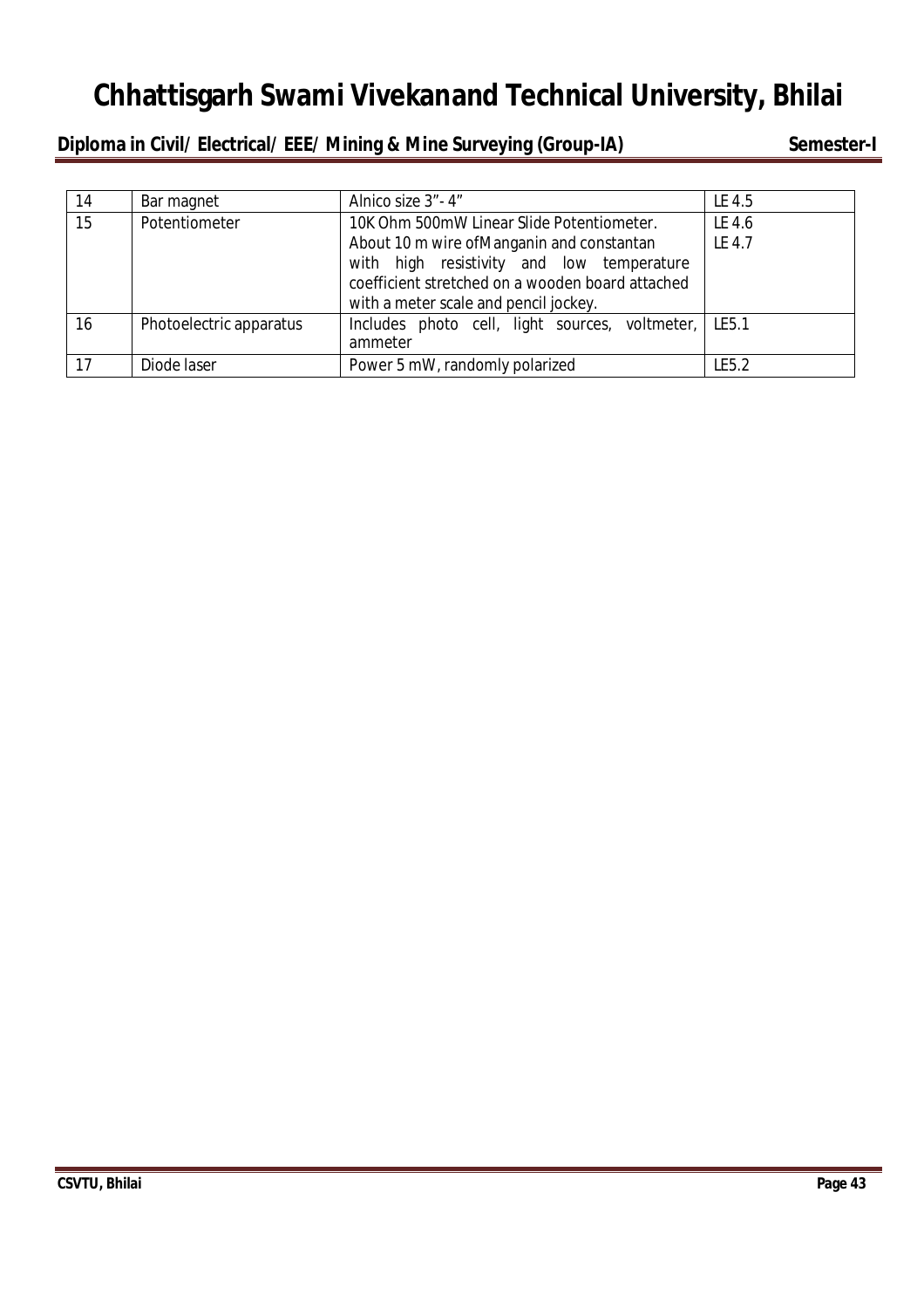| 14 | Bar magnet | Alnico size 3"- 4" | LE 4.5 |
|---|---|---|---|
| 15 | Potentiometer | 10K Ohm 500mW Linear Slide Potentiometer. About 10 m wire ofManganin and constantan with high resistivity and low temperature coefficient stretched on a wooden board attached with a meter scale and pencil jockey. | LE 4.6 LE 4.7 |
| 16 | Photoelectric apparatus | Includes photo cell, light sources, voltmeter, ammeter | LE5.1 |
| 17 | Diode laser | Power 5 mW, randomly polarized | LE5.2 |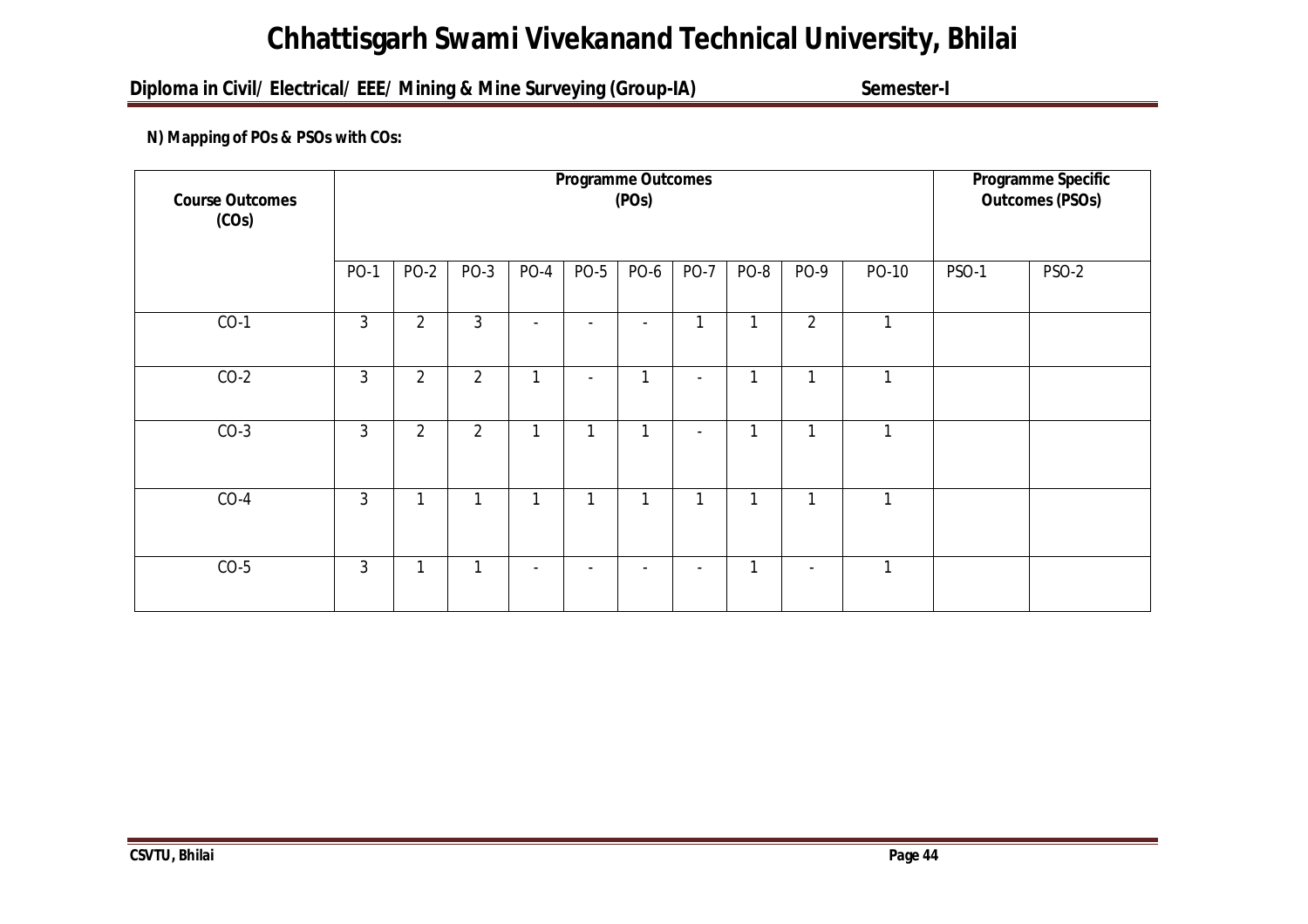**N) Mapping of POs & PSOs with COs:**

| Course Outcomes (COs) | Programme Outcomes (POs) | | | | | | | | | | Programme Specific Outcomes (PSOs) | |
|---|---|---|---|---|---|---|---|---|---|---|---|---|
| | PO-1 | PO-2 | PO-3 | PO-4 | PO-5 | PO-6 | PO-7 | PO-8 | PO-9 | PO-10 | PSO-1 | PSO-2 |
| CO-1 | 3 | 2 | 3 | - | - | - | 1 | 1 | 2 | 1 | | |
| CO-2 | 3 | 2 | 2 | 1 | - | 1 | - | 1 | 1 | 1 | | |
| CO-3 | 3 | 2 | 2 | 1 | 1 | 1 | - | 1 | 1 | 1 | | |
| CO-4 | 3 | 1 | 1 | 1 | 1 | 1 | 1 | 1 | 1 | 1 | | |
| CO-5 | 3 | 1 | 1 | - | - | - | - | 1 | - | 1 | | |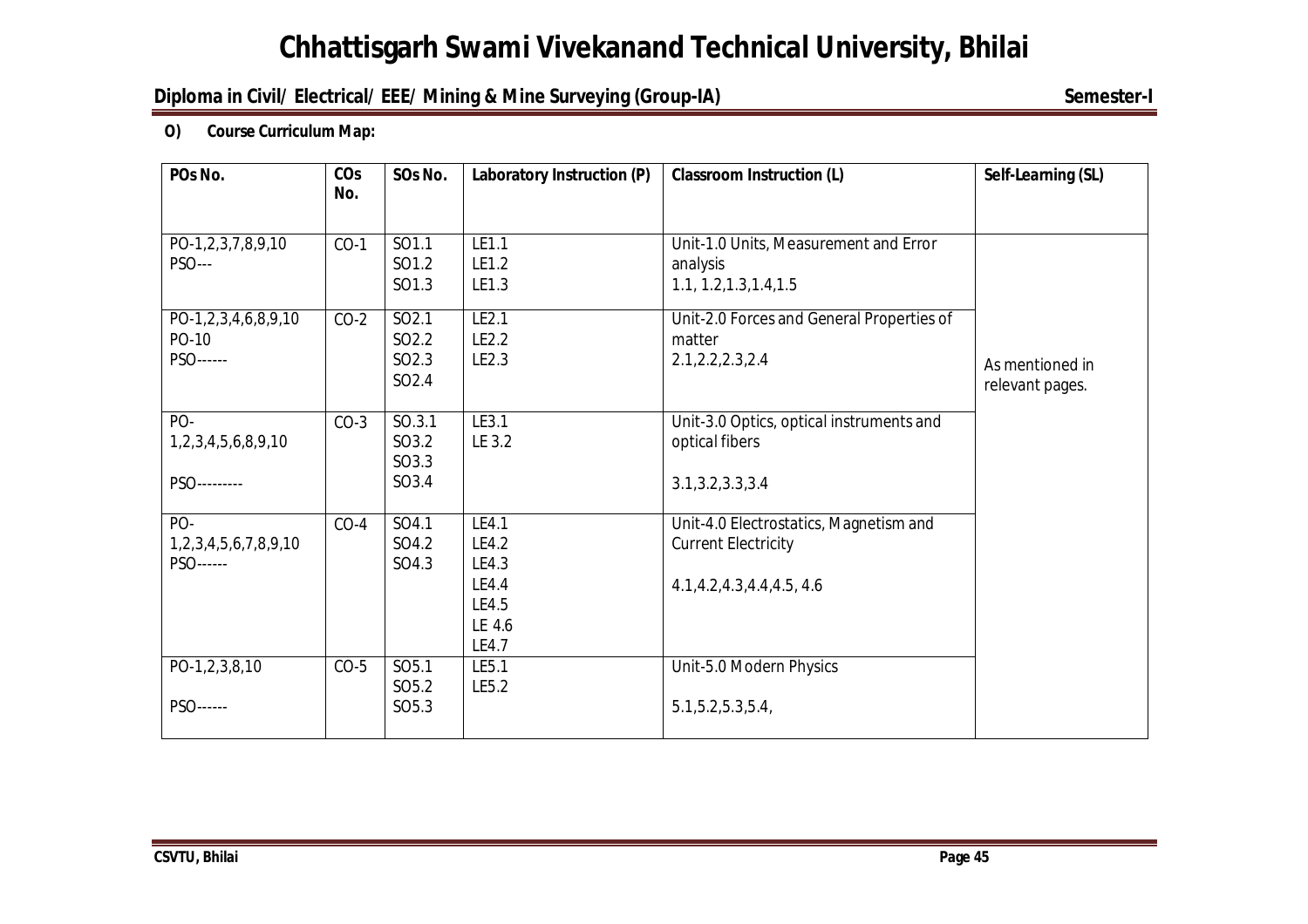**O) Course Curriculum Map:**

| POs No. | COs No. | SOs No. | Laboratory Instruction (P) | Classroom Instruction (L) | Self-Learning (SL) |
|---|---|---|---|---|---|
| PO-1,2,3,7,8,9,10<br>PSO--- | CO-1 | SO1.1<br>SO1.2<br>SO1.3 | LE1.1<br>LE1.2<br>LE1.3 | Unit-1.0 Units, Measurement and Error analysis<br>1.1, 1.2,1.3,1.4,1.5 | As mentioned in relevant pages. |
| PO-1,2,3,4,6,8,9,10<br>PO-10<br>PSO------ | CO-2 | SO2.1<br>SO2.2<br>SO2.3<br>SO2.4 | LE2.1<br>LE2.2<br>LE2.3 | Unit-2.0 Forces and General Properties of matter<br>2.1,2.2,2.3,2.4 | |
| PO-1,2,3,4,5,6,8,9,10<br>PSO--------- | CO-3 | SO.3.1<br>SO3.2<br>SO3.3<br>SO3.4 | LE3.1<br>LE 3.2 | Unit-3.0 Optics, optical instruments and optical fibers<br>3.1,3.2,3.3,3.4 | |
| PO-1,2,3,4,5,6,7,8,9,10<br>PSO------ | CO-4 | SO4.1<br>SO4.2<br>SO4.3 | LE4.1<br>LE4.2<br>LE4.3<br>LE4.4<br>LE4.5<br>LE 4.6<br>LE4.7 | Unit-4.0 Electrostatics, Magnetism and Current Electricity<br>4.1,4.2,4.3,4.4,4.5, 4.6 | |
| PO-1,2,3,8,10<br>PSO------ | CO-5 | SO5.1<br>SO5.2<br>SO5.3 | LE5.1<br>LE5.2 | Unit-5.0 Modern Physics<br>5.1,5.2,5.3,5.4, | |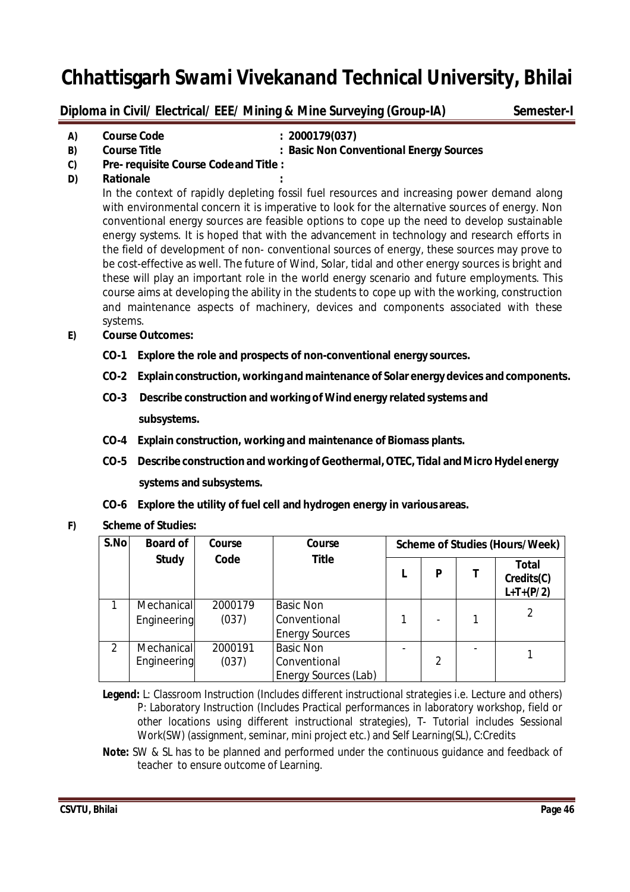# Chhattisgarh Swami Vivekanand Technical University, Bhilai

**Diploma in Civil/ Electrical/ EEE/ Mining & Mine Surveying (Group-IA)** **Semester-I**

- **A) Course Code** : **2000179(037)**
- **B) Course Title** : **Basic Non Conventional Energy Sources**
- **C) Pre- requisite Course Code and Title :**
- **D) Rationale :**

In the context of rapidly depleting fossil fuel resources and increasing power demand along with environmental concern it is imperative to look for the alternative sources of energy. Non conventional energy sources are feasible options to cope up the need to develop sustainable energy systems. It is hoped that with the advancement in technology and research efforts in the field of development of non- conventional sources of energy, these sources may prove to be cost-effective as well. The future of Wind, Solar, tidal and other energy sources is bright and these will play an important role in the world energy scenario and future employments. This course aims at developing the ability in the students to cope up with the working, construction and maintenance aspects of machinery, devices and components associated with these systems.

- **E) Course Outcomes:**
  - **CO-1 Explore the role and prospects of non-conventional energy sources.**
  - **CO-2 Explain construction, working and maintenance of Solar energy devices and components.**
  - **CO-3 Describe construction and working of Wind energy related systems and subsystems.**
  - **CO-4 Explain construction, working and maintenance of Biomass plants.**
  - **CO-5 Describe construction and working of Geothermal, OTEC, Tidal and Micro Hydel energy systems and subsystems.**
  - **CO-6 Explore the utility of fuel cell and hydrogen energy in various areas.**
- **F) Scheme of Studies:**

| S.No | Board of Study | Course Code | Course Title | Scheme of Studies (Hours/Week) | | | |
|---|---|---|---|---|---|---|---|
| | | | | L | P | T | Total Credits(C) L+T+(P/2) |
| 1 | Mechanical Engineering | 2000179 (037) | Basic Non Conventional Energy Sources | 1 | - | 1 | 2 |
| 2 | Mechanical Engineering | 2000191 (037) | Basic Non Conventional Energy Sources (Lab) | - | 2 | - | 1 |

**Legend:** L: Classroom Instruction (Includes different instructional strategies i.e. Lecture and others) P: Laboratory Instruction (Includes Practical performances in laboratory workshop, field or other locations using different instructional strategies), T- Tutorial includes Sessional Work(SW) (assignment, seminar, mini project etc.) and Self Learning(SL), C:Credits

**Note:** SW & SL has to be planned and performed under the continuous guidance and feedback of teacher to ensure outcome of Learning.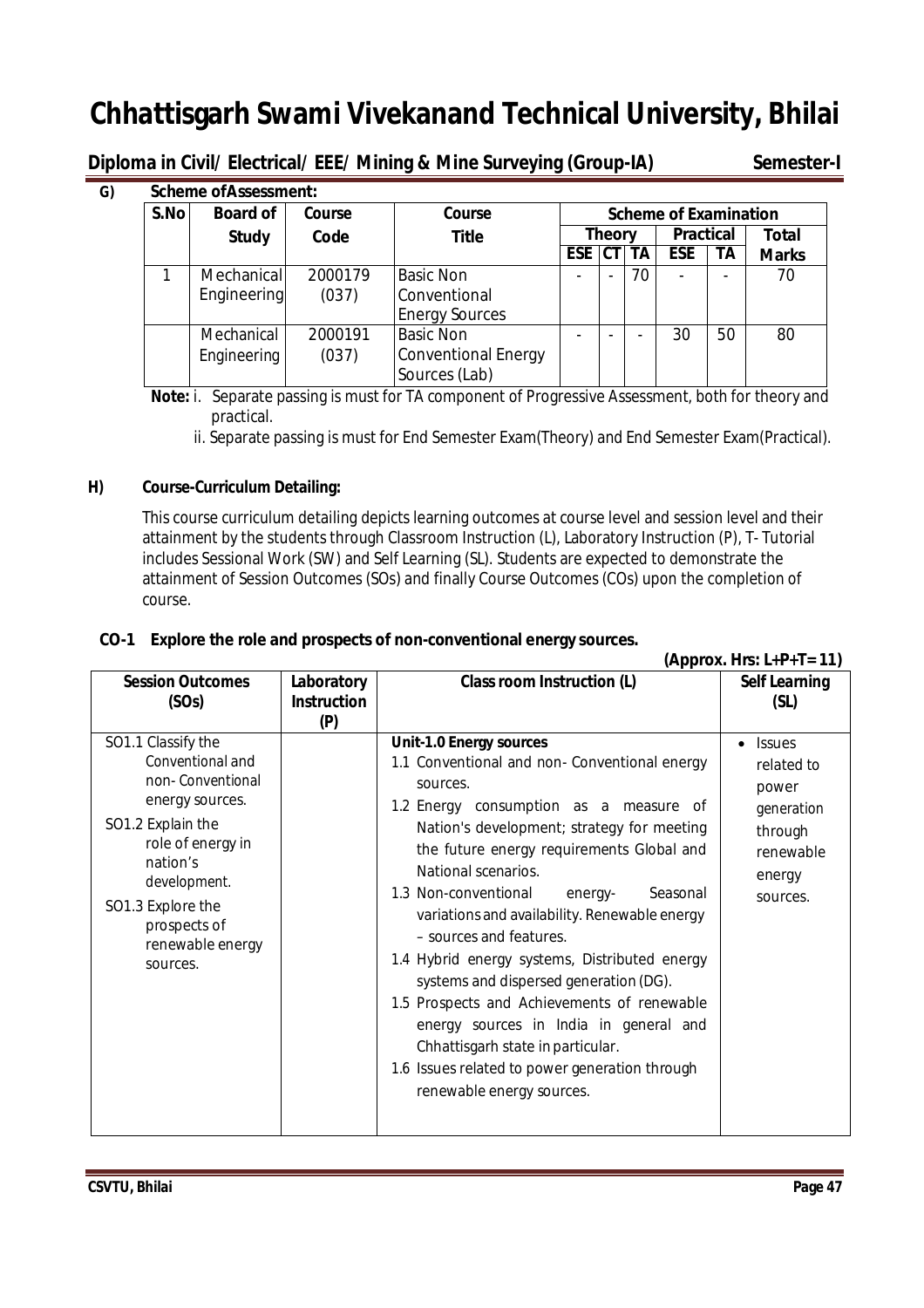# Chhattisgarh Swami Vivekanand Technical University, Bhilai

**Diploma in Civil/ Electrical/ EEE/ Mining & Mine Surveying (Group-IA) Semester-I**

**G) Scheme ofAssessment:**

| S.No | Board of Study | Course Code | Course Title | Scheme of Examination | | | | | |
|---|---|---|---|---|---|---|---|---|---|
| | | | | Theory | | | Practical | | Total |
| | | | | ESE | CT | TA | ESE | TA | Marks |
| 1 | Mechanical Engineering | 2000179 (037) | Basic Non Conventional Energy Sources | - | - | 70 | - | - | 70 |
| | Mechanical Engineering | 2000191 (037) | Basic Non Conventional Energy Sources (Lab) | - | - | - | 30 | 50 | 80 |

**Note:** i. Separate passing is must for TA component of Progressive Assessment, both for theory and practical.

ii. Separate passing is must for End Semester Exam(Theory) and End Semester Exam(Practical).

**H) Course-Curriculum Detailing:**

This course curriculum detailing depicts learning outcomes at course level and session level and their attainment by the students through Classroom Instruction (L), Laboratory Instruction (P), T- Tutorial includes Sessional Work (SW) and Self Learning (SL). Students are expected to demonstrate the attainment of Session Outcomes (SOs) and finally Course Outcomes (COs) upon the completion of course.

**CO-1 Explore the role and prospects of non-conventional energy sources.**

**(Approx. Hrs: L+P+T= 11)**

| Session Outcomes (SOs) | Laboratory Instruction (P) | Class room Instruction (L) | Self Learning (SL) |
|---|---|---|---|
| SO1.1 Classify the Conventional and non- Conventional energy sources.<br>SO1.2 Explain the role of energy in nation's development.<br>SO1.3 Explore the prospects of renewable energy sources. | | **Unit-1.0 Energy sources**<br>1.1 Conventional and non- Conventional energy sources.<br>1.2 Energy consumption as a measure of Nation's development; strategy for meeting the future energy requirements Global and National scenarios.<br>1.3 Non-conventional energy- Seasonal variations and availability. Renewable energy – sources and features.<br>1.4 Hybrid energy systems, Distributed energy systems and dispersed generation (DG).<br>1.5 Prospects and Achievements of renewable energy sources in India in general and Chhattisgarh state in particular.<br>1.6 Issues related to power generation through renewable energy sources. | • Issues related to power generation through renewable energy sources. |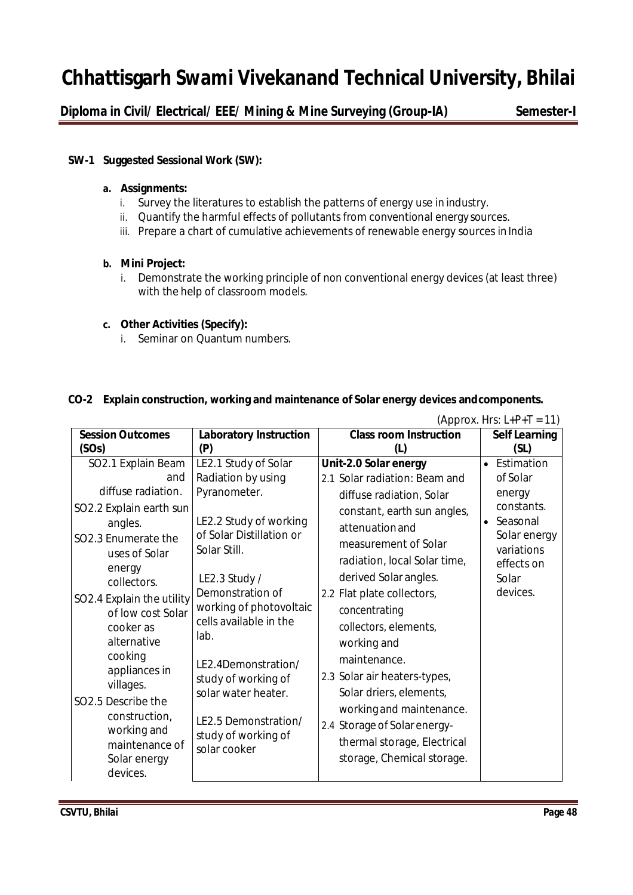**SW-1 Suggested Sessional Work (SW):**

**a. Assignments:**

i. Survey the literatures to establish the patterns of energy use in industry.
ii. Quantify the harmful effects of pollutants from conventional energy sources.
iii. Prepare a chart of cumulative achievements of renewable energy sources in India

**b. Mini Project:**

i. Demonstrate the working principle of non conventional energy devices (at least three) with the help of classroom models.

**c. Other Activities (Specify):**

i. Seminar on Quantum numbers.

**CO-2 Explain construction, working and maintenance of Solar energy devices and components.**

(Approx. Hrs: L+P+T = 11)

| Session Outcomes (SOs) | Laboratory Instruction (P) | Class room Instruction (L) | Self Learning (SL) |
|---|---|---|---|
| SO2.1 Explain Beam and diffuse radiation.<br>SO2.2 Explain earth sun angles.<br>SO2.3 Enumerate the uses of Solar energy collectors.<br>SO2.4 Explain the utility of low cost Solar cooker as alternative cooking appliances in villages.<br>SO2.5 Describe the construction, working and maintenance of Solar energy devices. | LE2.1 Study of Solar Radiation by using Pyranometer.<br><br>LE2.2 Study of working of Solar Distillation or Solar Still.<br><br>LE2.3 Study / Demonstration of working of photovoltaic cells available in the lab.<br><br>LE2.4Demonstration/ study of working of solar water heater.<br><br>LE2.5 Demonstration/ study of working of solar cooker | **Unit-2.0 Solar energy**<br>2.1 Solar radiation: Beam and diffuse radiation, Solar constant, earth sun angles, attenuation and measurement of Solar radiation, local Solar time, derived Solar angles.<br>2.2 Flat plate collectors, concentrating collectors, elements, working and maintenance.<br>2.3 Solar air heaters-types, Solar driers, elements, working and maintenance.<br>2.4 Storage of Solar energy-thermal storage, Electrical storage, Chemical storage. | • Estimation of Solar energy constants.<br>• Seasonal Solar energy variations effects on Solar devices. |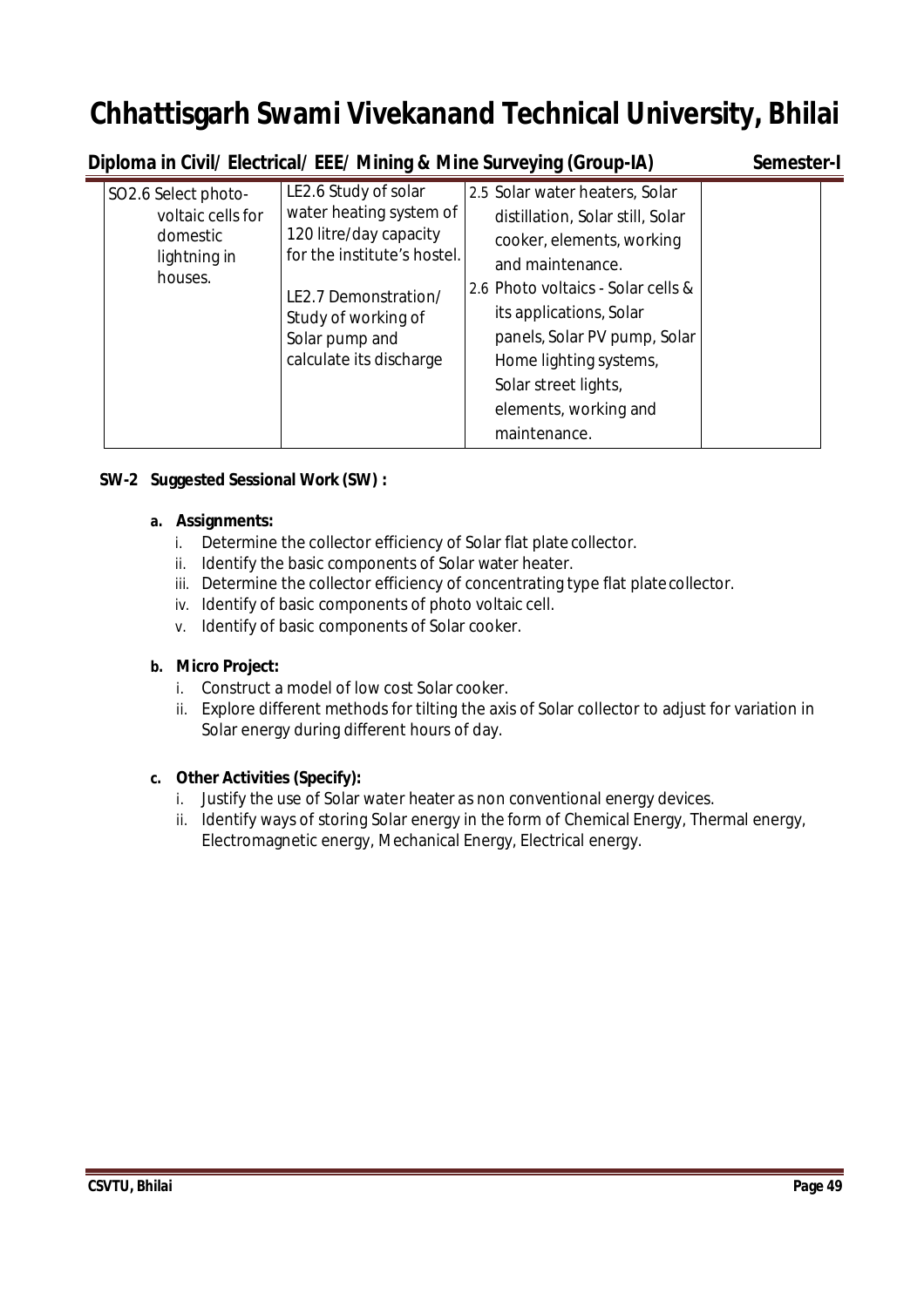| SO2.6 Select photo-voltaic cells for domestic lightning in houses. | LE2.6 Study of solar water heating system of 120 litre/day capacity for the institute's hostel.<br><br>LE2.7 Demonstration/ Study of working of Solar pump and calculate its discharge | 2.5 Solar water heaters, Solar distillation, Solar still, Solar cooker, elements, working and maintenance.<br>2.6 Photo voltaics - Solar cells & its applications, Solar panels, Solar PV pump, Solar Home lighting systems, Solar street lights, elements, working and maintenance. | |
|---|---|---|---|

**SW-2 Suggested Sessional Work (SW) :**

**a. Assignments:**

i. Determine the collector efficiency of Solar flat plate collector.
ii. Identify the basic components of Solar water heater.
iii. Determine the collector efficiency of concentrating type flat plate collector.
iv. Identify of basic components of photo voltaic cell.
v. Identify of basic components of Solar cooker.

**b. Micro Project:**

i. Construct a model of low cost Solar cooker.
ii. Explore different methods for tilting the axis of Solar collector to adjust for variation in Solar energy during different hours of day.

**c. Other Activities (Specify):**

i. Justify the use of Solar water heater as non conventional energy devices.
ii. Identify ways of storing Solar energy in the form of Chemical Energy, Thermal energy, Electromagnetic energy, Mechanical Energy, Electrical energy.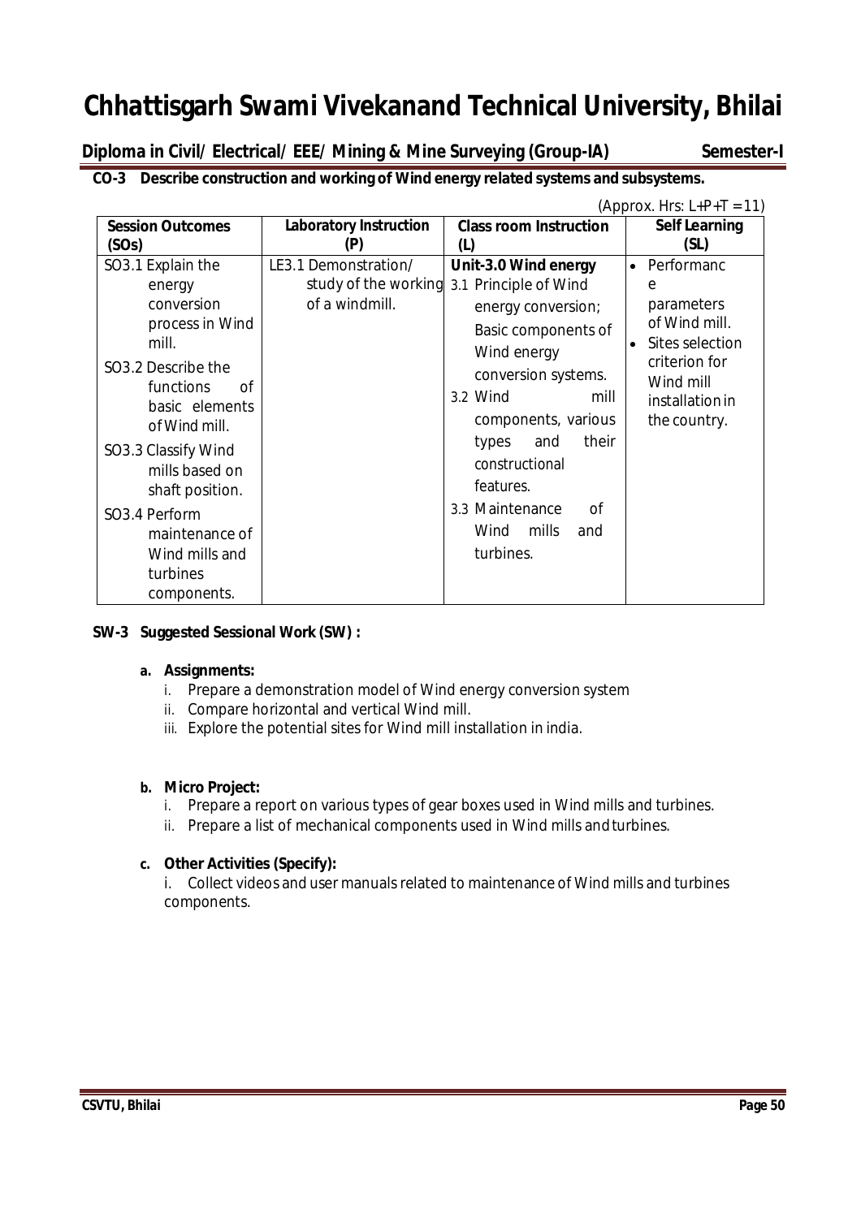# Chhattisgarh Swami Vivekanand Technical University, Bhilai

**Diploma in Civil/ Electrical/ EEE/ Mining & Mine Surveying (Group-IA) Semester-I**

**CO-3 Describe construction and working of Wind energy related systems and subsystems.**

(Approx. Hrs: L+P+T = 11)

| Session Outcomes (SOs) | Laboratory Instruction (P) | Class room Instruction (L) | Self Learning (SL) |
|---|---|---|---|
| SO3.1 Explain the energy conversion process in Wind mill.<br>SO3.2 Describe the functions of basic elements of Wind mill.<br>SO3.3 Classify Wind mills based on shaft position.<br>SO3.4 Perform maintenance of Wind mills and turbines components. | LE3.1 Demonstration/ study of the working of a windmill. | **Unit-3.0 Wind energy**<br>3.1 Principle of Wind energy conversion; Basic components of Wind energy conversion systems.<br>3.2 Wind mill components, various types and their constructional features.<br>3.3 Maintenance of Wind mills and turbines. | • Performance parameters of Wind mill.<br>• Sites selection criterion for Wind mill installation in the country. |

**SW-3 Suggested Sessional Work (SW) :**

**a. Assignments:**

i. Prepare a demonstration model of Wind energy conversion system
ii. Compare horizontal and vertical Wind mill.
iii. Explore the potential sites for Wind mill installation in india.

**b. Micro Project:**

i. Prepare a report on various types of gear boxes used in Wind mills and turbines.
ii. Prepare a list of mechanical components used in Wind mills and turbines.

**c. Other Activities (Specify):**

i. Collect videos and user manuals related to maintenance of Wind mills and turbines components.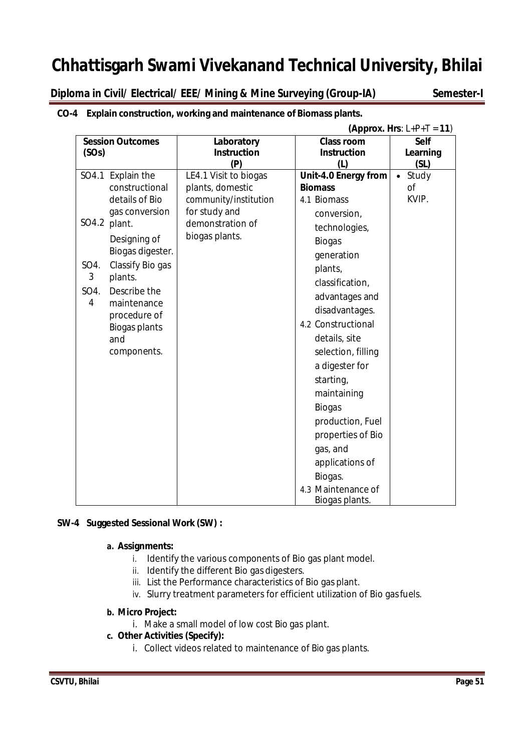# Chhattisgarh Swami Vivekanand Technical University, Bhilai

**Diploma in Civil/ Electrical/ EEE/ Mining & Mine Surveying (Group-IA) Semester-I**

**CO-4 Explain construction, working and maintenance of Biomass plants.**

**(Approx. Hrs**: L+P+T = **11**)

| Session Outcomes (SOs) | Laboratory Instruction (P) | Class room Instruction (L) | Self Learning (SL) |
|---|---|---|---|
| SO4.1 Explain the constructional details of Bio gas conversion plant.<br>SO4.2 Designing of Biogas digester.<br>SO4.3 Classify Bio gas plants.<br>SO4.4 Describe the maintenance procedure of Biogas plants and components. | LE4.1 Visit to biogas plants, domestic community/institution for study and demonstration of biogas plants. | **Unit-4.0 Energy from Biomass**<br>4.1 Biomass conversion, technologies, Biogas generation plants, classification, advantages and disadvantages.<br>4.2 Constructional details, site selection, filling a digester for starting, maintaining Biogas production, Fuel properties of Bio gas, and applications of Biogas.<br>4.3 Maintenance of Biogas plants. | • Study of KVIP. |

**SW-4 Suggested Sessional Work (SW) :**

**a. Assignments:**

i. Identify the various components of Bio gas plant model.
ii. Identify the different Bio gas digesters.
iii. List the Performance characteristics of Bio gas plant.
iv. Slurry treatment parameters for efficient utilization of Bio gas fuels.

**b. Micro Project:**

i. Make a small model of low cost Bio gas plant.

**c. Other Activities (Specify):**

i. Collect videos related to maintenance of Bio gas plants.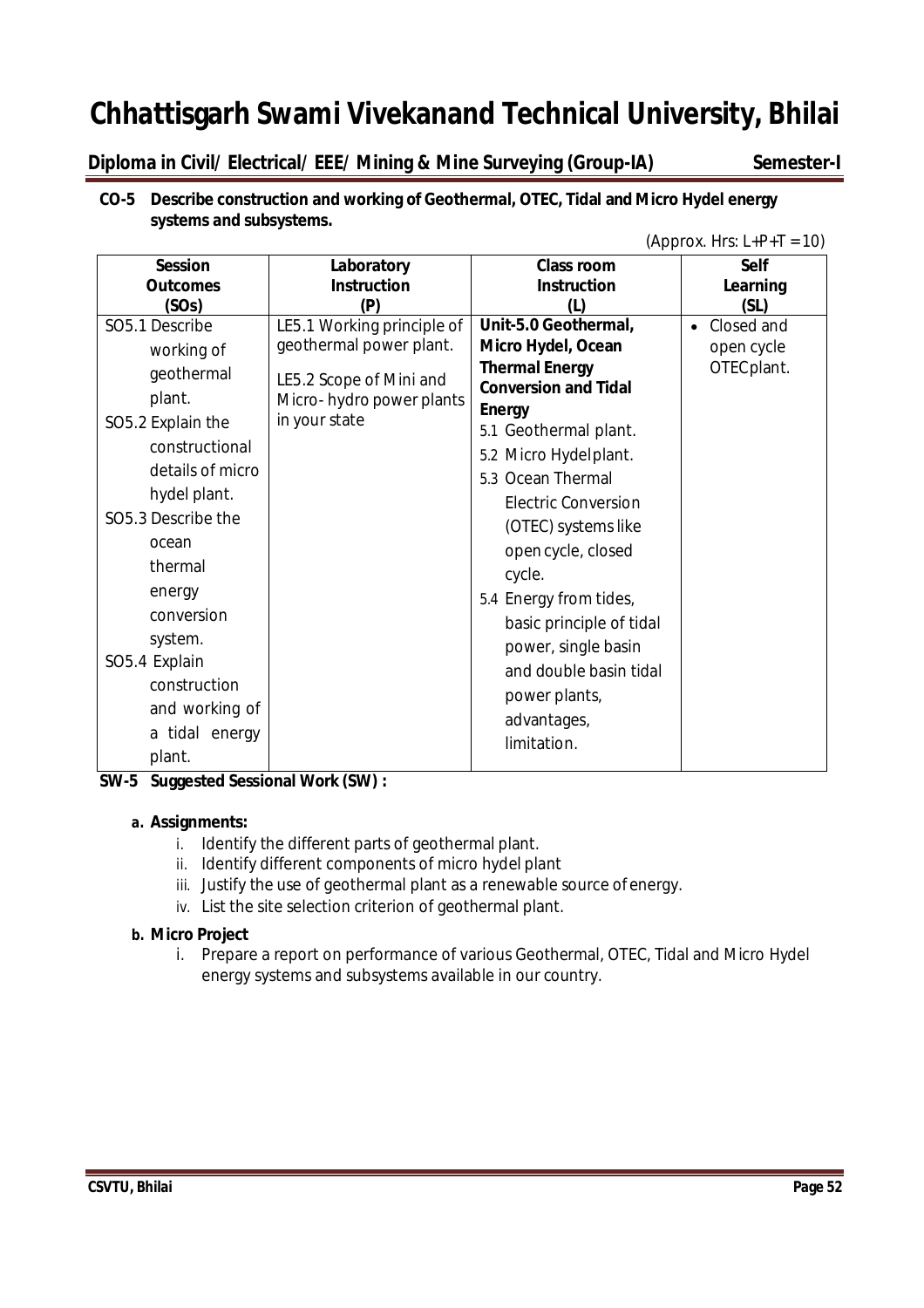**CO-5 Describe construction and working of Geothermal, OTEC, Tidal and Micro Hydel energy systems and subsystems.**

(Approx. Hrs: L+P+T = 10)

| Session Outcomes (SOs) | Laboratory Instruction (P) | Class room Instruction (L) | Self Learning (SL) |
|---|---|---|---|
| SO5.1 Describe working of geothermal plant.<br>SO5.2 Explain the constructional details of micro hydel plant.<br>SO5.3 Describe the ocean thermal energy conversion system.<br>SO5.4 Explain construction and working of a tidal energy plant. | LE5.1 Working principle of geothermal power plant.<br>LE5.2 Scope of Mini and Micro- hydro power plants in your state | **Unit-5.0 Geothermal, Micro Hydel, Ocean Thermal Energy Conversion and Tidal Energy**<br>5.1 Geothermal plant.<br>5.2 Micro Hydel plant.<br>5.3 Ocean Thermal Electric Conversion (OTEC) systems like open cycle, closed cycle.<br>5.4 Energy from tides, basic principle of tidal power, single basin and double basin tidal power plants, advantages, limitation. | • Closed and open cycle OTEC plant. |

**SW-5 Suggested Sessional Work (SW) :**

**a. Assignments:**

i. Identify the different parts of geothermal plant.
ii. Identify different components of micro hydel plant
iii. Justify the use of geothermal plant as a renewable source of energy.
iv. List the site selection criterion of geothermal plant.

**b. Micro Project**

i. Prepare a report on performance of various Geothermal, OTEC, Tidal and Micro Hydel energy systems and subsystems available in our country.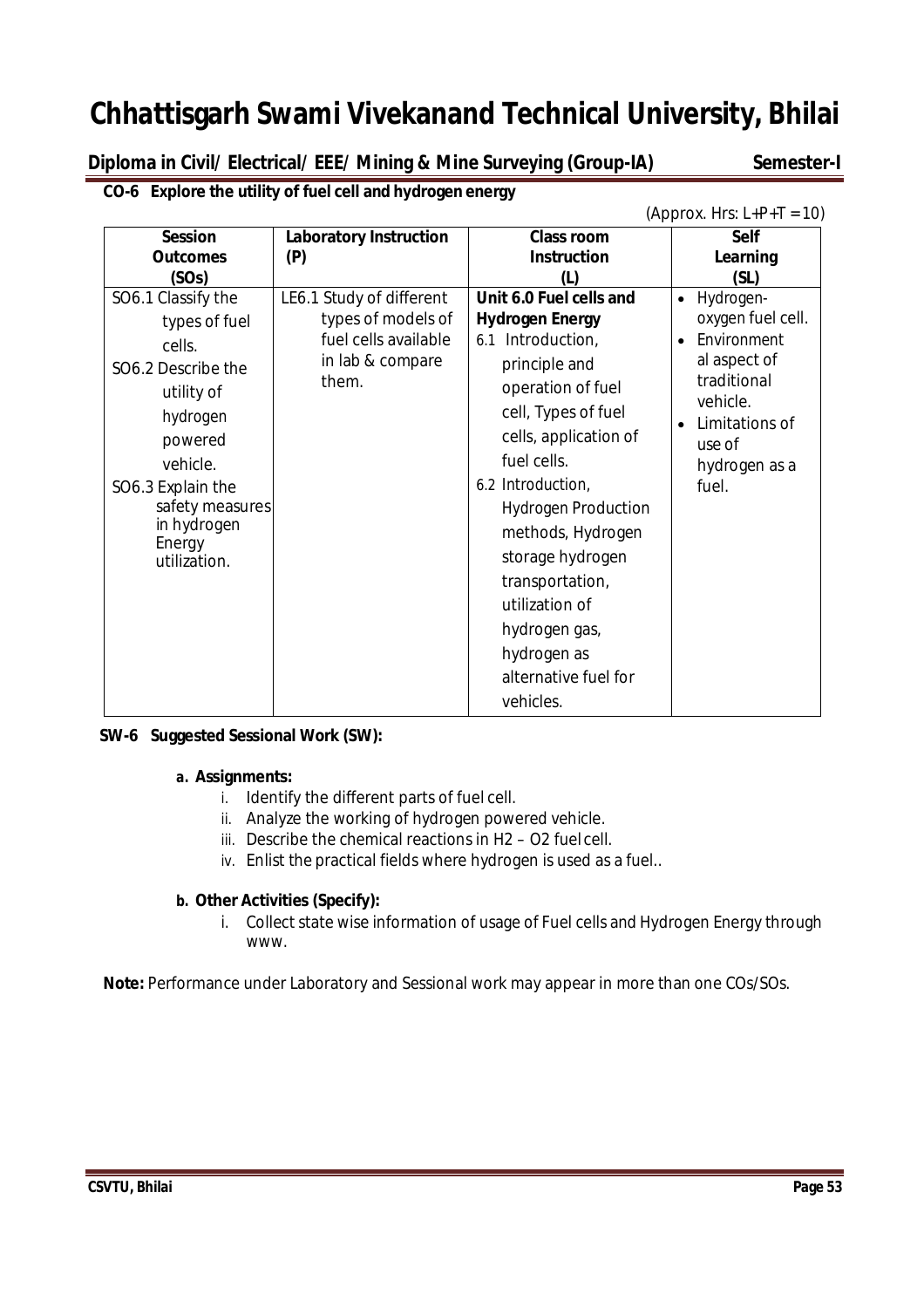# Chhattisgarh Swami Vivekanand Technical University, Bhilai

**Diploma in Civil/ Electrical/ EEE/ Mining & Mine Surveying (Group-IA) Semester-I**

**CO-6 Explore the utility of fuel cell and hydrogen energy**

(Approx. Hrs: L+P+T = 10)

| Session Outcomes (SOs) | Laboratory Instruction (P) | Class room Instruction (L) | Self Learning (SL) |
|---|---|---|---|
| SO6.1 Classify the types of fuel cells.<br>SO6.2 Describe the utility of hydrogen powered vehicle.<br>SO6.3 Explain the safety measures in hydrogen Energy utilization. | LE6.1 Study of different types of models of fuel cells available in lab & compare them. | **Unit 6.0 Fuel cells and Hydrogen Energy**<br>6.1 Introduction, principle and operation of fuel cell, Types of fuel cells, application of fuel cells.<br>6.2 Introduction, Hydrogen Production methods, Hydrogen storage hydrogen transportation, utilization of hydrogen gas, hydrogen as alternative fuel for vehicles. | • Hydrogen-oxygen fuel cell.<br>• Environment al aspect of traditional vehicle.<br>• Limitations of use of hydrogen as a fuel. |

**SW-6 Suggested Sessional Work (SW):**

**a. Assignments:**

i. Identify the different parts of fuel cell.
ii. Analyze the working of hydrogen powered vehicle.
iii. Describe the chemical reactions in H2 – O2 fuel cell.
iv. Enlist the practical fields where hydrogen is used as a fuel..

**b. Other Activities (Specify):**

i. Collect state wise information of usage of Fuel cells and Hydrogen Energy through www.

**Note:** Performance under Laboratory and Sessional work may appear in more than one COs/SOs.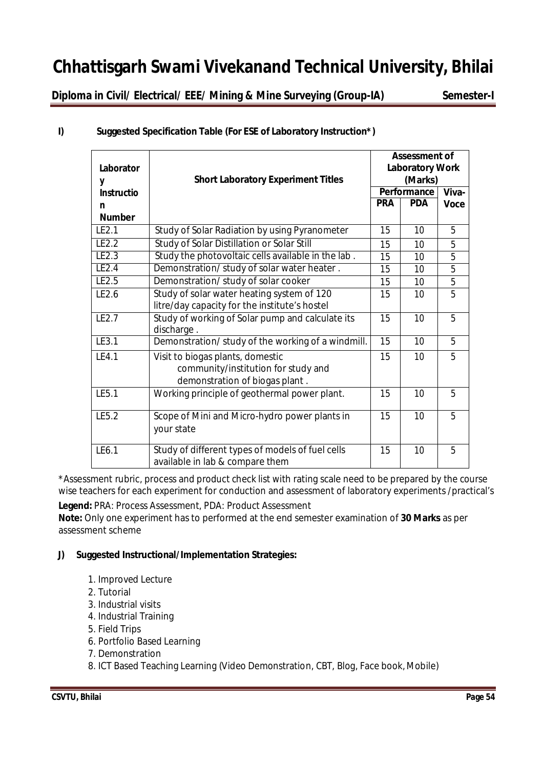**I) Suggested Specification Table (For ESE of Laboratory Instruction*)**

| Laboratory Instruction Number | Short Laboratory Experiment Titles | Assessment of Laboratory Work (Marks) | | |
|---|---|---|---|---|
| | | Performance | | Viva-Voce |
| | | PRA | PDA | |
| LE2.1 | Study of Solar Radiation by using Pyranometer | 15 | 10 | 5 |
| LE2.2 | Study of Solar Distillation or Solar Still | 15 | 10 | 5 |
| LE2.3 | Study the photovoltaic cells available in the lab . | 15 | 10 | 5 |
| LE2.4 | Demonstration/ study of solar water heater . | 15 | 10 | 5 |
| LE2.5 | Demonstration/ study of solar cooker | 15 | 10 | 5 |
| LE2.6 | Study of solar water heating system of 120 litre/day capacity for the institute's hostel | 15 | 10 | 5 |
| LE2.7 | Study of working of Solar pump and calculate its discharge . | 15 | 10 | 5 |
| LE3.1 | Demonstration/ study of the working of a windmill. | 15 | 10 | 5 |
| LE4.1 | Visit to biogas plants, domestic community/institution for study and demonstration of biogas plant . | 15 | 10 | 5 |
| LE5.1 | Working principle of geothermal power plant. | 15 | 10 | 5 |
| LE5.2 | Scope of Mini and Micro-hydro power plants in your state | 15 | 10 | 5 |
| LE6.1 | Study of different types of models of fuel cells available in lab & compare them | 15 | 10 | 5 |

*Assessment rubric, process and product check list with rating scale need to be prepared by the course wise teachers for each experiment for conduction and assessment of laboratory experiments /practical's

**Legend:** PRA: Process Assessment, PDA: Product Assessment

**Note:** Only one experiment has to performed at the end semester examination of **30 Marks** as per assessment scheme

**J) Suggested Instructional/Implementation Strategies:**

1. Improved Lecture
2. Tutorial
3. Industrial visits
4. Industrial Training
5. Field Trips
6. Portfolio Based Learning
7. Demonstration
8. ICT Based Teaching Learning (Video Demonstration, CBT, Blog, Face book, Mobile)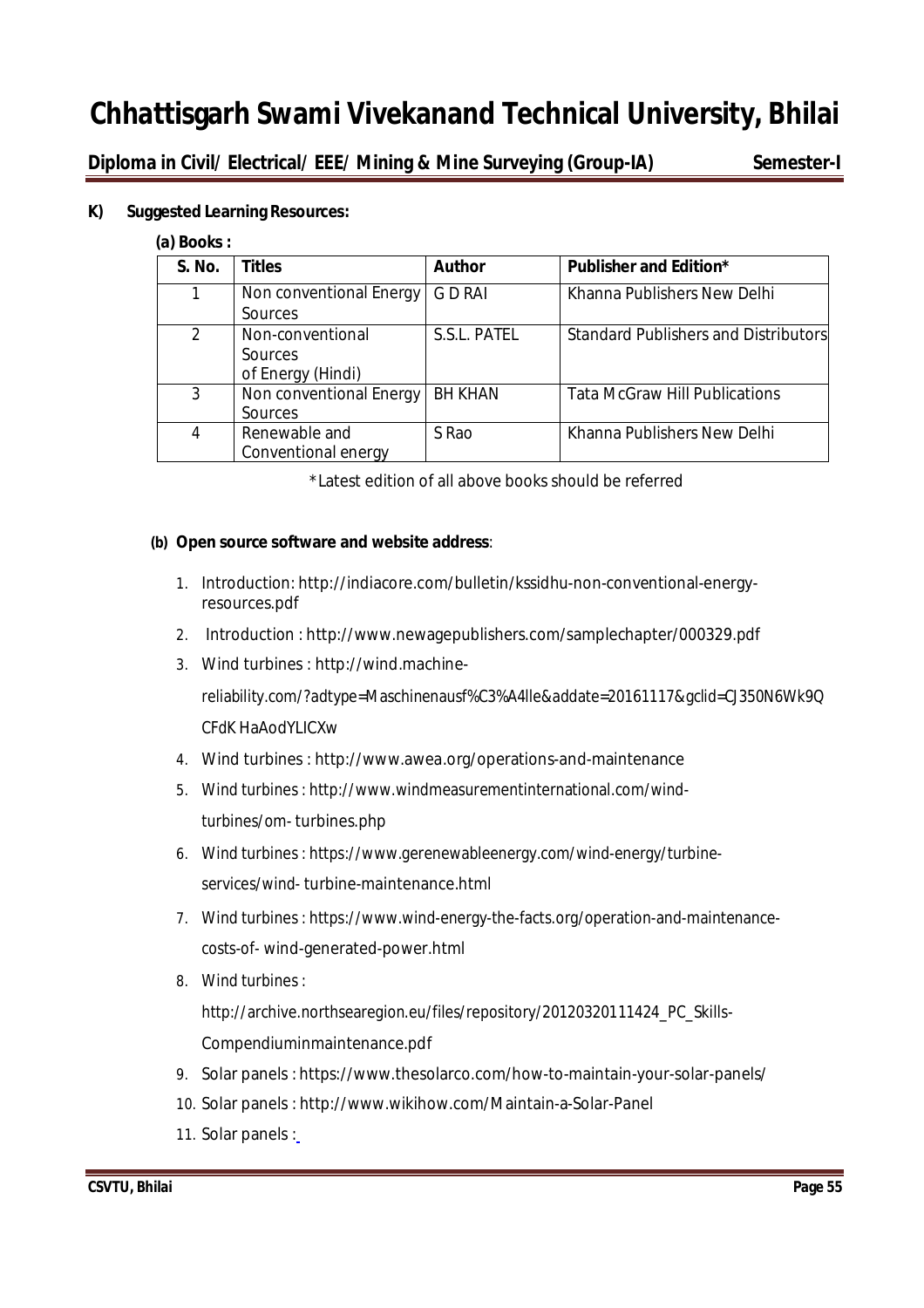### K) Suggested Learning Resources:

**(a) Books :**

| S. No. | Titles | Author | Publisher and Edition* |
|---|---|---|---|
| 1 | Non conventional Energy Sources | G D RAI | Khanna Publishers New Delhi |
| 2 | Non-conventional Sources of Energy (Hindi) | S.S.L. PATEL | Standard Publishers and Distributors |
| 3 | Non conventional Energy Sources | BH KHAN | Tata McGraw Hill Publications |
| 4 | Renewable and Conventional energy | S Rao | Khanna Publishers New Delhi |

*Latest edition of all above books should be referred

**(b) Open source software and website address**:

1. Introduction: http://indiacore.com/bulletin/kssidhu-non-conventional-energy-resources.pdf
2. Introduction : http://www.newagepublishers.com/samplechapter/000329.pdf
3. Wind turbines : http://wind.machine-reliability.com/?adtype=Maschinenausf%C3%A4lle&addate=20161117&gclid=CJ350N6Wk9QCFdKHaAodYLICXw
4. Wind turbines : http://www.awea.org/operations-and-maintenance
5. Wind turbines : http://www.windmeasurementinternational.com/wind-turbines/om- turbines.php
6. Wind turbines : https://www.gerenewableenergy.com/wind-energy/turbine-services/wind- turbine-maintenance.html
7. Wind turbines : https://www.wind-energy-the-facts.org/operation-and-maintenance-costs-of- wind-generated-power.html
8. Wind turbines : http://archive.northsearegion.eu/files/repository/20120320111424_PC_Skills-Compendiuminmaintenance.pdf
9. Solar panels : https://www.thesolarco.com/how-to-maintain-your-solar-panels/
10. Solar panels : http://www.wikihow.com/Maintain-a-Solar-Panel
11. Solar panels :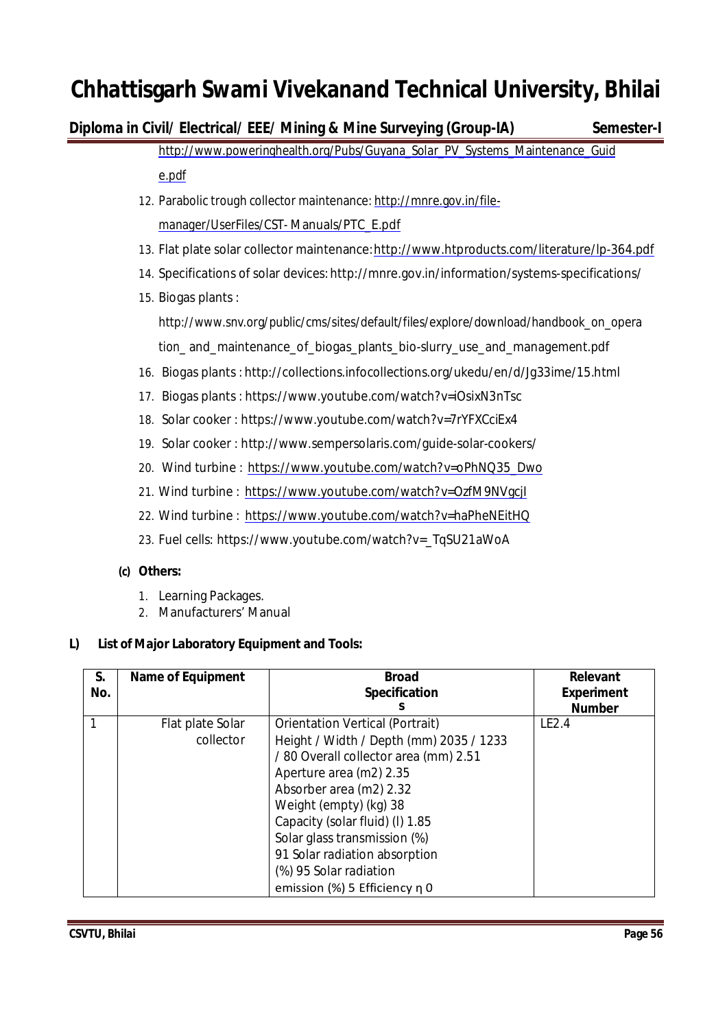http://www.poweringhealth.org/Pubs/Guyana_Solar_PV_Systems_Maintenance_Guide.pdf

12. Parabolic trough collector maintenance: http://mnre.gov.in/file-manager/UserFiles/CST- Manuals/PTC_E.pdf
13. Flat plate solar collector maintenance: http://www.htproducts.com/literature/lp-364.pdf
14. Specifications of solar devices: http://mnre.gov.in/information/systems-specifications/
15. Biogas plants : http://www.snv.org/public/cms/sites/default/files/explore/download/handbook_on_operation_ and_maintenance_of_biogas_plants_bio-slurry_use_and_management.pdf
16. Biogas plants : http://collections.infocollections.org/ukedu/en/d/Jg33ime/15.html
17. Biogas plants : https://www.youtube.com/watch?v=iOsixN3nTsc
18. Solar cooker : https://www.youtube.com/watch?v=7rYFXCciEx4
19. Solar cooker : http://www.sempersolaris.com/guide-solar-cookers/
20. Wind turbine : https://www.youtube.com/watch?v=oPhNQ35_Dwo
21. Wind turbine : https://www.youtube.com/watch?v=OzfM9NVgcjI
22. Wind turbine : https://www.youtube.com/watch?v=haPheNEitHQ
23. Fuel cells: https://www.youtube.com/watch?v=_TqSU21aWoA

**(c) Others:**

1. Learning Packages.
2. Manufacturers' Manual

**L) List of Major Laboratory Equipment and Tools:**

| S. No. | Name of Equipment | Broad Specifications | Relevant Experiment Number |
|---|---|---|---|
| 1 | Flat plate Solar collector | Orientation Vertical (Portrait) Height / Width / Depth (mm) 2035 / 1233 / 80 Overall collector area (mm) 2.51 Aperture area (m2) 2.35 Absorber area (m2) 2.32 Weight (empty) (kg) 38 Capacity (solar fluid) (l) 1.85 Solar glass transmission (%) 91 Solar radiation absorption (%) 95 Solar radiation emission (%) 5 Efficiency η 0 | LE2.4 |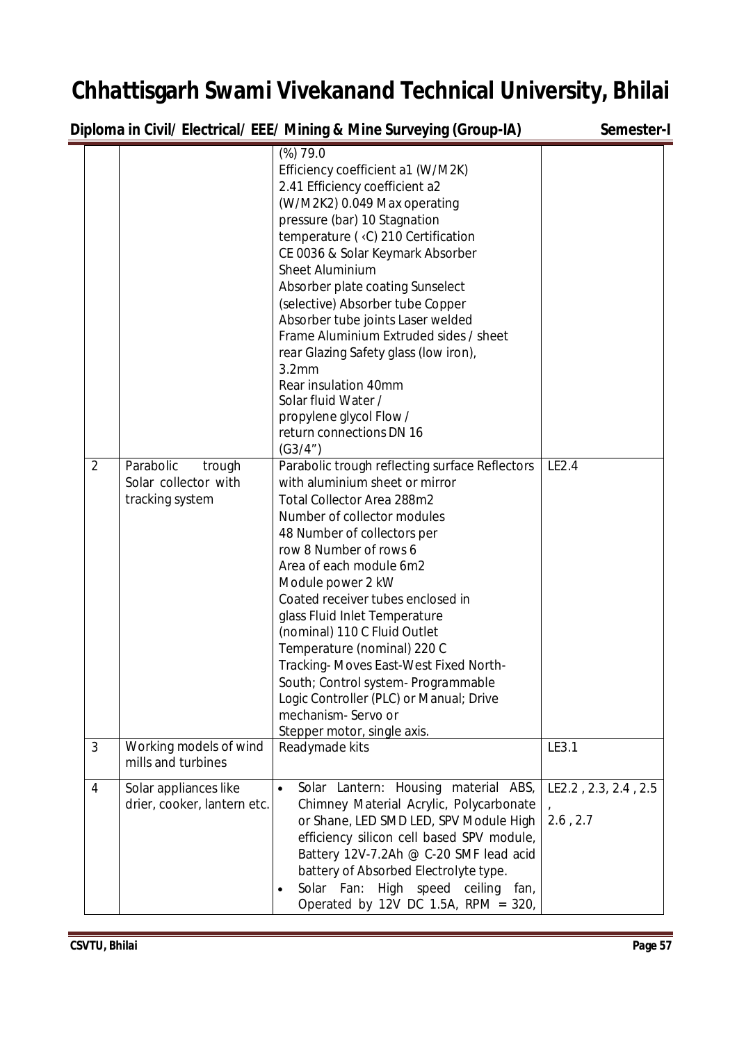| | | | |
|---|---|---|---|
| | | (%) 79.0 Efficiency coefficient a1 (W/M2K) 2.41 Efficiency coefficient a2 (W/M2K2) 0.049 Max operating pressure (bar) 10 Stagnation temperature ( ‹C) 210 Certification CE 0036 & Solar Keymark Absorber Sheet Aluminium Absorber plate coating Sunselect (selective) Absorber tube Copper Absorber tube joints Laser welded Frame Aluminium Extruded sides / sheet rear Glazing Safety glass (low iron), 3.2mm Rear insulation 40mm Solar fluid Water / propylene glycol Flow / return connections DN 16 (G3/4") | |
| 2 | Parabolic trough Solar collector with tracking system | Parabolic trough reflecting surface Reflectors with aluminium sheet or mirror Total Collector Area 288m2 Number of collector modules 48 Number of collectors per row 8 Number of rows 6 Area of each module 6m2 Module power 2 kW Coated receiver tubes enclosed in glass Fluid Inlet Temperature (nominal) 110 C Fluid Outlet Temperature (nominal) 220 C Tracking- Moves East-West Fixed North-South; Control system- Programmable Logic Controller (PLC) or Manual; Drive mechanism- Servo or Stepper motor, single axis. | LE2.4 |
| 3 | Working models of wind mills and turbines | Readymade kits | LE3.1 |
| 4 | Solar appliances like drier, cooker, lantern etc. | • Solar Lantern: Housing material ABS, Chimney Material Acrylic, Polycarbonate or Shane, LED SMD LED, SPV Module High efficiency silicon cell based SPV module, Battery 12V-7.2Ah @ C-20 SMF lead acid battery of Absorbed Electrolyte type.<br>• Solar Fan: High speed ceiling fan, Operated by 12V DC 1.5A, RPM = 320, | LE2.2 , 2.3, 2.4 , 2.5 , 2.6 , 2.7 |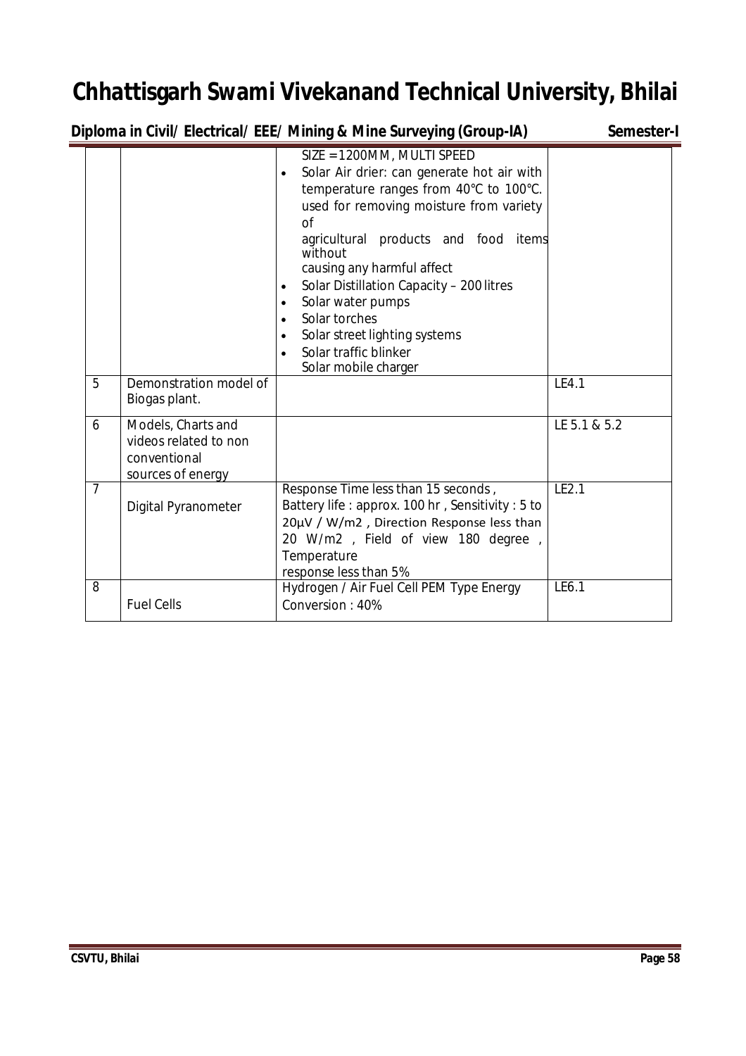| | | | |
|---|---|---|---|
| | | SIZE = 1200MM, MULTI SPEED<br>• Solar Air drier: can generate hot air with temperature ranges from 40°C to 100°C. used for removing moisture from variety of agricultural products and food items without causing any harmful affect<br>• Solar Distillation Capacity – 200 litres<br>• Solar water pumps<br>• Solar torches<br>• Solar street lighting systems<br>• Solar traffic blinker<br>Solar mobile charger | |
| 5 | Demonstration model of Biogas plant. | | LE4.1 |
| 6 | Models, Charts and videos related to non conventional sources of energy | | LE 5.1 & 5.2 |
| 7 | Digital Pyranometer | Response Time less than 15 seconds , Battery life : approx. 100 hr , Sensitivity : 5 to 20µV / W/m2 , Direction Response less than 20 W/m2 , Field of view 180 degree , Temperature response less than 5% | LE2.1 |
| 8 | Fuel Cells | Hydrogen / Air Fuel Cell PEM Type Energy Conversion : 40% | LE6.1 |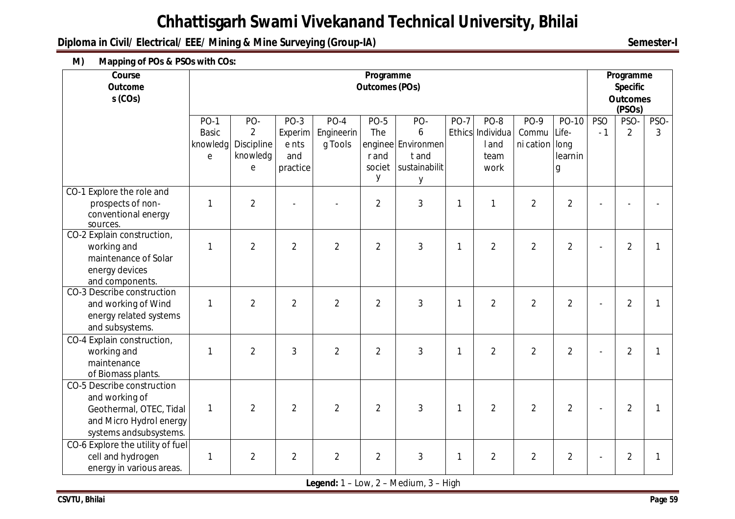**M) Mapping of POs & PSOs with COs:**

| Course Outcomes (COs) | Programme Outcomes (POs) | | | | | | | | | | Programme Specific Outcomes (PSOs) | | |
|---|---|---|---|---|---|---|---|---|---|---|---|---|---|
| | PO-1 Basic knowledge | PO-2 Discipline knowledge | PO-3 Experiments and practice | PO-4 Engineering Tools | PO-5 The engineer and society | PO-6 Environment and sustainability | PO-7 Ethics | PO-8 Individual and team work | PO-9 Communication | PO-10 Life-long learning | PSO-1 | PSO-2 | PSO-3 |
| CO-1 Explore the role and prospects of non-conventional energy sources. | 1 | 2 | - | - | 2 | 3 | 1 | 1 | 2 | 2 | - | - | - |
| CO-2 Explain construction, working and maintenance of Solar energy devices and components. | 1 | 2 | 2 | 2 | 2 | 3 | 1 | 2 | 2 | 2 | - | 2 | 1 |
| CO-3 Describe construction and working of Wind energy related systems and subsystems. | 1 | 2 | 2 | 2 | 2 | 3 | 1 | 2 | 2 | 2 | - | 2 | 1 |
| CO-4 Explain construction, working and maintenance of Biomass plants. | 1 | 2 | 3 | 2 | 2 | 3 | 1 | 2 | 2 | 2 | - | 2 | 1 |
| CO-5 Describe construction and working of Geothermal, OTEC, Tidal and Micro Hydrol energy systems andsubsystems. | 1 | 2 | 2 | 2 | 2 | 3 | 1 | 2 | 2 | 2 | - | 2 | 1 |
| CO-6 Explore the utility of fuel cell and hydrogen energy in various areas. | 1 | 2 | 2 | 2 | 2 | 3 | 1 | 2 | 2 | 2 | - | 2 | 1 |

**Legend:** 1 – Low, 2 – Medium, 3 – High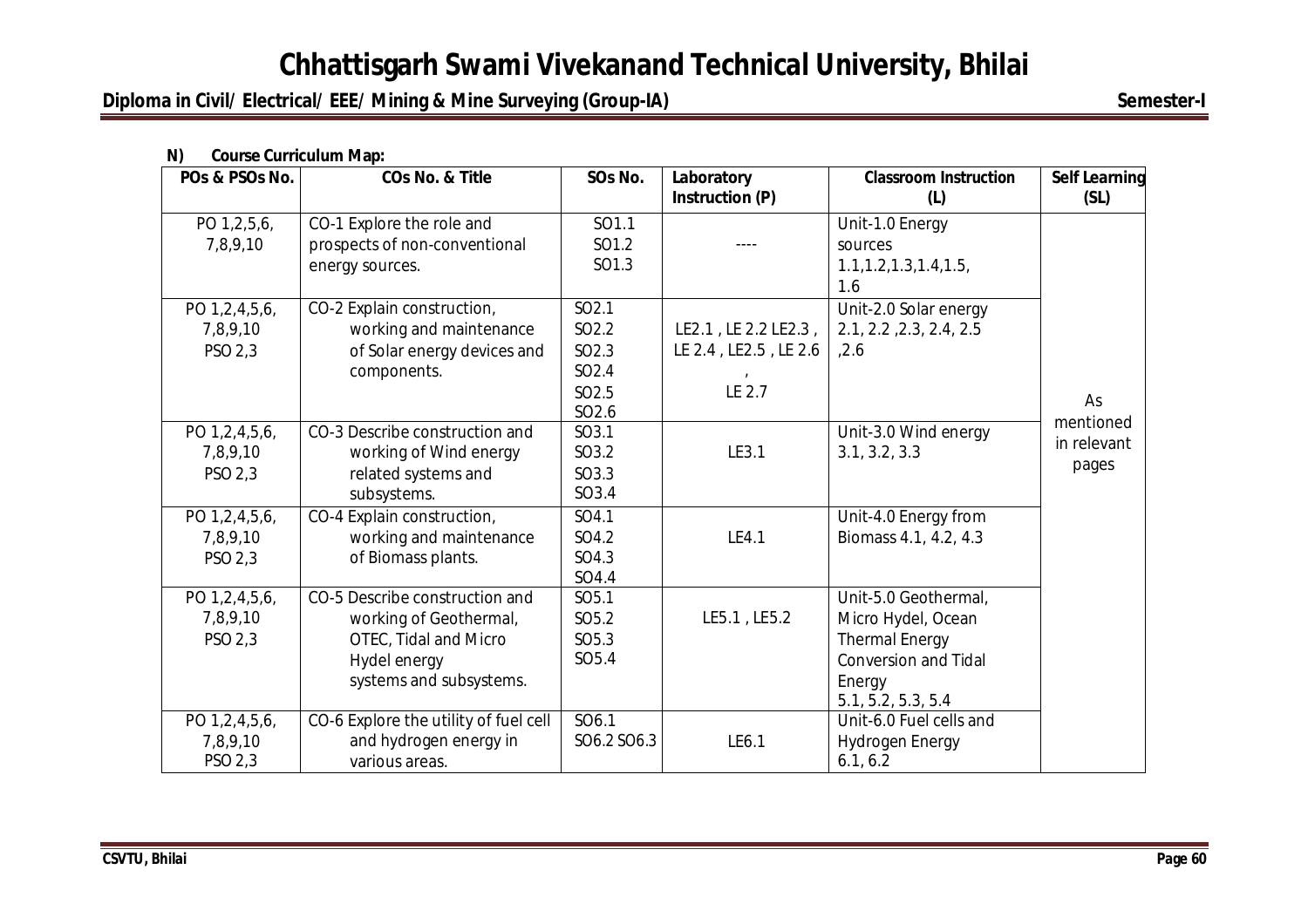**N) Course Curriculum Map:**

| POs & PSOs No. | COs No. & Title | SOs No. | Laboratory Instruction (P) | Classroom Instruction (L) | Self Learning (SL) |
|---|---|---|---|---|---|
| PO 1,2,5,6, 7,8,9,10 | CO-1 Explore the role and prospects of non-conventional energy sources. | SO1.1 SO1.2 SO1.3 | ---- | Unit-1.0 Energy sources 1.1,1.2,1.3,1.4,1.5, 1.6 | As mentioned in relevant pages |
| PO 1,2,4,5,6, 7,8,9,10 PSO 2,3 | CO-2 Explain construction, working and maintenance of Solar energy devices and components. | SO2.1 SO2.2 SO2.3 SO2.4 SO2.5 SO2.6 | LE2.1 , LE 2.2 LE2.3 , LE 2.4 , LE2.5 , LE 2.6 , LE 2.7 | Unit-2.0 Solar energy 2.1, 2.2 ,2.3, 2.4, 2.5 ,2.6 | |
| PO 1,2,4,5,6, 7,8,9,10 PSO 2,3 | CO-3 Describe construction and working of Wind energy related systems and subsystems. | SO3.1 SO3.2 SO3.3 SO3.4 | LE3.1 | Unit-3.0 Wind energy 3.1, 3.2, 3.3 | |
| PO 1,2,4,5,6, 7,8,9,10 PSO 2,3 | CO-4 Explain construction, working and maintenance of Biomass plants. | SO4.1 SO4.2 SO4.3 SO4.4 | LE4.1 | Unit-4.0 Energy from Biomass 4.1, 4.2, 4.3 | |
| PO 1,2,4,5,6, 7,8,9,10 PSO 2,3 | CO-5 Describe construction and working of Geothermal, OTEC, Tidal and Micro Hydel energy systems and subsystems. | SO5.1 SO5.2 SO5.3 SO5.4 | LE5.1 , LE5.2 | Unit-5.0 Geothermal, Micro Hydel, Ocean Thermal Energy Conversion and Tidal Energy 5.1, 5.2, 5.3, 5.4 | |
| PO 1,2,4,5,6, 7,8,9,10 PSO 2,3 | CO-6 Explore the utility of fuel cell and hydrogen energy in various areas. | SO6.1 SO6.2 SO6.3 | LE6.1 | Unit-6.0 Fuel cells and Hydrogen Energy 6.1, 6.2 | |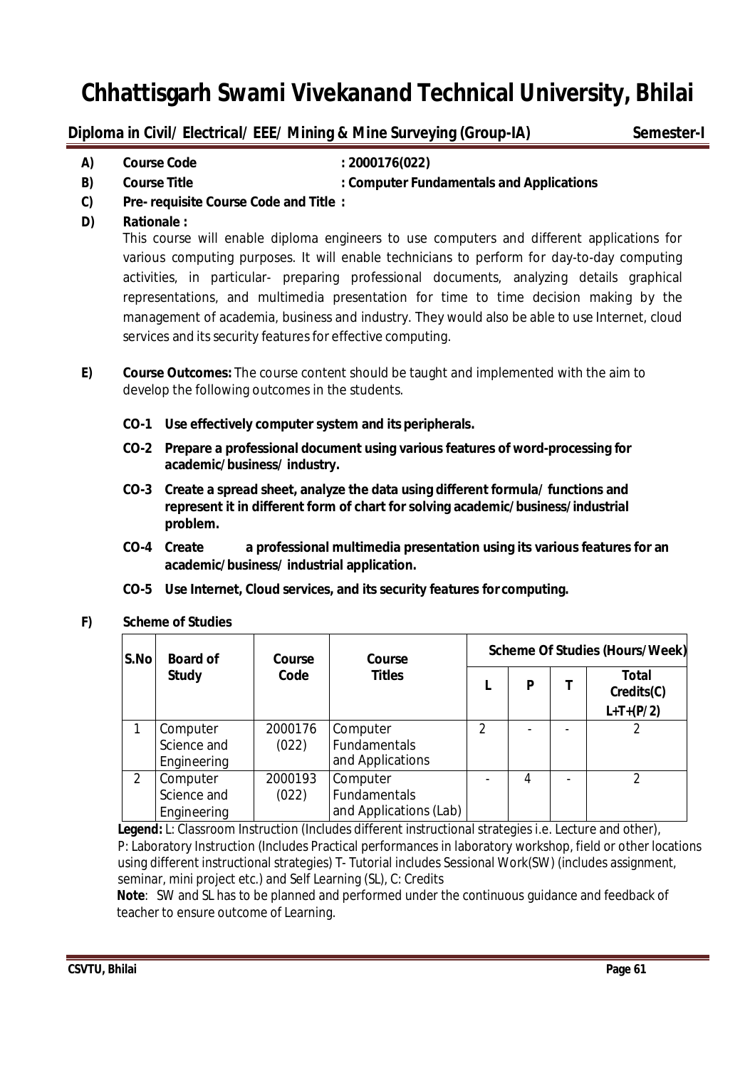# Chhattisgarh Swami Vivekanand Technical University, Bhilai

**Diploma in Civil/ Electrical/ EEE/ Mining & Mine Surveying (Group-IA)** **Semester-I**

- **A) Course Code** : **2000176(022)**
- **B) Course Title** : **Computer Fundamentals and Applications**
- **C) Pre- requisite Course Code and Title :**
- **D) Rationale :**

This course will enable diploma engineers to use computers and different applications for various computing purposes. It will enable technicians to perform for day-to-day computing activities, in particular- preparing professional documents, analyzing details graphical representations, and multimedia presentation for time to time decision making by the management of academia, business and industry. They would also be able to use Internet, cloud services and its security features for effective computing.

**E) Course Outcomes:** The course content should be taught and implemented with the aim to develop the following outcomes in the students.

- **CO-1 Use effectively computer system and its peripherals.**
- **CO-2 Prepare a professional document using various features of word-processing for academic/business/ industry.**
- **CO-3 Create a spread sheet, analyze the data using different formula/ functions and represent it in different form of chart for solving academic/business/industrial problem.**
- **CO-4 Create a professional multimedia presentation using its various features for an academic/business/ industrial application.**
- **CO-5 Use Internet, Cloud services, and its security features for computing.**

**F) Scheme of Studies**

| S.No | Board of Study | Course Code | Course Titles | Scheme Of Studies (Hours/Week) | | | |
|---|---|---|---|---|---|---|---|
| | | | | L | P | T | Total Credits(C) L+T+(P/2) |
| 1 | Computer Science and Engineering | 2000176 (022) | Computer Fundamentals and Applications | 2 | - | - | 2 |
| 2 | Computer Science and Engineering | 2000193 (022) | Computer Fundamentals and Applications (Lab) | - | 4 | - | 2 |

**Legend:** L: Classroom Instruction (Includes different instructional strategies i.e. Lecture and other), P: Laboratory Instruction (Includes Practical performances in laboratory workshop, field or other locations using different instructional strategies) T- Tutorial includes Sessional Work(SW) (includes assignment, seminar, mini project etc.) and Self Learning (SL), C: Credits

**Note**: SW and SL has to be planned and performed under the continuous guidance and feedback of teacher to ensure outcome of Learning.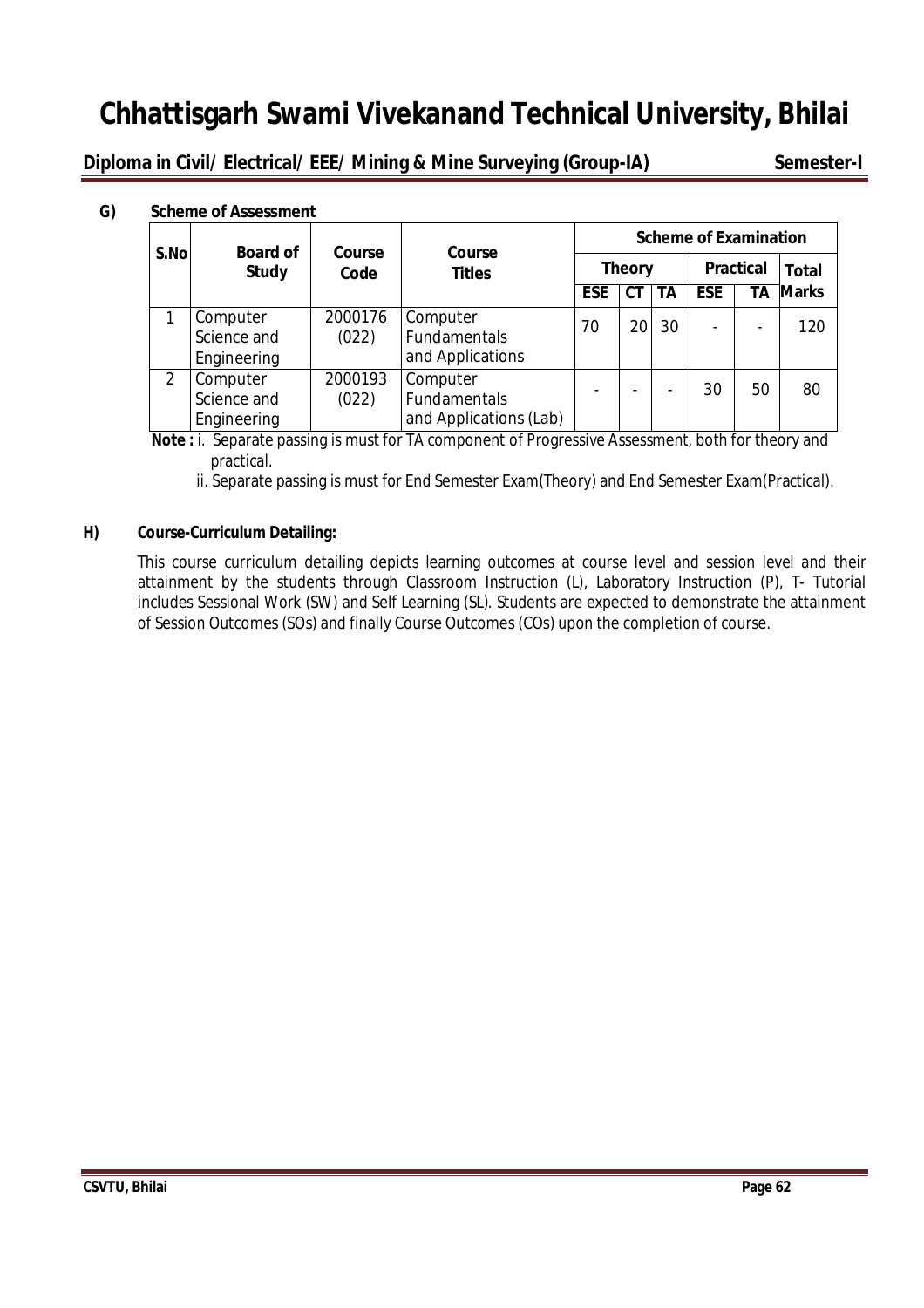**G) Scheme of Assessment**

| S.No | Board of Study | Course Code | Course Titles | Scheme of Examination | | | | | |
|---|---|---|---|---|---|---|---|---|---|
| | | | | Theory | | | Practical | | Total Marks |
| | | | | ESE | CT | TA | ESE | TA | |
| 1 | Computer Science and Engineering | 2000176 (022) | Computer Fundamentals and Applications | 70 | 20 | 30 | - | - | 120 |
| 2 | Computer Science and Engineering | 2000193 (022) | Computer Fundamentals and Applications (Lab) | - | - | - | 30 | 50 | 80 |

**Note :** i. Separate passing is must for TA component of Progressive Assessment, both for theory and practical.

ii. Separate passing is must for End Semester Exam(Theory) and End Semester Exam(Practical).

**H) Course-Curriculum Detailing:**

This course curriculum detailing depicts learning outcomes at course level and session level and their attainment by the students through Classroom Instruction (L), Laboratory Instruction (P), T- Tutorial includes Sessional Work (SW) and Self Learning (SL). Students are expected to demonstrate the attainment of Session Outcomes (SOs) and finally Course Outcomes (COs) upon the completion of course.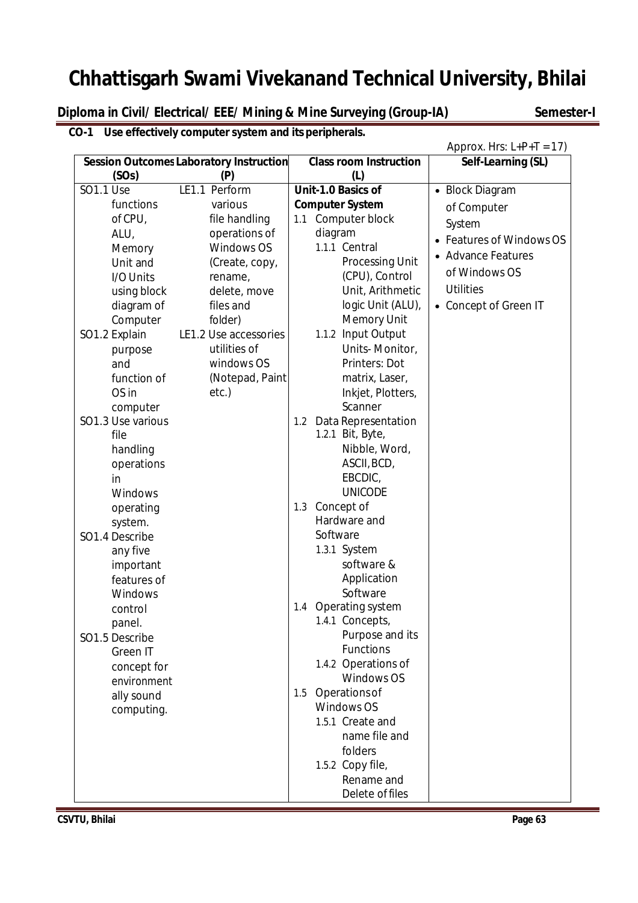# Chhattisgarh Swami Vivekanand Technical University, Bhilai

**Diploma in Civil/ Electrical/ EEE/ Mining & Mine Surveying (Group-IA)** **Semester-I**

**CO-1 Use effectively computer system and its peripherals.**

Approx. Hrs: L+P+T = 17)

| Session Outcomes (SOs) | Laboratory Instruction (P) | Class room Instruction (L) | Self-Learning (SL) |
|---|---|---|---|
| SO1.1 Use functions of CPU, ALU, Memory Unit and I/O Units using block diagram of Computer<br>SO1.2 Explain purpose and function of OS in computer<br>SO1.3 Use various file handling operations in Windows operating system.<br>SO1.4 Describe any five important features of Windows control panel.<br>SO1.5 Describe Green IT concept for environmentally sound computing. | LE1.1 Perform various file handling operations of Windows OS (Create, copy, rename, delete, move files and folder)<br>LE1.2 Use accessories utilities of windows OS (Notepad, Paint etc.) | **Unit-1.0 Basics of Computer System**<br>1.1 Computer block diagram<br>1.1.1 Central Processing Unit (CPU), Control Unit, Arithmetic logic Unit (ALU), Memory Unit<br>1.1.2 Input Output Units- Monitor, Printers: Dot matrix, Laser, Inkjet, Plotters, Scanner<br>1.2 Data Representation<br>1.2.1 Bit, Byte, Nibble, Word, ASCII, BCD, EBCDIC, UNICODE<br>1.3 Concept of Hardware and Software<br>1.3.1 System software & Application Software<br>1.4 Operating system<br>1.4.1 Concepts, Purpose and its Functions<br>1.4.2 Operations of Windows OS<br>1.5 Operations of Windows OS<br>1.5.1 Create and name file and folders<br>1.5.2 Copy file, Rename and Delete of files | • Block Diagram of Computer System<br>• Features of Windows OS<br>• Advance Features of Windows OS Utilities<br>• Concept of Green IT |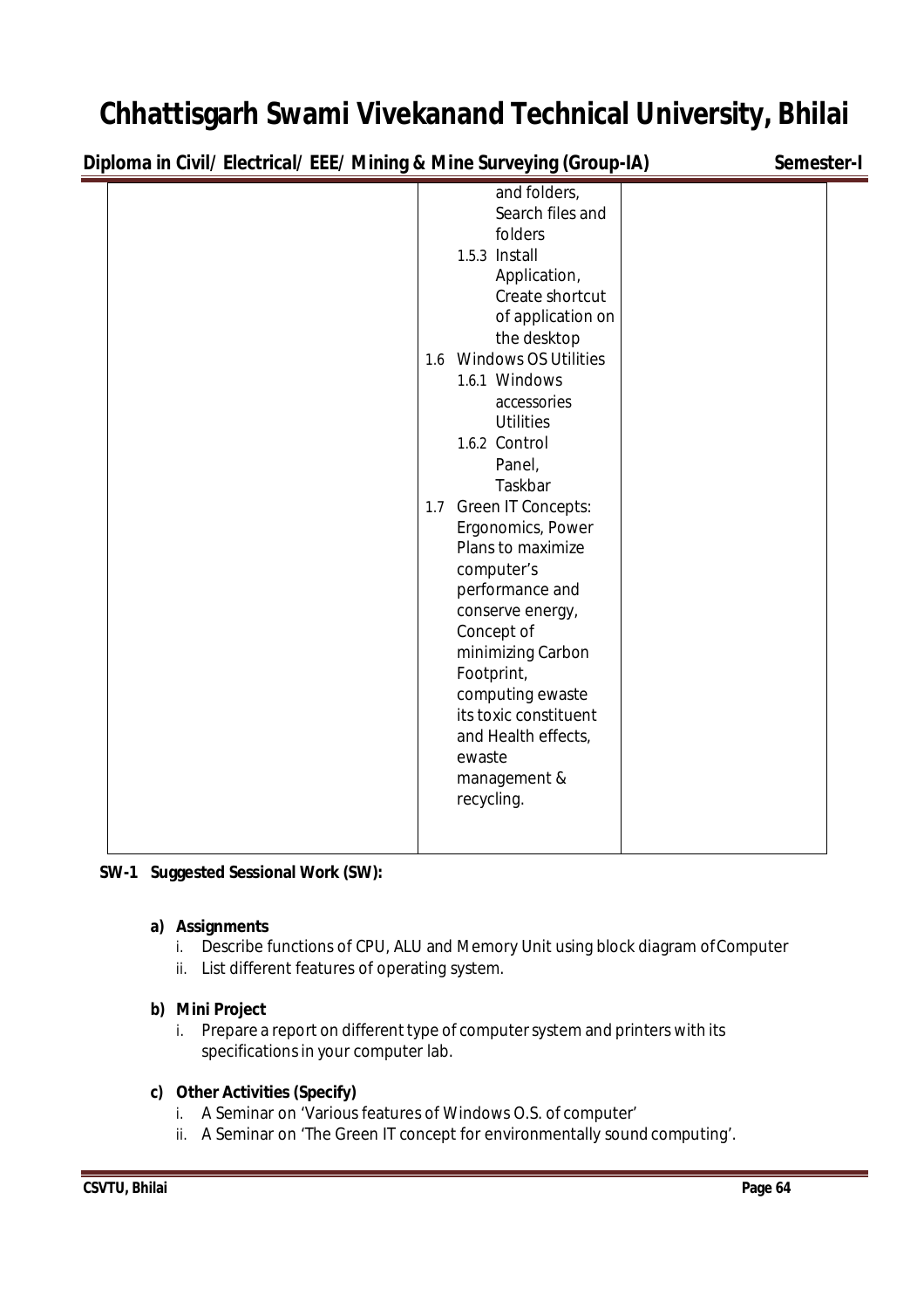| | | |
|---|---|---|
| | and folders, Search files and folders<br>1.5.3 Install Application, Create shortcut of application on the desktop<br>1.6 Windows OS Utilities<br>1.6.1 Windows accessories Utilities<br>1.6.2 Control Panel, Taskbar<br>1.7 Green IT Concepts: Ergonomics, Power Plans to maximize computer's performance and conserve energy, Concept of minimizing Carbon Footprint, computing ewaste its toxic constituent and Health effects, ewaste management & recycling. | |

**SW-1 Suggested Sessional Work (SW):**

**a) Assignments**

i. Describe functions of CPU, ALU and Memory Unit using block diagram of Computer
ii. List different features of operating system.

**b) Mini Project**

i. Prepare a report on different type of computer system and printers with its specifications in your computer lab.

**c) Other Activities (Specify)**

i. A Seminar on 'Various features of Windows O.S. of computer'
ii. A Seminar on 'The Green IT concept for environmentally sound computing'.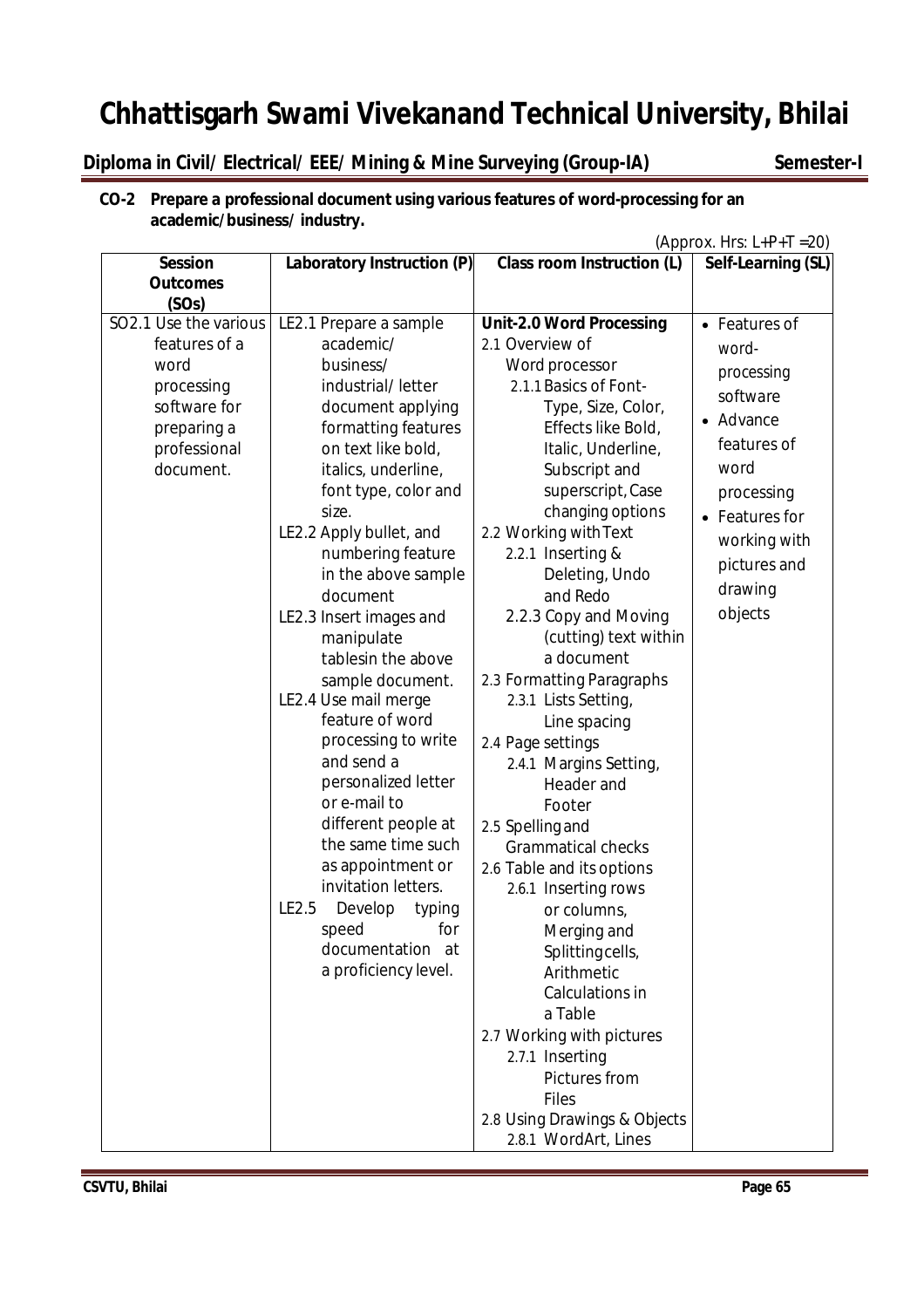# Chhattisgarh Swami Vivekanand Technical University, Bhilai

**Diploma in Civil/ Electrical/ EEE/ Mining & Mine Surveying (Group-IA) Semester-I**

**CO-2 Prepare a professional document using various features of word-processing for an academic/business/ industry.**

(Approx. Hrs: L+P+T =20)

| Session Outcomes (SOs) | Laboratory Instruction (P) | Class room Instruction (L) | Self-Learning (SL) |
|---|---|---|---|
| SO2.1 Use the various features of a word processing software for preparing a professional document. | LE2.1 Prepare a sample academic/ business/ industrial/ letter document applying formatting features on text like bold, italics, underline, font type, color and size.<br>LE2.2 Apply bullet, and numbering feature in the above sample document<br>LE2.3 Insert images and manipulate tablesin the above sample document.<br>LE2.4 Use mail merge feature of word processing to write and send a personalized letter or e-mail to different people at the same time such as appointment or invitation letters.<br>LE2.5 Develop typing speed for documentation at a proficiency level. | **Unit-2.0 Word Processing**<br>2.1 Overview of Word processor<br>2.1.1 Basics of Font-Type, Size, Color, Effects like Bold, Italic, Underline, Subscript and superscript, Case changing options<br>2.2 Working with Text<br>2.2.1 Inserting & Deleting, Undo and Redo<br>2.2.3 Copy and Moving (cutting) text within a document<br>2.3 Formatting Paragraphs<br>2.3.1 Lists Setting, Line spacing<br>2.4 Page settings<br>2.4.1 Margins Setting, Header and Footer<br>2.5 Spelling and Grammatical checks<br>2.6 Table and its options<br>2.6.1 Inserting rows or columns, Merging and Splittingcells, Arithmetic Calculations in a Table<br>2.7 Working with pictures<br>2.7.1 Inserting Pictures from Files<br>2.8 Using Drawings & Objects<br>2.8.1 WordArt, Lines | • Features of word-processing software<br>• Advance features of word processing<br>• Features for working with pictures and drawing objects |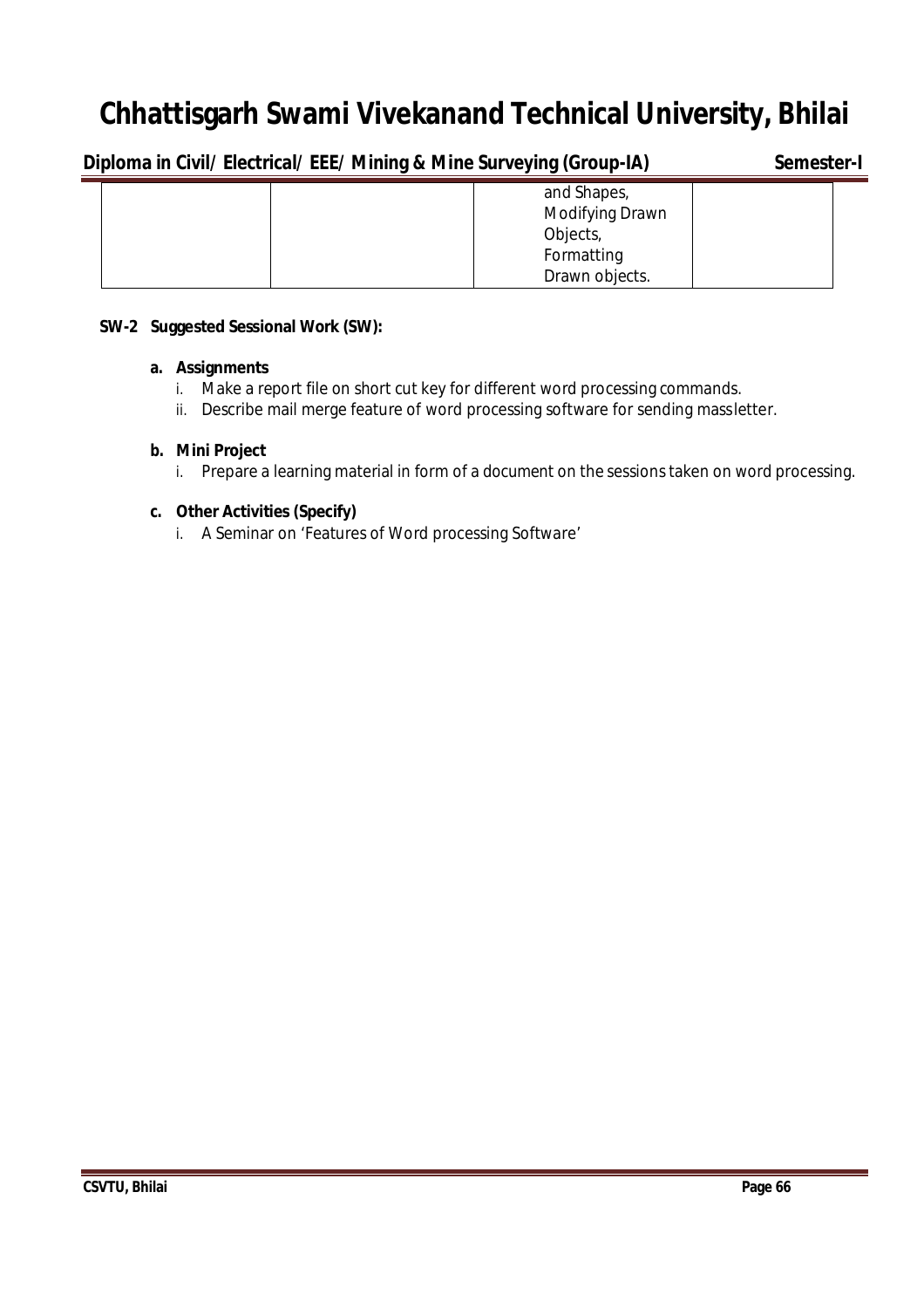| | | and Shapes, Modifying Drawn Objects, Formatting Drawn objects. | |
|---|---|---|---|

**SW-2 Suggested Sessional Work (SW):**

**a. Assignments**

i. Make a report file on short cut key for different word processing commands.

ii. Describe mail merge feature of word processing software for sending massletter.

**b. Mini Project**

i. Prepare a learning material in form of a document on the sessions taken on word processing.

**c. Other Activities (Specify)**

i. A Seminar on 'Features of Word processing Software'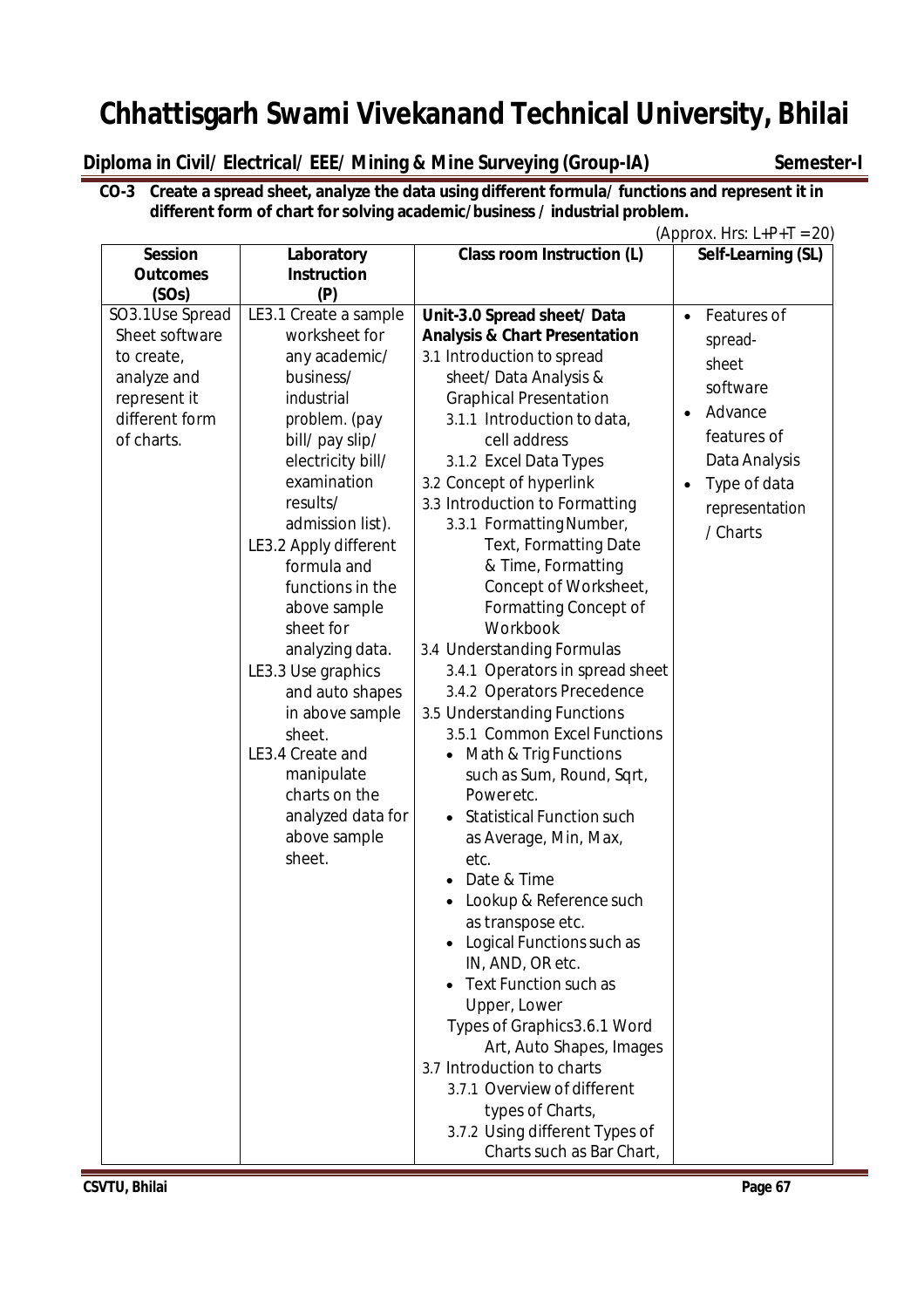# Chhattisgarh Swami Vivekanand Technical University, Bhilai

**Diploma in Civil/ Electrical/ EEE/ Mining & Mine Surveying (Group-IA)** **Semester-I**

**CO-3 Create a spread sheet, analyze the data using different formula/ functions and represent it in different form of chart for solving academic/business / industrial problem.**

(Approx. Hrs: L+P+T = 20)

| Session Outcomes (SOs) | Laboratory Instruction (P) | Class room Instruction (L) | Self-Learning (SL) |
|---|---|---|---|
| SO3.1Use Spread Sheet software to create, analyze and represent it different form of charts. | LE3.1 Create a sample worksheet for any academic/ business/ industrial problem. (pay bill/ pay slip/ electricity bill/ examination results/ admission list).<br>LE3.2 Apply different formula and functions in the above sample sheet for analyzing data.<br>LE3.3 Use graphics and auto shapes in above sample sheet.<br>LE3.4 Create and manipulate charts on the analyzed data for above sample sheet. | **Unit-3.0 Spread sheet/ Data Analysis & Chart Presentation**<br>3.1 Introduction to spread sheet/ Data Analysis & Graphical Presentation<br>3.1.1 Introduction to data, cell address<br>3.1.2 Excel Data Types<br>3.2 Concept of hyperlink<br>3.3 Introduction to Formatting<br>3.3.1 Formatting Number, Text, Formatting Date & Time, Formatting Concept of Worksheet, Formatting Concept of Workbook<br>3.4 Understanding Formulas<br>3.4.1 Operators in spread sheet<br>3.4.2 Operators Precedence<br>3.5 Understanding Functions<br>3.5.1 Common Excel Functions<br>• Math & Trig Functions such as Sum, Round, Sqrt, Power etc.<br>• Statistical Function such as Average, Min, Max, etc.<br>• Date & Time<br>• Lookup & Reference such as transpose etc.<br>• Logical Functions such as IN, AND, OR etc.<br>• Text Function such as Upper, Lower<br>Types of Graphics3.6.1 Word Art, Auto Shapes, Images<br>3.7 Introduction to charts<br>3.7.1 Overview of different types of Charts,<br>3.7.2 Using different Types of Charts such as Bar Chart, | • Features of spread-sheet software<br>• Advance features of Data Analysis<br>• Type of data representation / Charts |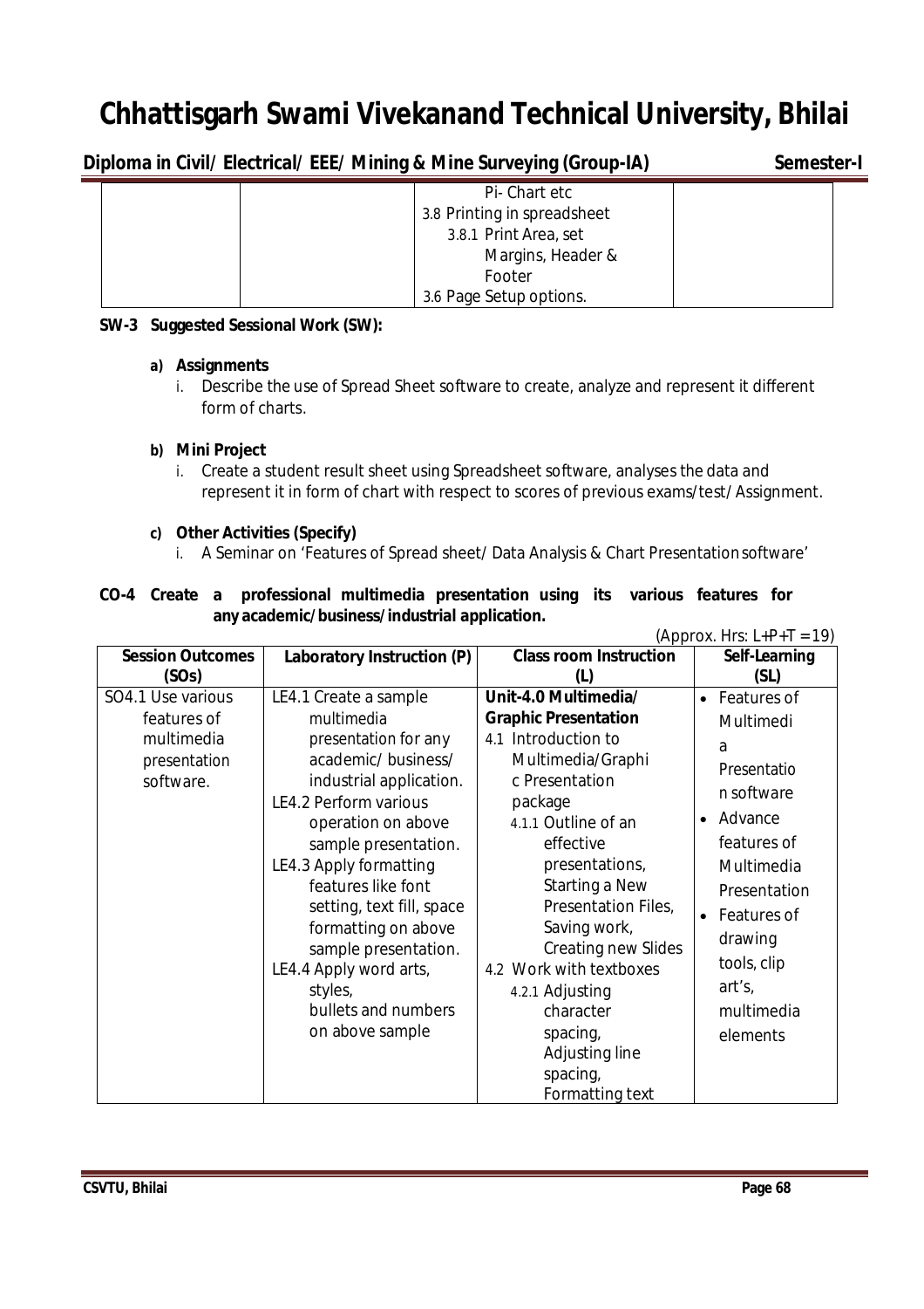| | | Pi- Chart etc<br>3.8 Printing in spreadsheet<br>3.8.1 Print Area, set Margins, Header & Footer<br>3.6 Page Setup options. | |
|---|---|---|---|

**SW-3 Suggested Sessional Work (SW):**

**a) Assignments**

i. Describe the use of Spread Sheet software to create, analyze and represent it different form of charts.

**b) Mini Project**

i. Create a student result sheet using Spreadsheet software, analyses the data and represent it in form of chart with respect to scores of previous exams/test/ Assignment.

**c) Other Activities (Specify)**

i. A Seminar on 'Features of Spread sheet/ Data Analysis & Chart Presentation software'

**CO-4 Create a professional multimedia presentation using its various features for any academic/business/industrial application.**

(Approx. Hrs: L+P+T = 19)

| Session Outcomes (SOs) | Laboratory Instruction (P) | Class room Instruction (L) | Self-Learning (SL) |
|---|---|---|---|
| SO4.1 Use various features of multimedia presentation software. | LE4.1 Create a sample multimedia presentation for any academic/ business/ industrial application.<br>LE4.2 Perform various operation on above sample presentation.<br>LE4.3 Apply formatting features like font setting, text fill, space formatting on above sample presentation.<br>LE4.4 Apply word arts, styles, bullets and numbers on above sample | **Unit-4.0 Multimedia/ Graphic Presentation**<br>4.1 Introduction to Multimedia/Graphic Presentation package<br>4.1.1 Outline of an effective presentations, Starting a New Presentation Files, Saving work, Creating new Slides<br>4.2 Work with textboxes<br>4.2.1 Adjusting character spacing, Adjusting line spacing, Formatting text | • Features of Multimedia Presentation software<br>• Advance features of Multimedia Presentation<br>• Features of drawing tools, clip art's, multimedia elements |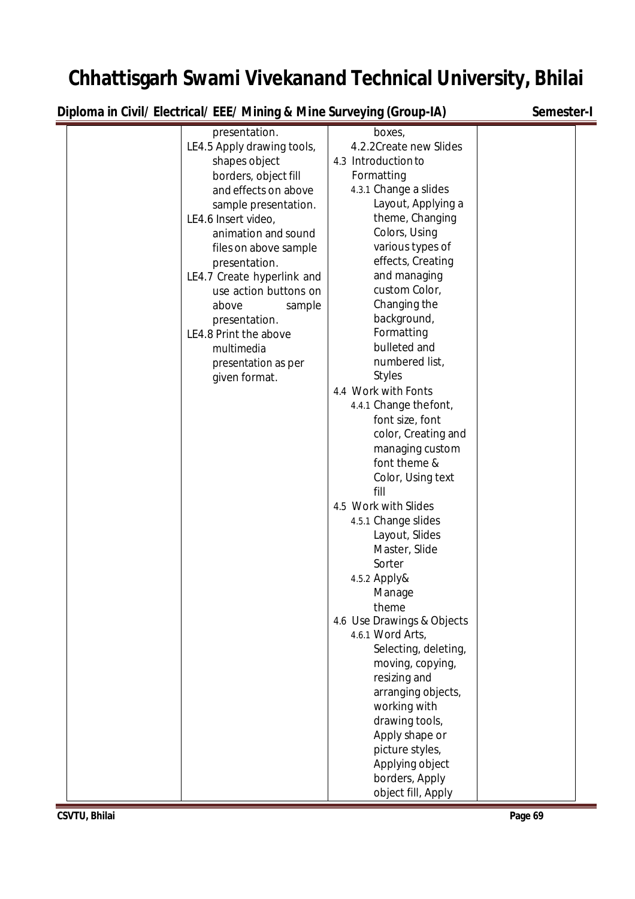# Chhattisgarh Swami Vivekanand Technical University, Bhilai

## Diploma in Civil/ Electrical/ EEE/ Mining & Mine Surveying (Group-IA) Semester-I

| | | | |
|---|---|---|---|
| | presentation.<br>LE4.5 Apply drawing tools, shapes object borders, object fill and effects on above sample presentation.<br>LE4.6 Insert video, animation and sound files on above sample presentation.<br>LE4.7 Create hyperlink and use action buttons on above sample presentation.<br>LE4.8 Print the above multimedia presentation as per given format. | boxes,<br>4.2.2 Create new Slides<br>4.3 Introduction to Formatting<br>4.3.1 Change a slides Layout, Applying a theme, Changing Colors, Using various types of effects, Creating and managing custom Color, Changing the background, Formatting bulleted and numbered list, Styles<br>4.4 Work with Fonts<br>4.4.1 Change the font, font size, font color, Creating and managing custom font theme & Color, Using text fill<br>4.5 Work with Slides<br>4.5.1 Change slides Layout, Slides Master, Slide Sorter<br>4.5.2 Apply& Manage theme<br>4.6 Use Drawings & Objects<br>4.6.1 Word Arts, Selecting, deleting, moving, copying, resizing and arranging objects, working with drawing tools, Apply shape or picture styles, Applying object borders, Apply object fill, Apply | |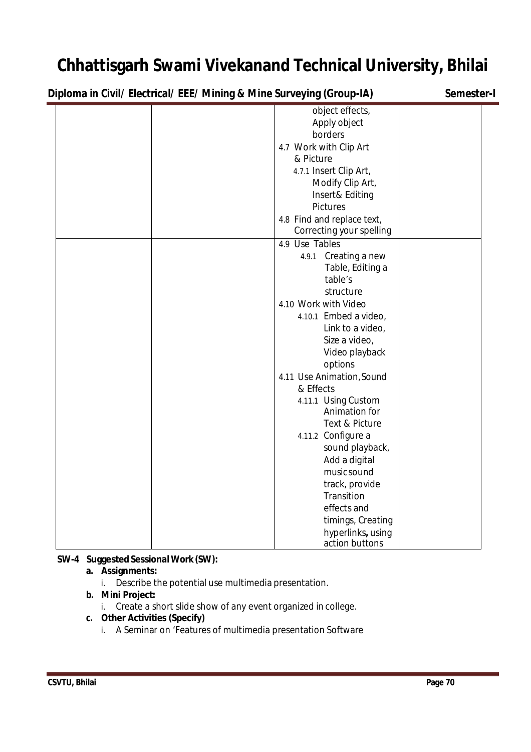| | | | |
|---|---|---|---|
| | | object effects, Apply object borders<br>4.7 Work with Clip Art & Picture<br>4.7.1 Insert Clip Art, Modify Clip Art, Insert& Editing Pictures<br>4.8 Find and replace text, Correcting your spelling | |
| | | 4.9 Use Tables<br>4.9.1 Creating a new Table, Editing a table's structure<br>4.10 Work with Video<br>4.10.1 Embed a video, Link to a video, Size a video, Video playback options<br>4.11 Use Animation, Sound & Effects<br>4.11.1 Using Custom Animation for Text & Picture<br>4.11.2 Configure a sound playback, Add a digital music sound track, provide Transition effects and timings, Creating hyperlinks**,** using action buttons | |

**SW-4 Suggested Sessional Work (SW):**

**a. Assignments:**

i. Describe the potential use multimedia presentation.

**b. Mini Project:**

i. Create a short slide show of any event organized in college.

**c. Other Activities (Specify)**

i. A Seminar on 'Features of multimedia presentation Software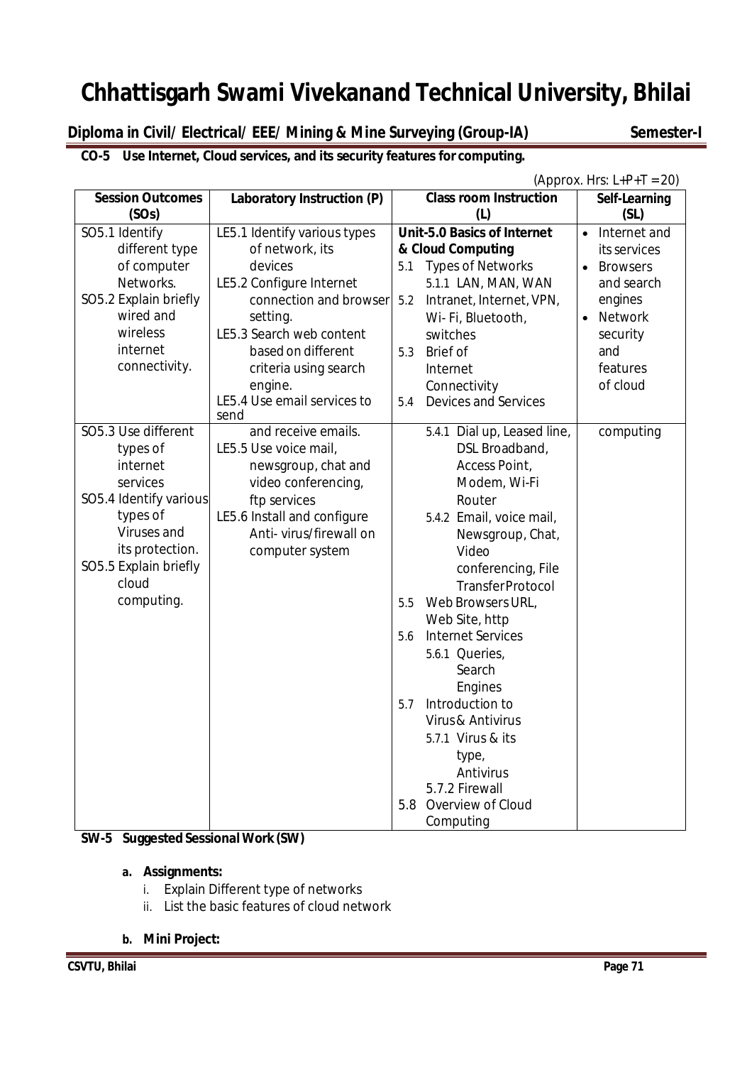# Chhattisgarh Swami Vivekanand Technical University, Bhilai

**Diploma in Civil/ Electrical/ EEE/ Mining & Mine Surveying (Group-IA)** **Semester-I**

**CO-5 Use Internet, Cloud services, and its security features for computing.**

(Approx. Hrs: L+P+T = 20)

| Session Outcomes (SOs) | Laboratory Instruction (P) | Class room Instruction (L) | Self-Learning (SL) |
|---|---|---|---|
| SO5.1 Identify different type of computer Networks.<br>SO5.2 Explain briefly wired and wireless internet connectivity.<br>SO5.3 Use different types of internet services<br>SO5.4 Identify various types of Viruses and its protection.<br>SO5.5 Explain briefly cloud computing. | LE5.1 Identify various types of network, its devices<br>LE5.2 Configure Internet connection and browser setting.<br>LE5.3 Search web content based on different criteria using search engine.<br>LE5.4 Use email services to send and receive emails.<br>LE5.5 Use voice mail, newsgroup, chat and video conferencing, ftp services<br>LE5.6 Install and configure Anti- virus/firewall on computer system | **Unit-5.0 Basics of Internet & Cloud Computing**<br>5.1 Types of Networks<br>5.1.1 LAN, MAN, WAN<br>5.2 Intranet, Internet, VPN, Wi- Fi, Bluetooth, switches<br>5.3 Brief of Internet Connectivity<br>5.4 Devices and Services<br>5.4.1 Dial up, Leased line, DSL Broadband, Access Point, Modem, Wi-Fi Router<br>5.4.2 Email, voice mail, Newsgroup, Chat, Video conferencing, File Transfer Protocol<br>5.5 Web Browsers URL, Web Site, http<br>5.6 Internet Services<br>5.6.1 Queries, Search Engines<br>5.7 Introduction to Virus & Antivirus<br>5.7.1 Virus & its type, Antivirus<br>5.7.2 Firewall<br>5.8 Overview of Cloud Computing | • Internet and its services<br>• Browsers and search engines<br>• Network security and features of cloud computing |

**SW-5 Suggested Sessional Work (SW)**

**a. Assignments:**

i. Explain Different type of networks
ii. List the basic features of cloud network

**b. Mini Project:**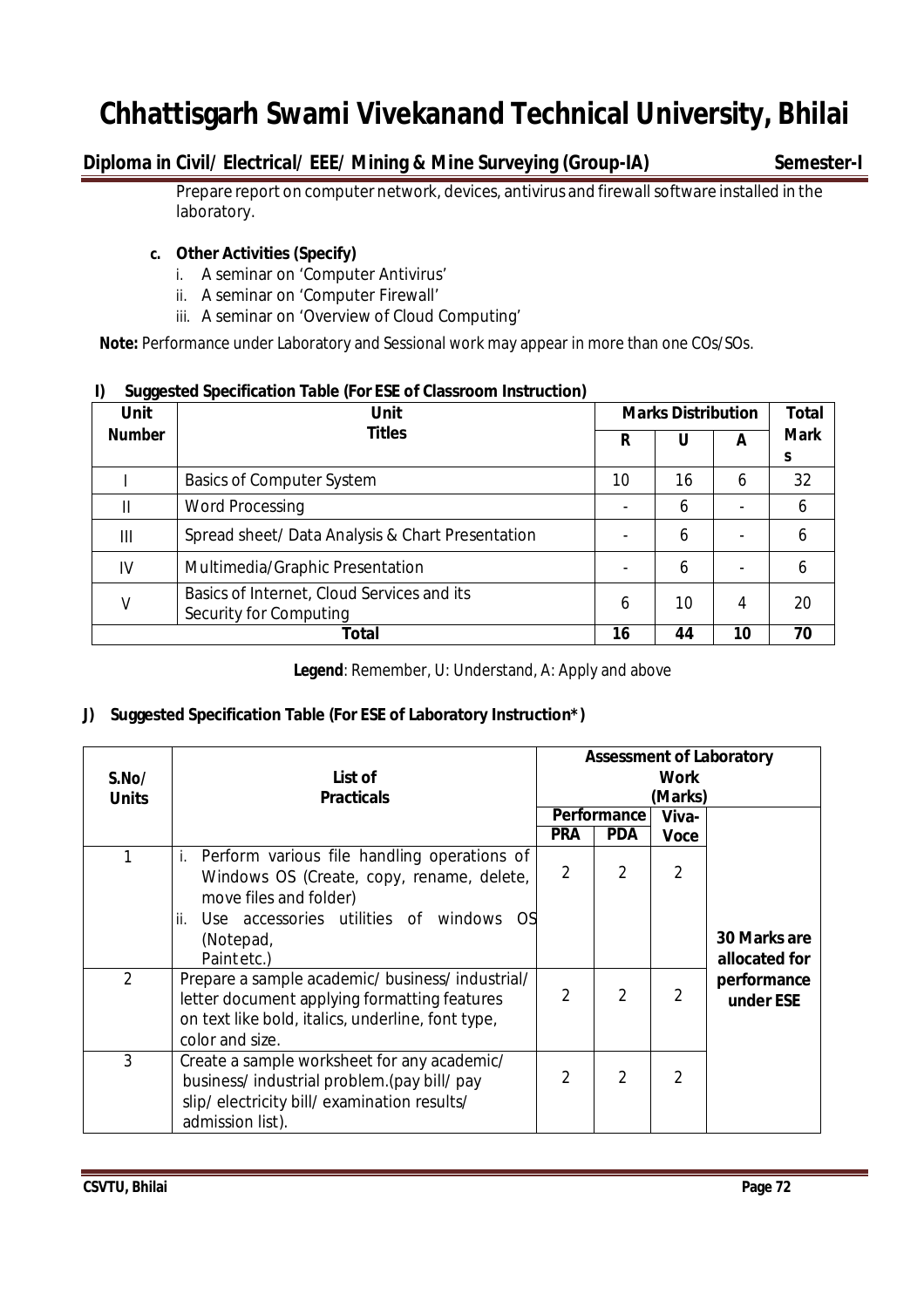Prepare report on computer network, devices, antivirus and firewall software installed in the laboratory.

**c. Other Activities (Specify)**

i. A seminar on 'Computer Antivirus'
ii. A seminar on 'Computer Firewall'
iii. A seminar on 'Overview of Cloud Computing'

**Note:** Performance under Laboratory and Sessional work may appear in more than one COs/SOs.

### I) Suggested Specification Table (For ESE of Classroom Instruction)

| Unit Number | Unit Titles | Marks Distribution | | | Total Marks |
|---|---|---|---|---|---|
| | | R | U | A | |
| I | Basics of Computer System | 10 | 16 | 6 | 32 |
| II | Word Processing | - | 6 | - | 6 |
| III | Spread sheet/ Data Analysis & Chart Presentation | - | 6 | - | 6 |
| IV | Multimedia/Graphic Presentation | - | 6 | - | 6 |
| V | Basics of Internet, Cloud Services and its Security for Computing | 6 | 10 | 4 | 20 |
| | **Total** | **16** | **44** | **10** | **70** |

**Legend**: Remember, U: Understand, A: Apply and above

### J) Suggested Specification Table (For ESE of Laboratory Instruction*)

| S.No/ Units | List of Practicals | Assessment of Laboratory Work (Marks) | | | |
|---|---|---|---|---|---|
| | | Performance | | Viva-Voce | |
| | | PRA | PDA | | |
| 1 | i. Perform various file handling operations of Windows OS (Create, copy, rename, delete, move files and folder)<br>ii. Use accessories utilities of windows OS (Notepad, Paint etc.) | 2 | 2 | 2 | **30 Marks are allocated for performance under ESE** |
| 2 | Prepare a sample academic/ business/ industrial/ letter document applying formatting features on text like bold, italics, underline, font type, color and size. | 2 | 2 | 2 | |
| 3 | Create a sample worksheet for any academic/ business/ industrial problem.(pay bill/ pay slip/ electricity bill/ examination results/ admission list). | 2 | 2 | 2 | |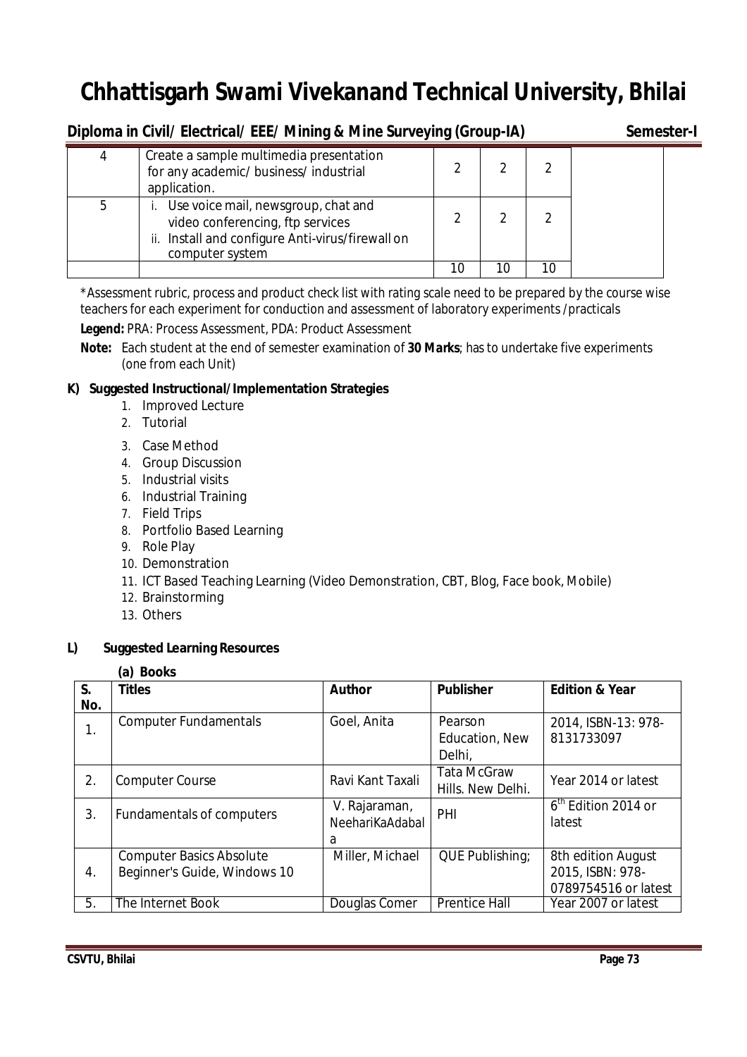# Chhattisgarh Swami Vivekanand Technical University, Bhilai

**Diploma in Civil/ Electrical/ EEE/ Mining & Mine Surveying (Group-IA)** **Semester-I**

| | | | | | |
|---|---|---|---|---|---|
| 4 | Create a sample multimedia presentation for any academic/ business/ industrial application. | 2 | 2 | 2 | |
| 5 | i. Use voice mail, newsgroup, chat and video conferencing, ftp services<br>ii. Install and configure Anti-virus/firewall on computer system | 2 | 2 | 2 | |
| | | 10 | 10 | 10 | |

*Assessment rubric, process and product check list with rating scale need to be prepared by the course wise teachers for each experiment for conduction and assessment of laboratory experiments /practicals

**Legend:** PRA: Process Assessment, PDA: Product Assessment

**Note:** Each student at the end of semester examination of **30 Marks**; has to undertake five experiments (one from each Unit)

### K) Suggested Instructional/Implementation Strategies

1. Improved Lecture
2. Tutorial
3. Case Method
4. Group Discussion
5. Industrial visits
6. Industrial Training
7. Field Trips
8. Portfolio Based Learning
9. Role Play
10. Demonstration
11. ICT Based Teaching Learning (Video Demonstration, CBT, Blog, Face book, Mobile)
12. Brainstorming
13. Others

### L) Suggested Learning Resources

**(a) Books**

| S. No. | Titles | Author | Publisher | Edition & Year |
|---|---|---|---|---|
| 1. | Computer Fundamentals | Goel, Anita | Pearson Education, New Delhi, | 2014, ISBN-13: 978-8131733097 |
| 2. | Computer Course | Ravi Kant Taxali | Tata McGraw Hills. New Delhi. | Year 2014 or latest |
| 3. | Fundamentals of computers | V. Rajaraman, NeehariKaAdabala | PHI | 6th Edition 2014 or latest |
| 4. | Computer Basics Absolute Beginner's Guide, Windows 10 | Miller, Michael | QUE Publishing; | 8th edition August 2015, ISBN: 978-0789754516 or latest |
| 5. | The Internet Book | Douglas Comer | Prentice Hall | Year 2007 or latest |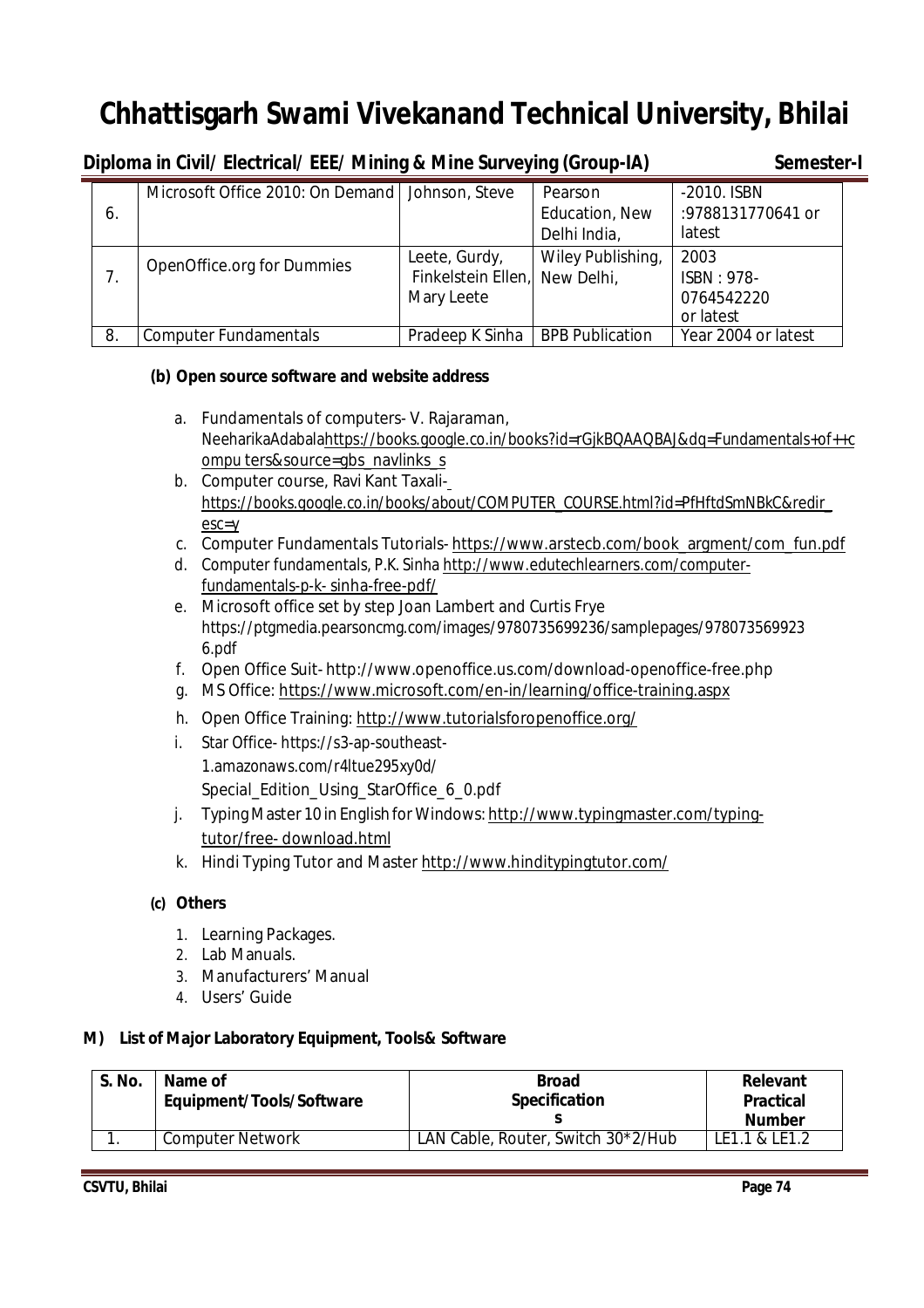| 6. | Microsoft Office 2010: On Demand | Johnson, Steve | Pearson Education, New Delhi India, | -2010. ISBN :9788131770641 or latest |
|---|---|---|---|---|
| 7. | OpenOffice.org for Dummies | Leete, Gurdy, Finkelstein Ellen, Mary Leete | Wiley Publishing, New Delhi, | 2003 ISBN : 978-0764542220 or latest |
| 8. | Computer Fundamentals | Pradeep K Sinha | BPB Publication | Year 2004 or latest |

**(b) Open source software and website address**

a. Fundamentals of computers- V. Rajaraman, NeeharikaAdabalahttps://books.google.co.in/books?id=rGjkBQAAQBAJ&dq=Fundamentals+of++compu ters&source=gbs_navlinks_s
b. Computer course, Ravi Kant Taxali- https://books.google.co.in/books/about/COMPUTER_COURSE.html?id=PfHftdSmNBkC&redir_esc=y
c. Computer Fundamentals Tutorials- https://www.arstecb.com/book_argment/com_fun.pdf
d. Computer fundamentals, P.K. Sinha http://www.edutechlearners.com/computer-fundamentals-p-k- sinha-free-pdf/
e. Microsoft office set by step Joan Lambert and Curtis Frye https://ptgmedia.pearsoncmg.com/images/9780735699236/samplepages/9780735699236.pdf
f. Open Office Suit- http://www.openoffice.us.com/download-openoffice-free.php
g. MS Office: https://www.microsoft.com/en-in/learning/office-training.aspx
h. Open Office Training: http://www.tutorialsforopenoffice.org/
i. Star Office- https://s3-ap-southeast-1.amazonaws.com/r4ltue295xy0d/Special_Edition_Using_StarOffice_6_0.pdf
j. Typing Master 10 in English for Windows: http://www.typingmaster.com/typing-tutor/free- download.html
k. Hindi Typing Tutor and Master http://www.hinditypingtutor.com/

**(c) Others**

1. Learning Packages.
2. Lab Manuals.
3. Manufacturers' Manual
4. Users' Guide

**M) List of Major Laboratory Equipment, Tools& Software**

| S. No. | Name of Equipment/Tools/Software | Broad Specifications | Relevant Practical Number |
|---|---|---|---|
| 1. | Computer Network | LAN Cable, Router, Switch 30*2/Hub | LE1.1 & LE1.2 |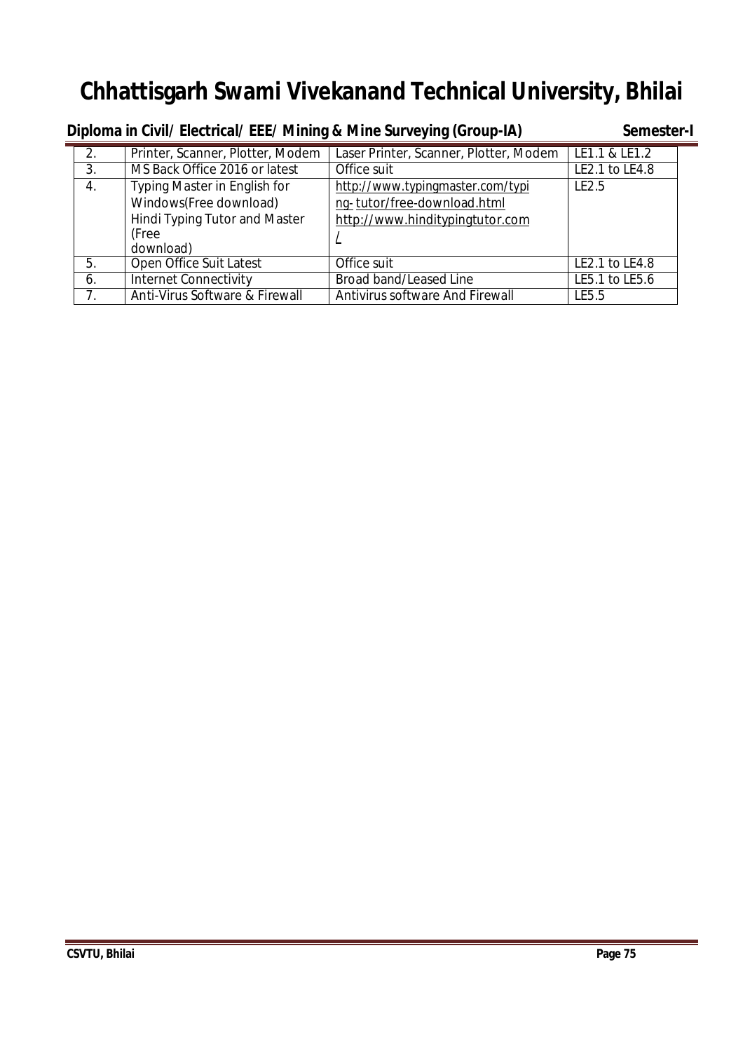| | | | |
|---|---|---|---|
| 2. | Printer, Scanner, Plotter, Modem | Laser Printer, Scanner, Plotter, Modem | LE1.1 & LE1.2 |
| 3. | MS Back Office 2016 or latest | Office suit | LE2.1 to LE4.8 |
| 4. | Typing Master in English for Windows(Free download) Hindi Typing Tutor and Master (Free download) | http://www.typingmaster.com/typing- tutor/free-download.html http://www.hinditypingtutor.com/ | LE2.5 |
| 5. | Open Office Suit Latest | Office suit | LE2.1 to LE4.8 |
| 6. | Internet Connectivity | Broad band/Leased Line | LE5.1 to LE5.6 |
| 7. | Anti-Virus Software & Firewall | Antivirus software And Firewall | LE5.5 |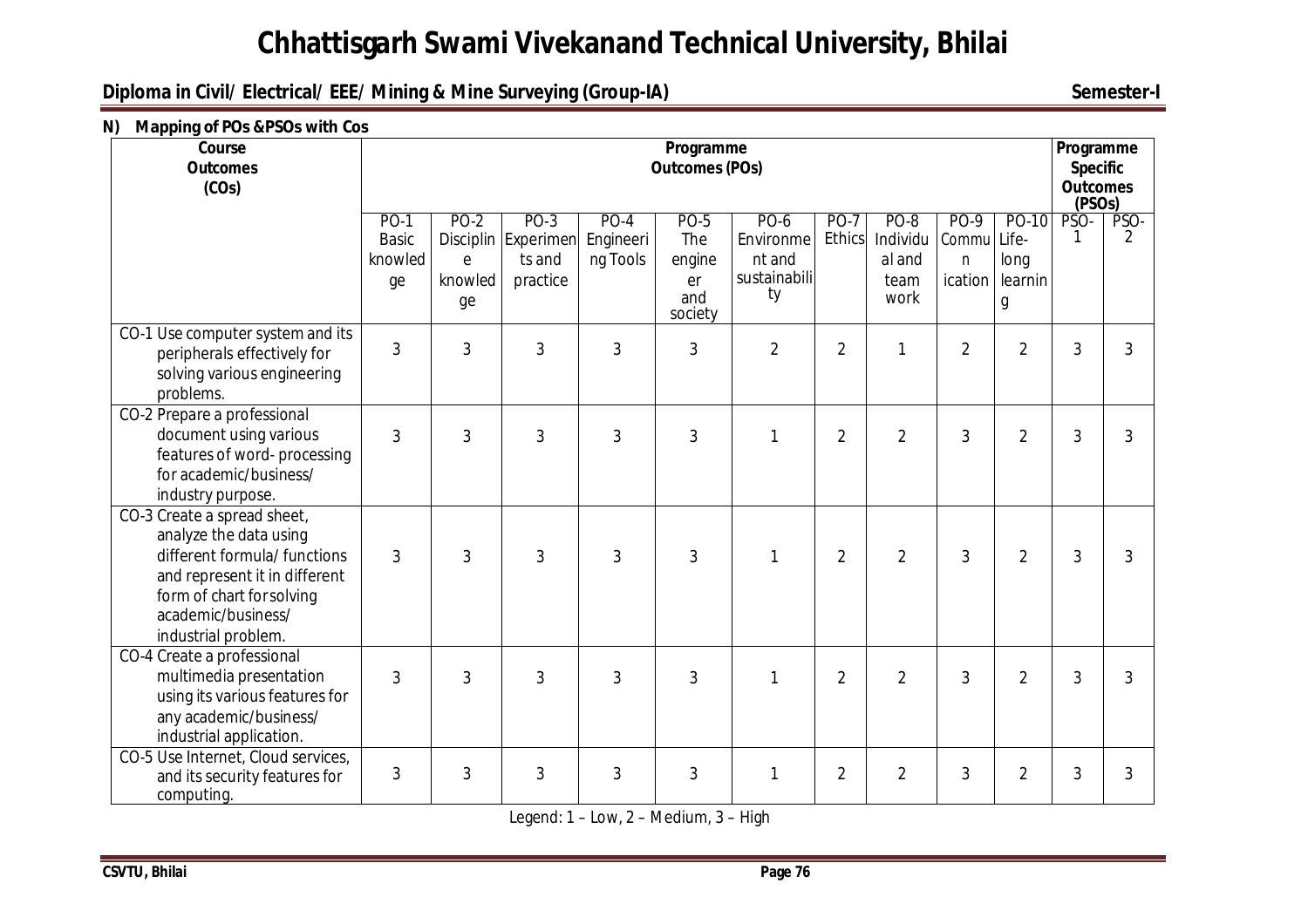# Chhattisgarh Swami Vivekanand Technical University, Bhilai

**Diploma in Civil/ Electrical/ EEE/ Mining & Mine Surveying (Group-IA)** **Semester-I**

**N) Mapping of POs &PSOs with Cos**

| Course Outcomes (COs) | Programme Outcomes (POs) | | | | | | | | | | Programme Specific Outcomes (PSOs) | |
|---|---|---|---|---|---|---|---|---|---|---|---|---|
| | PO-1 Basic knowledge | PO-2 Discipline knowledge | PO-3 Experiments and practice | PO-4 Engineering Tools | PO-5 The engineer and society | PO-6 Environment and sustainability | PO-7 Ethics | PO-8 Individual and team work | PO-9 Communication | PO-10 Life-long learning | PSO-1 | PSO-2 |
| CO-1 Use computer system and its peripherals effectively for solving various engineering problems. | 3 | 3 | 3 | 3 | 3 | 2 | 2 | 1 | 2 | 2 | 3 | 3 |
| CO-2 Prepare a professional document using various features of word- processing for academic/business/ industry purpose. | 3 | 3 | 3 | 3 | 3 | 1 | 2 | 2 | 3 | 2 | 3 | 3 |
| CO-3 Create a spread sheet, analyze the data using different formula/ functions and represent it in different form of chart for solving academic/business/ industrial problem. | 3 | 3 | 3 | 3 | 3 | 1 | 2 | 2 | 3 | 2 | 3 | 3 |
| CO-4 Create a professional multimedia presentation using its various features for any academic/business/ industrial application. | 3 | 3 | 3 | 3 | 3 | 1 | 2 | 2 | 3 | 2 | 3 | 3 |
| CO-5 Use Internet, Cloud services, and its security features for computing. | 3 | 3 | 3 | 3 | 3 | 1 | 2 | 2 | 3 | 2 | 3 | 3 |

Legend: 1 – Low, 2 – Medium, 3 – High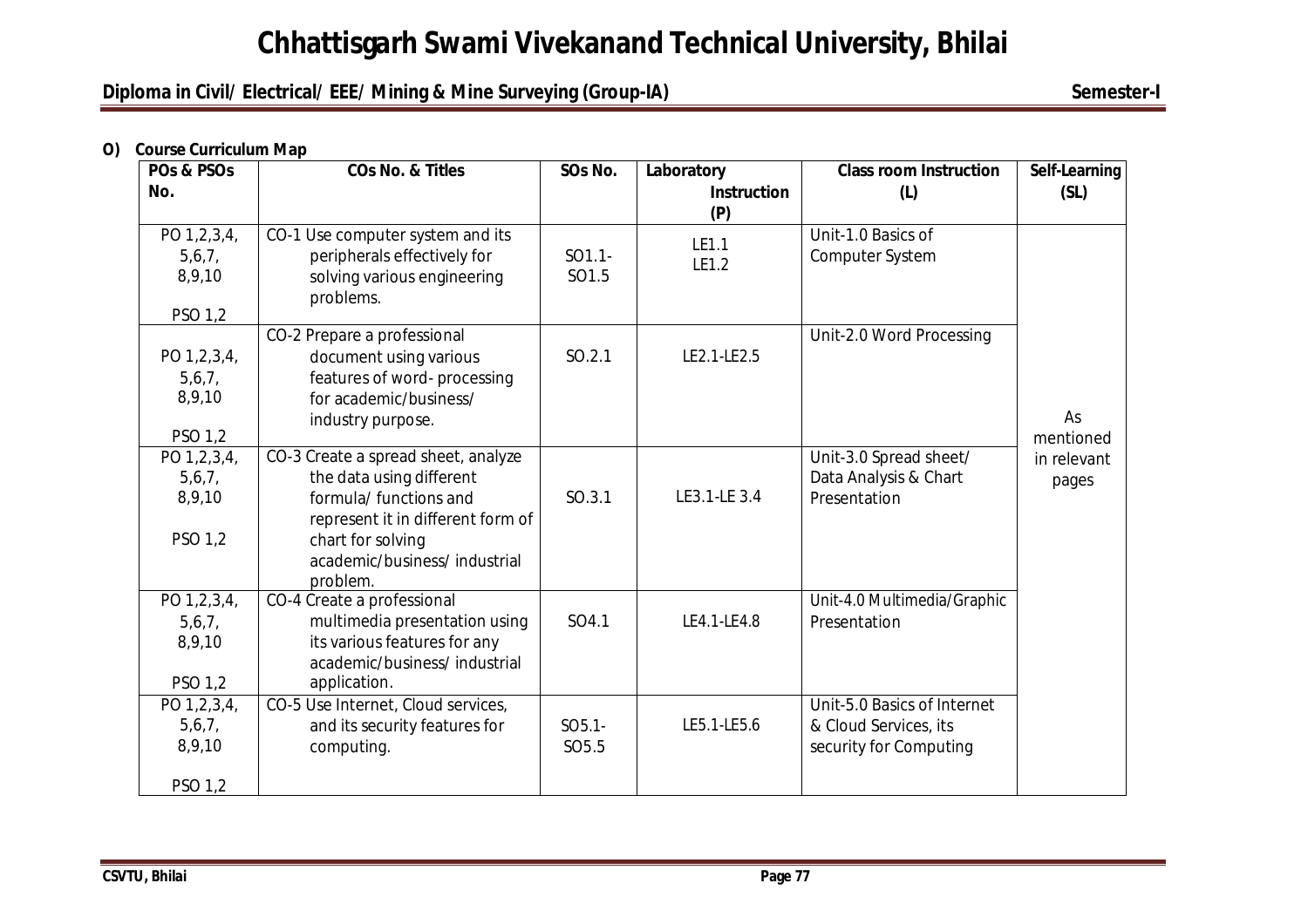**O) Course Curriculum Map**

| POs & PSOs No. | COs No. & Titles | SOs No. | Laboratory Instruction (P) | Class room Instruction (L) | Self-Learning (SL) |
|---|---|---|---|---|---|
| PO 1,2,3,4, 5,6,7, 8,9,10 PSO 1,2 | CO-1 Use computer system and its peripherals effectively for solving various engineering problems. | SO1.1-SO1.5 | LE1.1 LE1.2 | Unit-1.0 Basics of Computer System | As mentioned in relevant pages |
| PO 1,2,3,4, 5,6,7, 8,9,10 PSO 1,2 | CO-2 Prepare a professional document using various features of word- processing for academic/business/ industry purpose. | SO.2.1 | LE2.1-LE2.5 | Unit-2.0 Word Processing | |
| PO 1,2,3,4, 5,6,7, 8,9,10 PSO 1,2 | CO-3 Create a spread sheet, analyze the data using different formula/ functions and represent it in different form of chart for solving academic/business/ industrial problem. | SO.3.1 | LE3.1-LE 3.4 | Unit-3.0 Spread sheet/ Data Analysis & Chart Presentation | |
| PO 1,2,3,4, 5,6,7, 8,9,10 PSO 1,2 | CO-4 Create a professional multimedia presentation using its various features for any academic/business/ industrial application. | SO4.1 | LE4.1-LE4.8 | Unit-4.0 Multimedia/Graphic Presentation | |
| PO 1,2,3,4, 5,6,7, 8,9,10 PSO 1,2 | CO-5 Use Internet, Cloud services, and its security features for computing. | SO5.1-SO5.5 | LE5.1-LE5.6 | Unit-5.0 Basics of Internet & Cloud Services, its security for Computing | |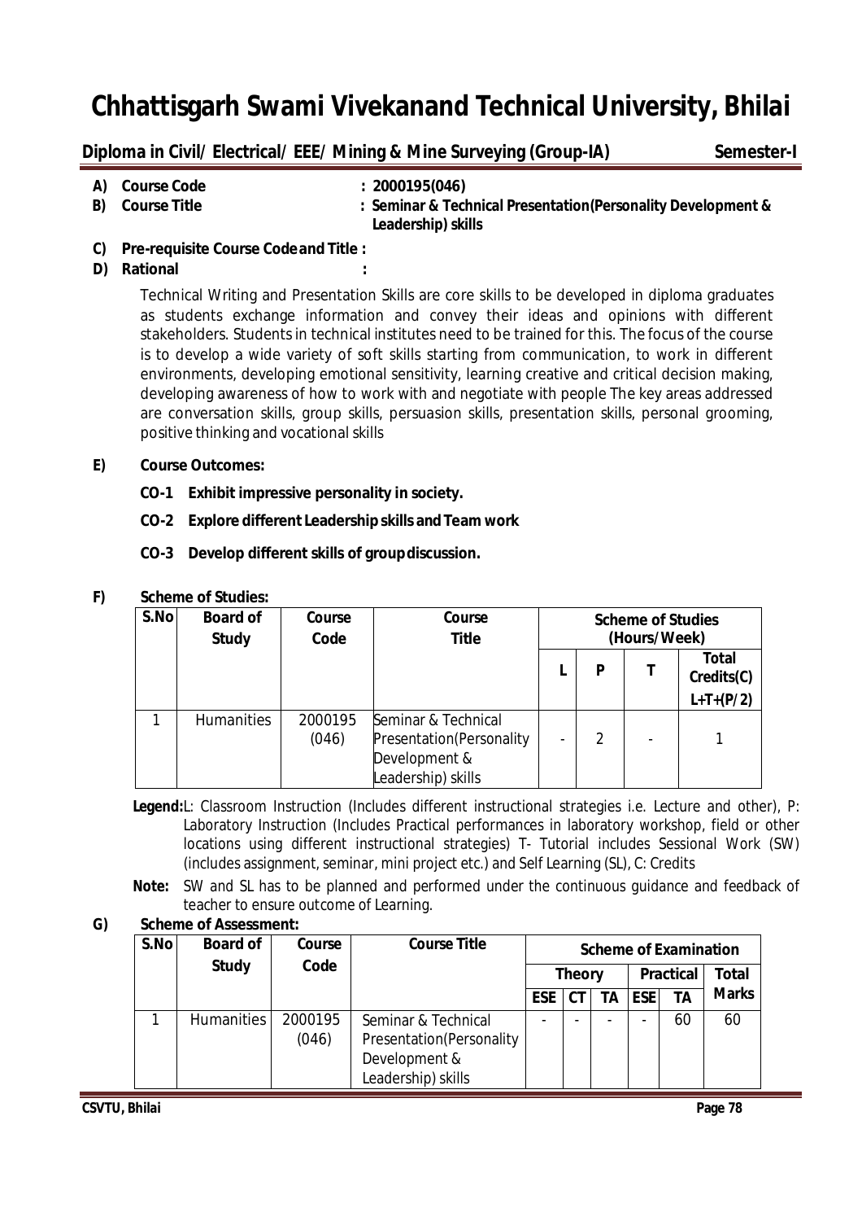# Chhattisgarh Swami Vivekanand Technical University, Bhilai

**Diploma in Civil/ Electrical/ EEE/ Mining & Mine Surveying (Group-IA) Semester-I**

**A) Course Code : 2000195(046)**

**B) Course Title : Seminar & Technical Presentation(Personality Development & Leadership) skills**

**C) Pre-requisite Course Code and Title :**

**D) Rational :**

Technical Writing and Presentation Skills are core skills to be developed in diploma graduates as students exchange information and convey their ideas and opinions with different stakeholders. Students in technical institutes need to be trained for this. The focus of the course is to develop a wide variety of soft skills starting from communication, to work in different environments, developing emotional sensitivity, learning creative and critical decision making, developing awareness of how to work with and negotiate with people The key areas addressed are conversation skills, group skills, persuasion skills, presentation skills, personal grooming, positive thinking and vocational skills

**E) Course Outcomes:**

- **CO-1 Exhibit impressive personality in society.**
- **CO-2 Explore different Leadership skills and Team work**
- **CO-3 Develop different skills of group discussion.**

**F) Scheme of Studies:**

| S.No | Board of Study | Course Code | Course Title | Scheme of Studies (Hours/Week) | | | |
|---|---|---|---|---|---|---|---|
| | | | | L | P | T | Total Credits(C) L+T+(P/2) |
| 1 | Humanities | 2000195 (046) | Seminar & Technical Presentation(Personality Development & Leadership) skills | - | 2 | - | 1 |

**Legend:** L: Classroom Instruction (Includes different instructional strategies i.e. Lecture and other), P: Laboratory Instruction (Includes Practical performances in laboratory workshop, field or other locations using different instructional strategies) T- Tutorial includes Sessional Work (SW) (includes assignment, seminar, mini project etc.) and Self Learning (SL), C: Credits

**Note:** SW and SL has to be planned and performed under the continuous guidance and feedback of teacher to ensure outcome of Learning.

**G) Scheme of Assessment:**

| S.No | Board of Study | Course Code | Course Title | Scheme of Examination | | | | | |
|---|---|---|---|---|---|---|---|---|---|
| | | | | Theory | | | Practical | | Total Marks |
| | | | | ESE | CT | TA | ESE | TA | |
| 1 | Humanities | 2000195 (046) | Seminar & Technical Presentation(Personality Development & Leadership) skills | - | - | - | - | 60 | 60 |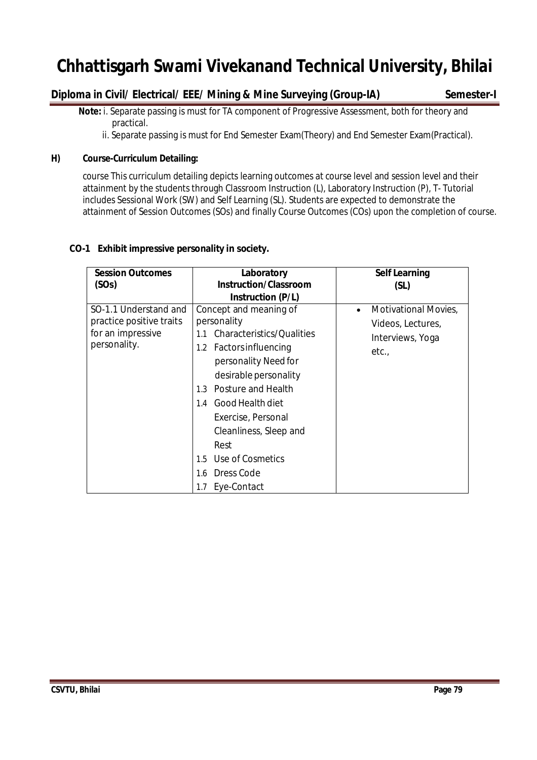**Note:** i. Separate passing is must for TA component of Progressive Assessment, both for theory and practical.

ii. Separate passing is must for End Semester Exam(Theory) and End Semester Exam(Practical).

**H) Course-Curriculum Detailing:**

course This curriculum detailing depicts learning outcomes at course level and session level and their attainment by the students through Classroom Instruction (L), Laboratory Instruction (P), T- Tutorial includes Sessional Work (SW) and Self Learning (SL). Students are expected to demonstrate the attainment of Session Outcomes (SOs) and finally Course Outcomes (COs) upon the completion of course.

**CO-1 Exhibit impressive personality in society.**

| Session Outcomes (SOs) | Laboratory Instruction/Classroom Instruction (P/L) | Self Learning (SL) |
|---|---|---|
| SO-1.1 Understand and practice positive traits for an impressive personality. | Concept and meaning of personality<br>1.1 Characteristics/Qualities<br>1.2 Factorsinfluencing personality Need for desirable personality<br>1.3 Posture and Health<br>1.4 Good Health diet Exercise, Personal Cleanliness, Sleep and Rest<br>1.5 Use of Cosmetics<br>1.6 Dress Code<br>1.7 Eye-Contact | • Motivational Movies, Videos, Lectures, Interviews, Yoga etc., |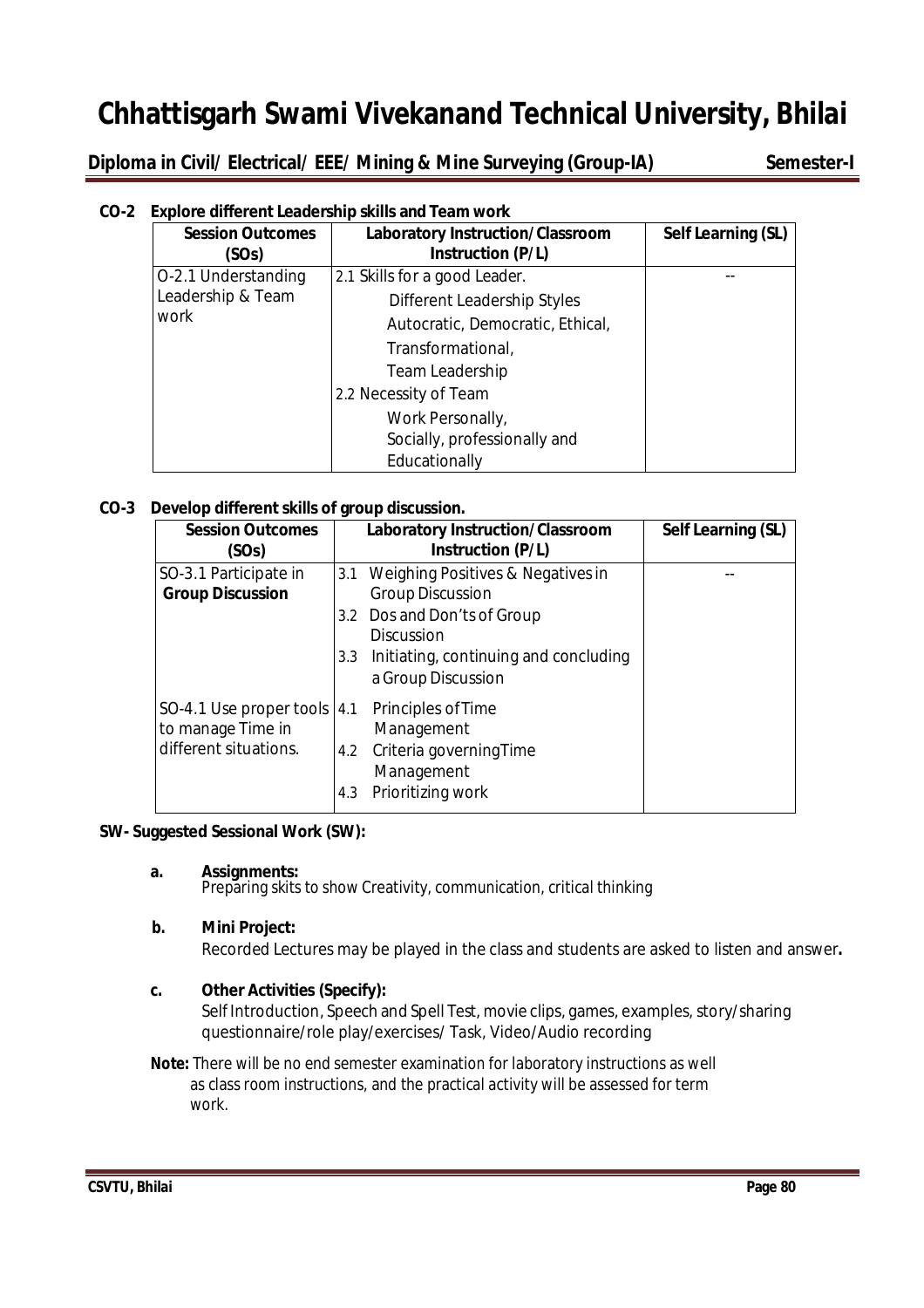**CO-2 Explore different Leadership skills and Team work**

| Session Outcomes (SOs) | Laboratory Instruction/Classroom Instruction (P/L) | Self Learning (SL) |
|---|---|---|
| O-2.1 Understanding Leadership & Team work | 2.1 Skills for a good Leader.<br>Different Leadership Styles<br>Autocratic, Democratic, Ethical, Transformational,<br>Team Leadership<br>2.2 Necessity of Team<br>Work Personally,<br>Socially, professionally and Educationally | -- |

**CO-3 Develop different skills of group discussion.**

| Session Outcomes (SOs) | Laboratory Instruction/Classroom Instruction (P/L) | Self Learning (SL) |
|---|---|---|
| SO-3.1 Participate in **Group Discussion** | 3.1 Weighing Positives & Negatives in Group Discussion<br>3.2 Dos and Don'ts of Group Discussion<br>3.3 Initiating, continuing and concluding a Group Discussion | -- |
| SO-4.1 Use proper tools to manage Time in different situations. | 4.1 Principles of Time Management<br>4.2 Criteria governingTime Management<br>4.3 Prioritizing work | |

**SW- Suggested Sessional Work (SW):**

a. **Assignments:**
   Preparing skits to show Creativity, communication, critical thinking

b. **Mini Project:**
   Recorded Lectures may be played in the class and students are asked to listen and answer**.**

c. **Other Activities (Specify):**
   Self Introduction, Speech and Spell Test, movie clips, games, examples, story/sharing questionnaire/role play/exercises/ Task, Video/Audio recording

**Note:** There will be no end semester examination for laboratory instructions as well as class room instructions, and the practical activity will be assessed for term work.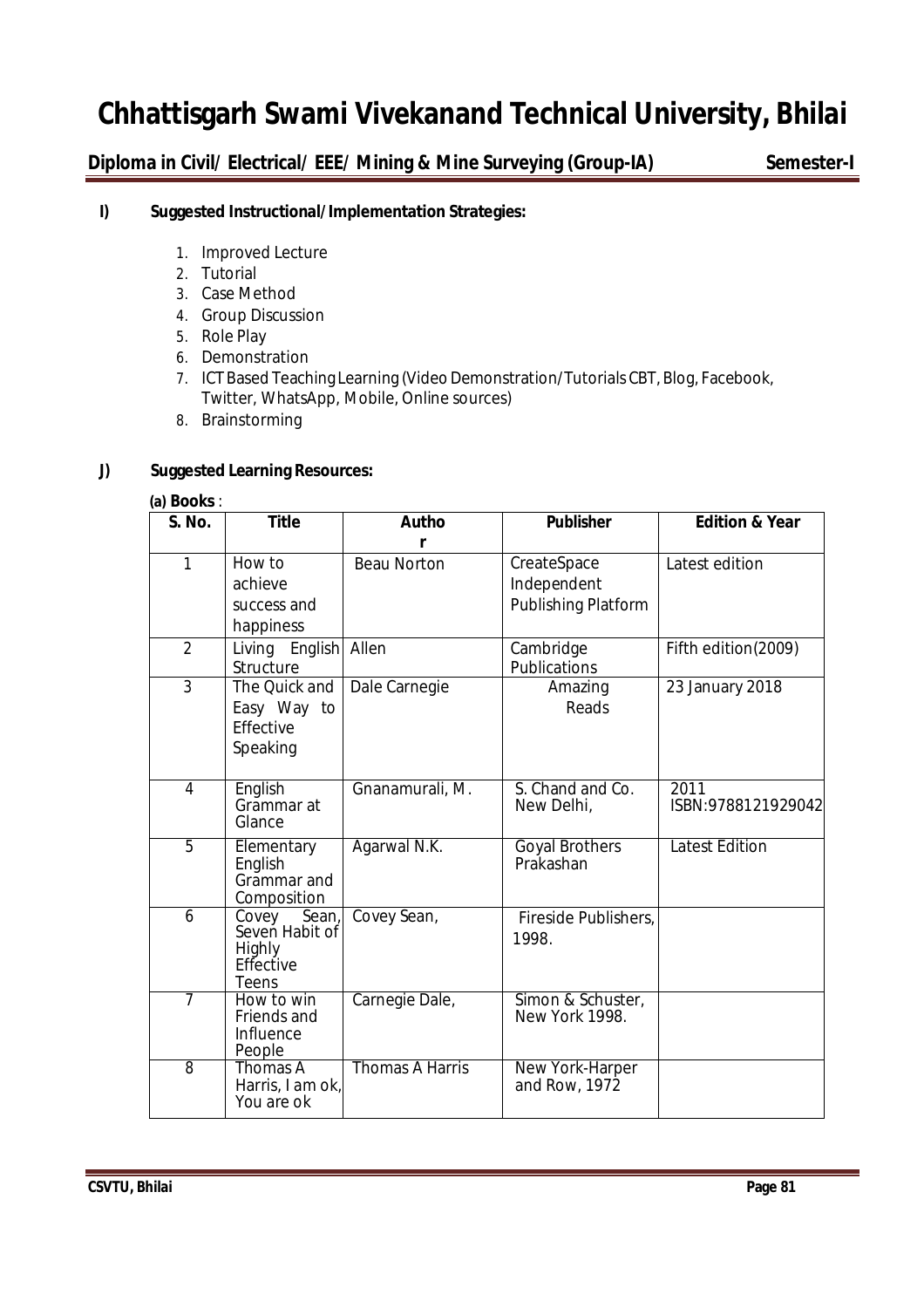**I) Suggested Instructional/Implementation Strategies:**

1. Improved Lecture
2. Tutorial
3. Case Method
4. Group Discussion
5. Role Play
6. Demonstration
7. ICT Based Teaching Learning (Video Demonstration/Tutorials CBT, Blog, Facebook, Twitter, WhatsApp, Mobile, Online sources)
8. Brainstorming

**J) Suggested Learning Resources:**

**(a) Books** :

| S. No. | Title | Author | Publisher | Edition & Year |
|---|---|---|---|---|
| 1 | How to achieve success and happiness | Beau Norton | CreateSpace Independent Publishing Platform | Latest edition |
| 2 | Living English Structure | Allen | Cambridge Publications | Fifth edition(2009) |
| 3 | The Quick and Easy Way to Effective Speaking | Dale Carnegie | Amazing Reads | 23 January 2018 |
| 4 | English Grammar at Glance | Gnanamurali, M. | S. Chand and Co. New Delhi, | 2011 ISBN:9788121929042 |
| 5 | Elementary English Grammar and Composition | Agarwal N.K. | Goyal Brothers Prakashan | Latest Edition |
| 6 | Covey Sean, Seven Habit of Highly Effective Teens | Covey Sean, | Fireside Publishers, 1998. | |
| 7 | How to win Friends and Influence People | Carnegie Dale, | Simon & Schuster, New York 1998. | |
| 8 | Thomas A Harris, I am ok, You are ok | Thomas A Harris | New York-Harper and Row, 1972 | |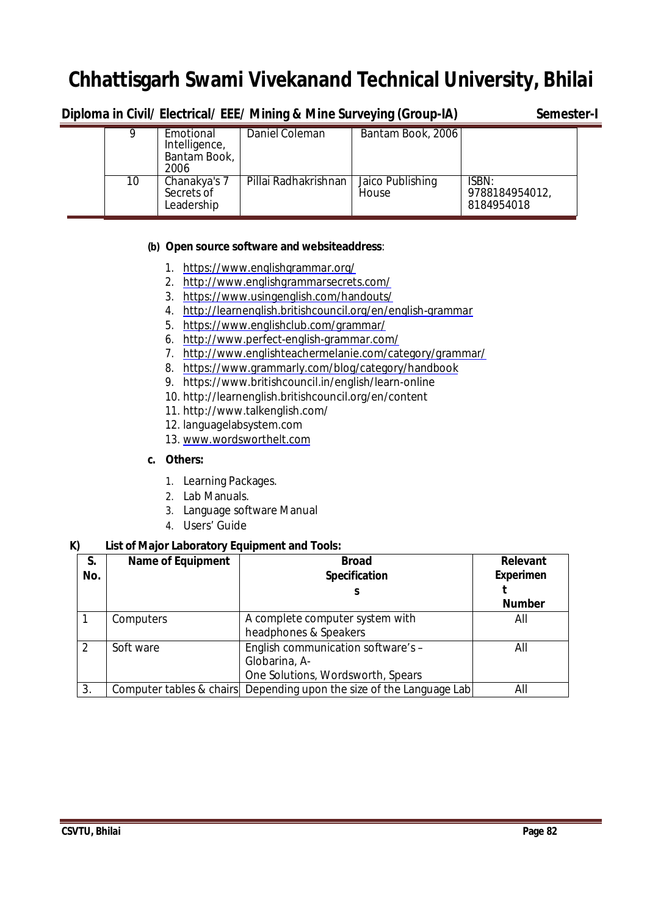| 9 | Emotional Intelligence, Bantam Book, 2006 | Daniel Coleman | Bantam Book, 2006 | |
|---|---|---|---|---|
| 10 | Chanakya's 7 Secrets of Leadership | Pillai Radhakrishnan | Jaico Publishing House | ISBN: 9788184954012, 8184954018 |

**(b) Open source software and websiteaddress**:

1. https://www.englishgrammar.org/
2. http://www.englishgrammarsecrets.com/
3. https://www.usingenglish.com/handouts/
4. http://learnenglish.britishcouncil.org/en/english-grammar
5. https://www.englishclub.com/grammar/
6. http://www.perfect-english-grammar.com/
7. http://www.englishteachermelanie.com/category/grammar/
8. https://www.grammarly.com/blog/category/handbook
9. https://www.britishcouncil.in/english/learn-online
10. http://learnenglish.britishcouncil.org/en/content
11. http://www.talkenglish.com/
12. languagelabsystem.com
13. www.wordsworthelt.com

**c. Others:**

1. Learning Packages.
2. Lab Manuals.
3. Language software Manual
4. Users' Guide

**K) List of Major Laboratory Equipment and Tools:**

| S. No. | Name of Equipment | Broad Specifications | Relevant Experiment Number |
|---|---|---|---|
| 1 | Computers | A complete computer system with headphones & Speakers | All |
| 2 | Soft ware | English communication software's – Globarina, A-One Solutions, Wordsworth, Spears | All |
| 3. | Computer tables & chairs | Depending upon the size of the Language Lab | All |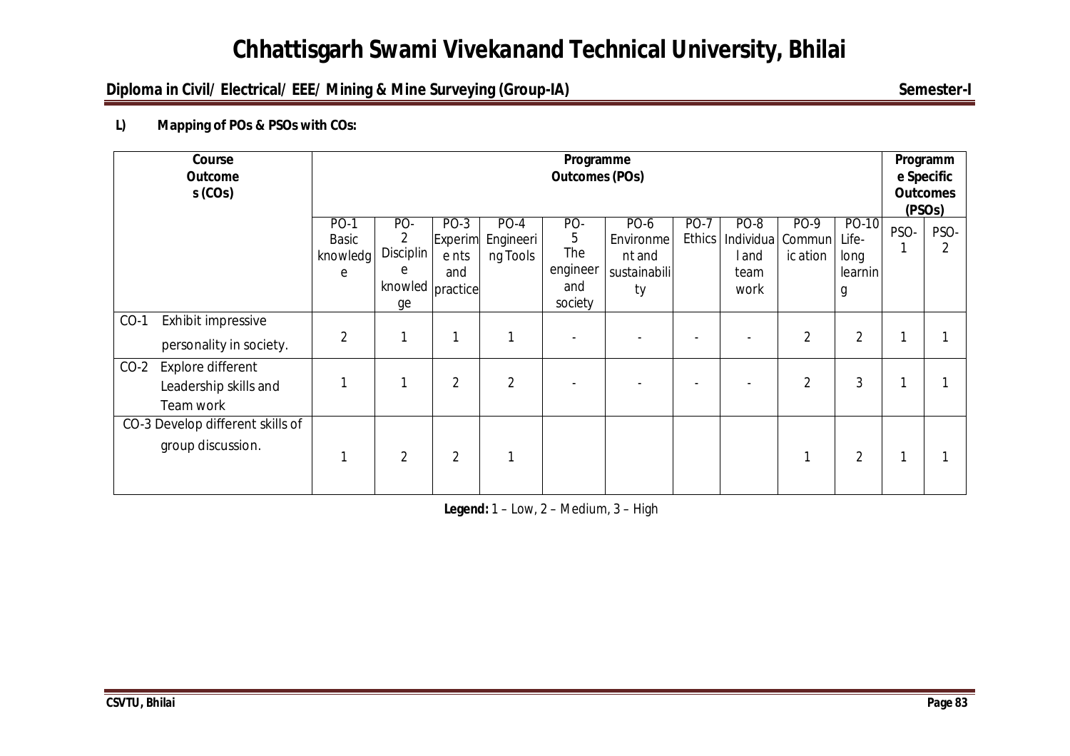# Chhattisgarh Swami Vivekanand Technical University, Bhilai

**Diploma in Civil/ Electrical/ EEE/ Mining & Mine Surveying (Group-IA)** **Semester-I**

**L) Mapping of POs & PSOs with COs:**

| Course Outcomes (COs) | Programme Outcomes (POs) | | | | | | | | | | Programme Specific Outcomes (PSOs) | |
|---|---|---|---|---|---|---|---|---|---|---|---|---|
| | PO-1 Basic knowledge | PO-2 Discipline knowledge | PO-3 Experiments and practice | PO-4 Engineering Tools | PO-5 The engineer and society | PO-6 Environment and sustainability | PO-7 Ethics | PO-8 Individual and team work | PO-9 Communication | PO-10 Life-long learning | PSO-1 | PSO-2 |
| CO-1 Exhibit impressive personality in society. | 2 | 1 | 1 | 1 | - | - | - | - | 2 | 2 | 1 | 1 |
| CO-2 Explore different Leadership skills and Team work | 1 | 1 | 2 | 2 | - | - | - | - | 2 | 3 | 1 | 1 |
| CO-3 Develop different skills of group discussion. | 1 | 2 | 2 | 1 | | | | | 1 | 2 | 1 | 1 |

**Legend:** 1 – Low, 2 – Medium, 3 – High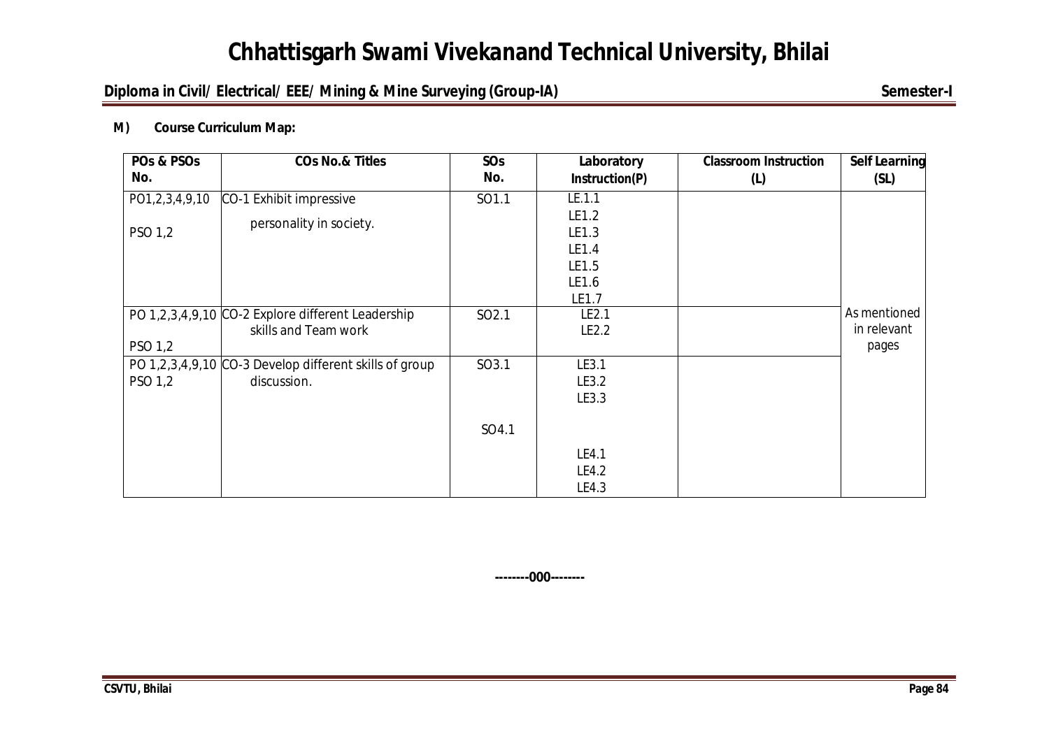**M) Course Curriculum Map:**

| POs & PSOs No. | COs No.& Titles | SOs No. | Laboratory Instruction(P) | Classroom Instruction (L) | Self Learning (SL) |
|---|---|---|---|---|---|
| PO1,2,3,4,9,10<br><br>PSO 1,2 | CO-1 Exhibit impressive personality in society. | SO1.1 | LE.1.1<br>LE1.2<br>LE1.3<br>LE1.4<br>LE1.5<br>LE1.6<br>LE1.7 | | As mentioned in relevant pages |
| PO 1,2,3,4,9,10<br><br>PSO 1,2 | CO-2 Explore different Leadership skills and Team work | SO2.1 | LE2.1<br>LE2.2 | | |
| PO 1,2,3,4,9,10<br>PSO 1,2 | CO-3 Develop different skills of group discussion. | SO3.1<br><br><br>SO4.1 | LE3.1<br>LE3.2<br>LE3.3<br><br>LE4.1<br>LE4.2<br>LE4.3 | | |

--------000--------